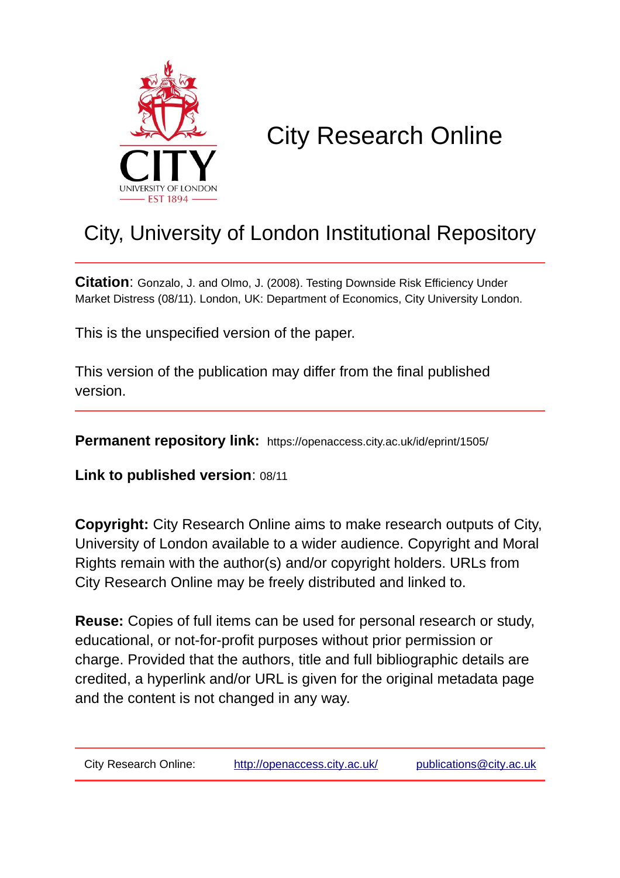# City Research Online

## City, University of London Institutional Repository

**Citation**: Gonzalo, J. and Olmo, J. (2008). Testing Downside Risk Efficiency Under Market Distress (08/11). London, UK: Department of Economics, City University London.

This is the unspecified version of the paper.

This version of the publication may differ from the final published version.

**Permanent repository link:** https://openaccess.city.ac.uk/id/eprint/1505/

**Link to published version**: 08/11

**Copyright:** City Research Online aims to make research outputs of City, University of London available to a wider audience. Copyright and Moral Rights remain with the author(s) and/or copyright holders. URLs from City Research Online may be freely distributed and linked to.

**Reuse:** Copies of full items can be used for personal research or study, educational, or not-for-profit purposes without prior permission or charge. Provided that the authors, title and full bibliographic details are credited, a hyperlink and/or URL is given for the original metadata page and the content is not changed in any way.

City Research Online: http://openaccess.city.ac.uk/ publications@city.ac.uk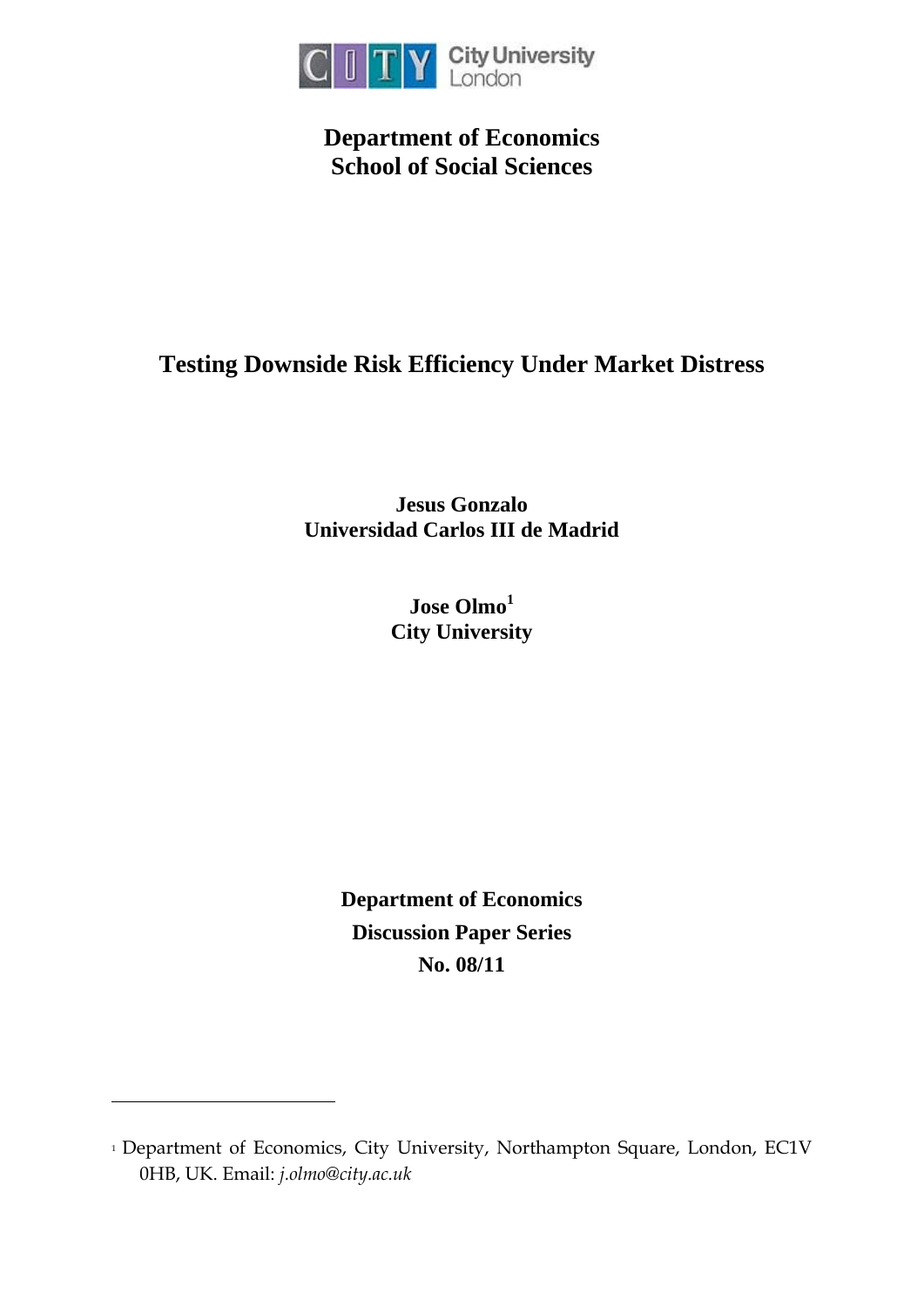**Department of Economics**
**School of Social Sciences**

# Testing Downside Risk Efficiency Under Market Distress

**Jesus Gonzalo**
**Universidad Carlos III de Madrid**

**Jose Olmo**[1]
**City University**

**Department of Economics**
**Discussion Paper Series**
**No. 08/11**

---

[1] Department of Economics, City University, Northampton Square, London, EC1V 0HB, UK. Email: *j.olmo@city.ac.uk*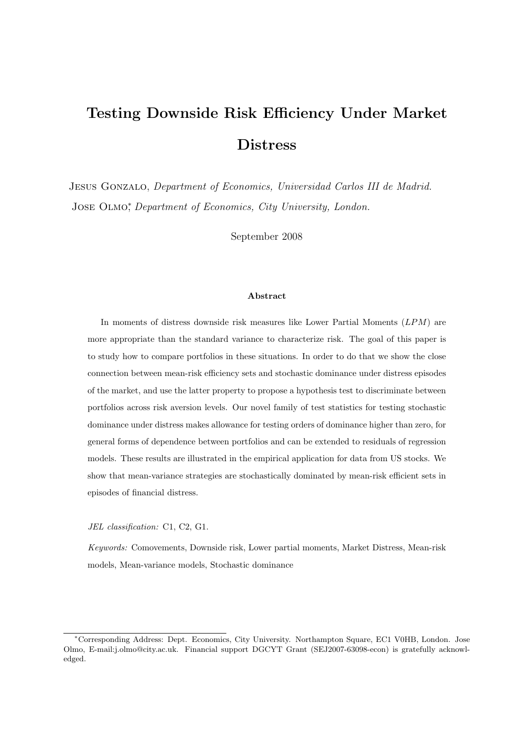# Testing Downside Risk Efficiency Under Market Distress

Jesus Gonzalo, *Department of Economics, Universidad Carlos III de Madrid.*

Jose Olmo[*], *Department of Economics, City University, London.*

September 2008

### Abstract

In moments of distress downside risk measures like Lower Partial Moments ($LPM$) are more appropriate than the standard variance to characterize risk. The goal of this paper is to study how to compare portfolios in these situations. In order to do that we show the close connection between mean-risk efficiency sets and stochastic dominance under distress episodes of the market, and use the latter property to propose a hypothesis test to discriminate between portfolios across risk aversion levels. Our novel family of test statistics for testing stochastic dominance under distress makes allowance for testing orders of dominance higher than zero, for general forms of dependence between portfolios and can be extended to residuals of regression models. These results are illustrated in the empirical application for data from US stocks. We show that mean-variance strategies are stochastically dominated by mean-risk efficient sets in episodes of financial distress.

*JEL classification:* C1, C2, G1.

*Keywords:* Comovements, Downside risk, Lower partial moments, Market Distress, Mean-risk models, Mean-variance models, Stochastic dominance

---

[*] Corresponding Address: Dept. Economics, City University. Northampton Square, EC1 V0HB, London. Jose Olmo, E-mail:j.olmo@city.ac.uk. Financial support DGCYT Grant (SEJ2007-63098-econ) is gratefully acknowledged.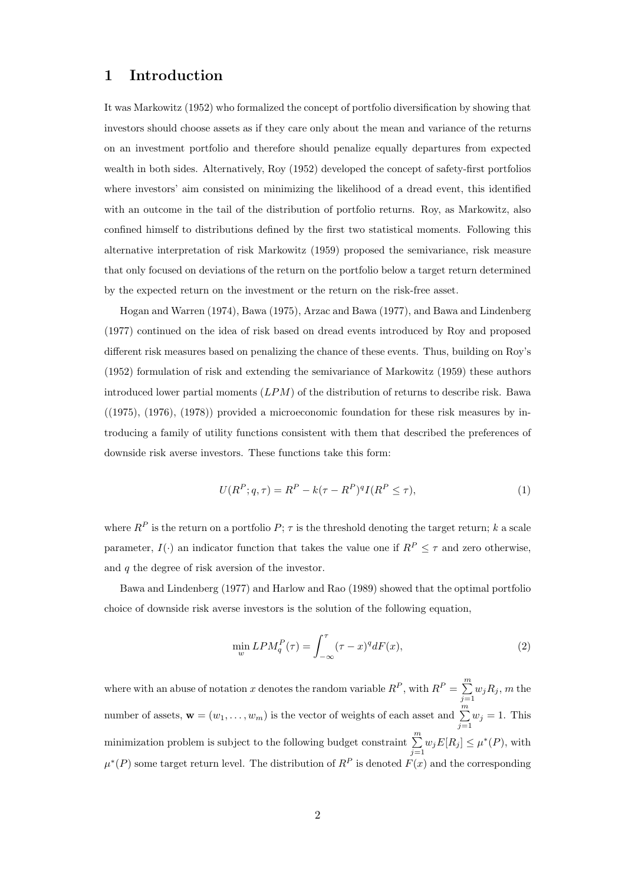## 1 Introduction

It was Markowitz (1952) who formalized the concept of portfolio diversification by showing that investors should choose assets as if they care only about the mean and variance of the returns on an investment portfolio and therefore should penalize equally departures from expected wealth in both sides. Alternatively, Roy (1952) developed the concept of safety-first portfolios where investors' aim consisted on minimizing the likelihood of a dread event, this identified with an outcome in the tail of the distribution of portfolio returns. Roy, as Markowitz, also confined himself to distributions defined by the first two statistical moments. Following this alternative interpretation of risk Markowitz (1959) proposed the semivariance, risk measure that only focused on deviations of the return on the portfolio below a target return determined by the expected return on the investment or the return on the risk-free asset.

Hogan and Warren (1974), Bawa (1975), Arzac and Bawa (1977), and Bawa and Lindenberg (1977) continued on the idea of risk based on dread events introduced by Roy and proposed different risk measures based on penalizing the chance of these events. Thus, building on Roy's (1952) formulation of risk and extending the semivariance of Markowitz (1959) these authors introduced lower partial moments ($LPM$) of the distribution of returns to describe risk. Bawa ((1975), (1976), (1978)) provided a microeconomic foundation for these risk measures by introducing a family of utility functions consistent with them that described the preferences of downside risk averse investors. These functions take this form:

$$U(R^P; q, \tau) = R^P - k(\tau - R^P)^q I(R^P \leq \tau), \tag{1}$$

where $R^P$ is the return on a portfolio $P$; $\tau$ is the threshold denoting the target return; $k$ a scale parameter, $I(\cdot)$ an indicator function that takes the value one if $R^P \leq \tau$ and zero otherwise, and $q$ the degree of risk aversion of the investor.

Bawa and Lindenberg (1977) and Harlow and Rao (1989) showed that the optimal portfolio choice of downside risk averse investors is the solution of the following equation,

$$\min_{w} LPM_q^P(\tau) = \int_{-\infty}^{\tau} (\tau - x)^q dF(x), \tag{2}$$

where with an abuse of notation $x$ denotes the random variable $R^P$, with $R^P = \sum_{j=1}^{m} w_j R_j$, $m$ the number of assets, $\mathbf{w} = (w_1, \ldots, w_m)$ is the vector of weights of each asset and $\sum_{j=1}^{m} w_j = 1$. This minimization problem is subject to the following budget constraint $\sum_{j=1}^{m} w_j E[R_j] \leq \mu^*(P)$, with $\mu^*(P)$ some target return level. The distribution of $R^P$ is denoted $F(x)$ and the corresponding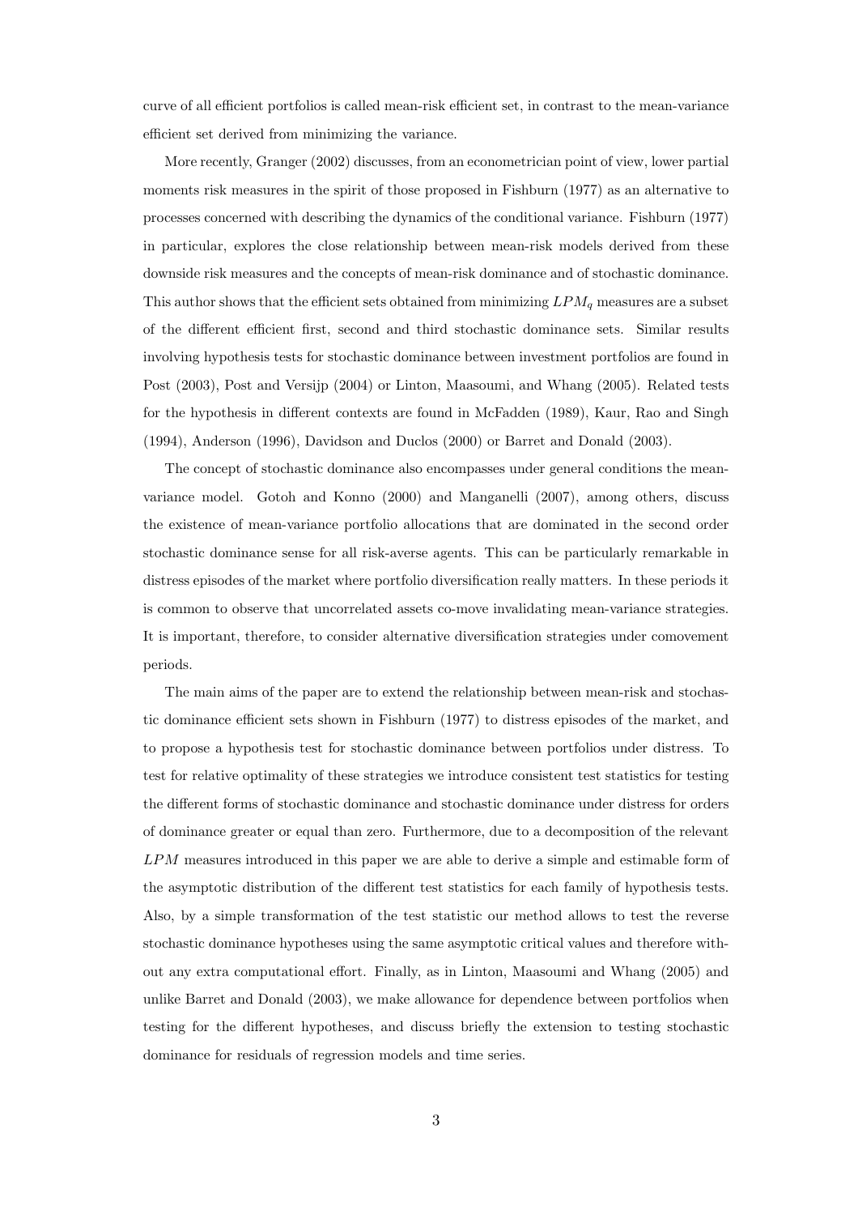curve of all efficient portfolios is called mean-risk efficient set, in contrast to the mean-variance efficient set derived from minimizing the variance.

More recently, Granger (2002) discusses, from an econometrician point of view, lower partial moments risk measures in the spirit of those proposed in Fishburn (1977) as an alternative to processes concerned with describing the dynamics of the conditional variance. Fishburn (1977) in particular, explores the close relationship between mean-risk models derived from these downside risk measures and the concepts of mean-risk dominance and of stochastic dominance. This author shows that the efficient sets obtained from minimizing $LPM_q$ measures are a subset of the different efficient first, second and third stochastic dominance sets. Similar results involving hypothesis tests for stochastic dominance between investment portfolios are found in Post (2003), Post and Versijp (2004) or Linton, Maasoumi, and Whang (2005). Related tests for the hypothesis in different contexts are found in McFadden (1989), Kaur, Rao and Singh (1994), Anderson (1996), Davidson and Duclos (2000) or Barret and Donald (2003).

The concept of stochastic dominance also encompasses under general conditions the mean-variance model. Gotoh and Konno (2000) and Manganelli (2007), among others, discuss the existence of mean-variance portfolio allocations that are dominated in the second order stochastic dominance sense for all risk-averse agents. This can be particularly remarkable in distress episodes of the market where portfolio diversification really matters. In these periods it is common to observe that uncorrelated assets co-move invalidating mean-variance strategies. It is important, therefore, to consider alternative diversification strategies under comovement periods.

The main aims of the paper are to extend the relationship between mean-risk and stochastic dominance efficient sets shown in Fishburn (1977) to distress episodes of the market, and to propose a hypothesis test for stochastic dominance between portfolios under distress. To test for relative optimality of these strategies we introduce consistent test statistics for testing the different forms of stochastic dominance and stochastic dominance under distress for orders of dominance greater or equal than zero. Furthermore, due to a decomposition of the relevant $LPM$ measures introduced in this paper we are able to derive a simple and estimable form of the asymptotic distribution of the different test statistics for each family of hypothesis tests. Also, by a simple transformation of the test statistic our method allows to test the reverse stochastic dominance hypotheses using the same asymptotic critical values and therefore without any extra computational effort. Finally, as in Linton, Maasoumi and Whang (2005) and unlike Barret and Donald (2003), we make allowance for dependence between portfolios when testing for the different hypotheses, and discuss briefly the extension to testing stochastic dominance for residuals of regression models and time series.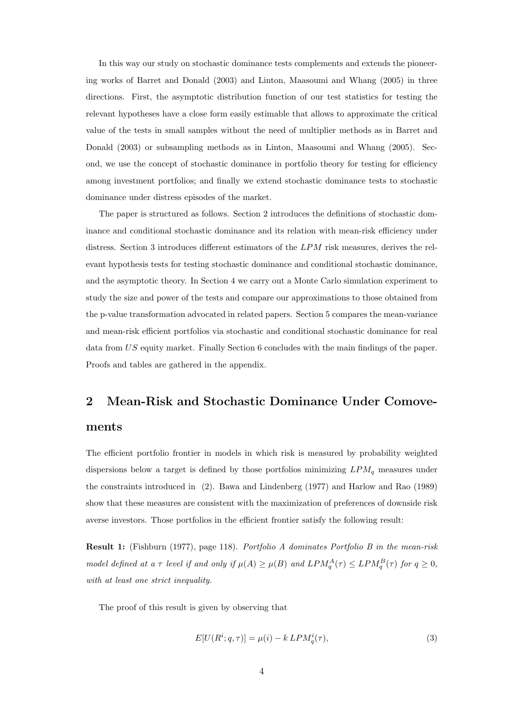In this way our study on stochastic dominance tests complements and extends the pioneering works of Barret and Donald (2003) and Linton, Maasoumi and Whang (2005) in three directions. First, the asymptotic distribution function of our test statistics for testing the relevant hypotheses have a close form easily estimable that allows to approximate the critical value of the tests in small samples without the need of multiplier methods as in Barret and Donald (2003) or subsampling methods as in Linton, Maasoumi and Whang (2005). Second, we use the concept of stochastic dominance in portfolio theory for testing for efficiency among investment portfolios; and finally we extend stochastic dominance tests to stochastic dominance under distress episodes of the market.

The paper is structured as follows. Section 2 introduces the definitions of stochastic dominance and conditional stochastic dominance and its relation with mean-risk efficiency under distress. Section 3 introduces different estimators of the $LPM$ risk measures, derives the relevant hypothesis tests for testing stochastic dominance and conditional stochastic dominance, and the asymptotic theory. In Section 4 we carry out a Monte Carlo simulation experiment to study the size and power of the tests and compare our approximations to those obtained from the p-value transformation advocated in related papers. Section 5 compares the mean-variance and mean-risk efficient portfolios via stochastic and conditional stochastic dominance for real data from $US$ equity market. Finally Section 6 concludes with the main findings of the paper. Proofs and tables are gathered in the appendix.

## 2 Mean-Risk and Stochastic Dominance Under Comovements

The efficient portfolio frontier in models in which risk is measured by probability weighted dispersions below a target is defined by those portfolios minimizing $LPM_q$ measures under the constraints introduced in (2). Bawa and Lindenberg (1977) and Harlow and Rao (1989) show that these measures are consistent with the maximization of preferences of downside risk averse investors. Those portfolios in the efficient frontier satisfy the following result:

**Result 1:** (Fishburn (1977), page 118). *Portfolio A dominates Portfolio B in the mean-risk model defined at a $\tau$ level if and only if $\mu(A) \geq \mu(B)$ and $LPM_q^A(\tau) \leq LPM_q^B(\tau)$ for $q \geq 0$, with at least one strict inequality.*

The proof of this result is given by observing that

$$E[U(R^i; q, \tau)] = \mu(i) - k\, LPM_q^i(\tau), \tag{3}$$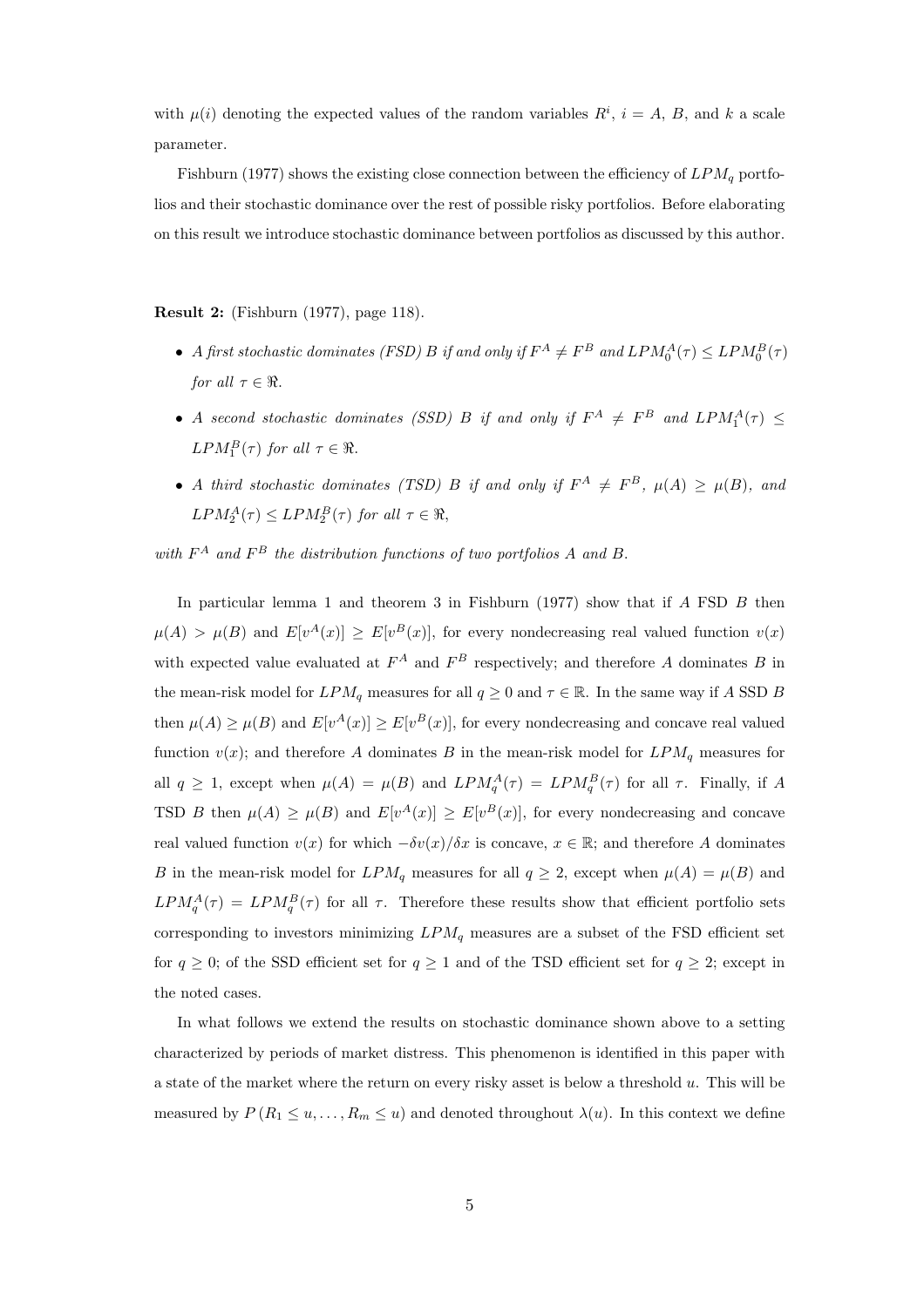with $\mu(i)$ denoting the expected values of the random variables $R^i$, $i = A$, $B$, and $k$ a scale parameter.

Fishburn (1977) shows the existing close connection between the efficiency of $LPM_q$ portfolios and their stochastic dominance over the rest of possible risky portfolios. Before elaborating on this result we introduce stochastic dominance between portfolios as discussed by this author.

**Result 2:** (Fishburn (1977), page 118).

- *A first stochastic dominates (FSD) B if and only if $F^A \neq F^B$ and $LPM_0^A(\tau) \leq LPM_0^B(\tau)$ for all $\tau \in \Re$.*
- *A second stochastic dominates (SSD) B if and only if $F^A \neq F^B$ and $LPM_1^A(\tau) \leq LPM_1^B(\tau)$ for all $\tau \in \Re$.*
- *A third stochastic dominates (TSD) B if and only if $F^A \neq F^B$, $\mu(A) \geq \mu(B)$, and $LPM_2^A(\tau) \leq LPM_2^B(\tau)$ for all $\tau \in \Re$,*

*with $F^A$ and $F^B$ the distribution functions of two portfolios A and B.*

In particular lemma 1 and theorem 3 in Fishburn (1977) show that if $A$ FSD $B$ then $\mu(A) > \mu(B)$ and $E[v^A(x)] \geq E[v^B(x)]$, for every nondecreasing real valued function $v(x)$ with expected value evaluated at $F^A$ and $F^B$ respectively; and therefore $A$ dominates $B$ in the mean-risk model for $LPM_q$ measures for all $q \geq 0$ and $\tau \in \mathbb{R}$. In the same way if $A$ SSD $B$ then $\mu(A) \geq \mu(B)$ and $E[v^A(x)] \geq E[v^B(x)]$, for every nondecreasing and concave real valued function $v(x)$; and therefore $A$ dominates $B$ in the mean-risk model for $LPM_q$ measures for all $q \geq 1$, except when $\mu(A) = \mu(B)$ and $LPM_q^A(\tau) = LPM_q^B(\tau)$ for all $\tau$. Finally, if $A$ TSD $B$ then $\mu(A) \geq \mu(B)$ and $E[v^A(x)] \geq E[v^B(x)]$, for every nondecreasing and concave real valued function $v(x)$ for which $-\delta v(x)/\delta x$ is concave, $x \in \mathbb{R}$; and therefore $A$ dominates $B$ in the mean-risk model for $LPM_q$ measures for all $q \geq 2$, except when $\mu(A) = \mu(B)$ and $LPM_q^A(\tau) = LPM_q^B(\tau)$ for all $\tau$. Therefore these results show that efficient portfolio sets corresponding to investors minimizing $LPM_q$ measures are a subset of the FSD efficient set for $q \geq 0$; of the SSD efficient set for $q \geq 1$ and of the TSD efficient set for $q \geq 2$; except in the noted cases.

In what follows we extend the results on stochastic dominance shown above to a setting characterized by periods of market distress. This phenomenon is identified in this paper with a state of the market where the return on every risky asset is below a threshold $u$. This will be measured by $P(R_1 \leq u, \ldots, R_m \leq u)$ and denoted throughout $\lambda(u)$. In this context we define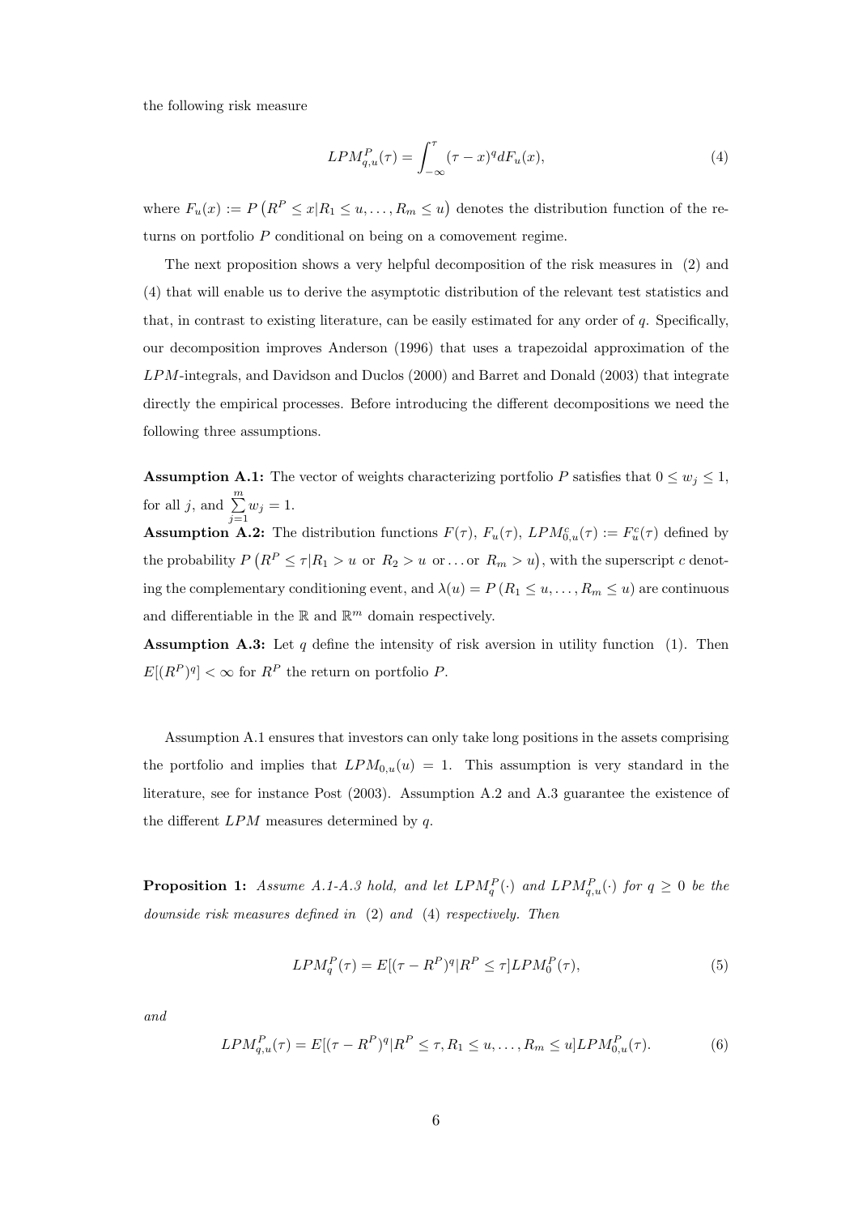the following risk measure

$$LPM_{q,u}^{P}(\tau) = \int_{-\infty}^{\tau} (\tau - x)^q dF_u(x), \tag{4}$$

where $F_u(x) := P\left(R^P \leq x | R_1 \leq u, \ldots, R_m \leq u\right)$ denotes the distribution function of the returns on portfolio $P$ conditional on being on a comovement regime.

The next proposition shows a very helpful decomposition of the risk measures in (2) and (4) that will enable us to derive the asymptotic distribution of the relevant test statistics and that, in contrast to existing literature, can be easily estimated for any order of $q$. Specifically, our decomposition improves Anderson (1996) that uses a trapezoidal approximation of the $LPM$-integrals, and Davidson and Duclos (2000) and Barret and Donald (2003) that integrate directly the empirical processes. Before introducing the different decompositions we need the following three assumptions.

**Assumption A.1:** The vector of weights characterizing portfolio $P$ satisfies that $0 \leq w_j \leq 1$, for all $j$, and $\sum_{j=1}^{m} w_j = 1$.

**Assumption A.2:** The distribution functions $F(\tau)$, $F_u(\tau)$, $LPM_{0,u}^{c}(\tau) := F_u^{c}(\tau)$ defined by the probability $P\left(R^P \leq \tau | R_1 > u \text{ or } R_2 > u \text{ or} \ldots \text{or } R_m > u\right)$, with the superscript $c$ denoting the complementary conditioning event, and $\lambda(u) = P\left(R_1 \leq u, \ldots, R_m \leq u\right)$ are continuous and differentiable in the $\mathbb{R}$ and $\mathbb{R}^m$ domain respectively.

**Assumption A.3:** Let $q$ define the intensity of risk aversion in utility function (1). Then $E[(R^P)^q] < \infty$ for $R^P$ the return on portfolio $P$.

Assumption A.1 ensures that investors can only take long positions in the assets comprising the portfolio and implies that $LPM_{0,u}(u) = 1$. This assumption is very standard in the literature, see for instance Post (2003). Assumption A.2 and A.3 guarantee the existence of the different $LPM$ measures determined by $q$.

**Proposition 1:** *Assume A.1-A.3 hold, and let $LPM_q^P(\cdot)$ and $LPM_{q,u}^P(\cdot)$ for $q \geq 0$ be the downside risk measures defined in (2) and (4) respectively. Then*

$$LPM_q^P(\tau) = E[(\tau - R^P)^q | R^P \leq \tau] LPM_0^P(\tau), \tag{5}$$

*and*

$$LPM_{q,u}^P(\tau) = E[(\tau - R^P)^q | R^P \leq \tau, R_1 \leq u, \ldots, R_m \leq u] LPM_{0,u}^P(\tau). \tag{6}$$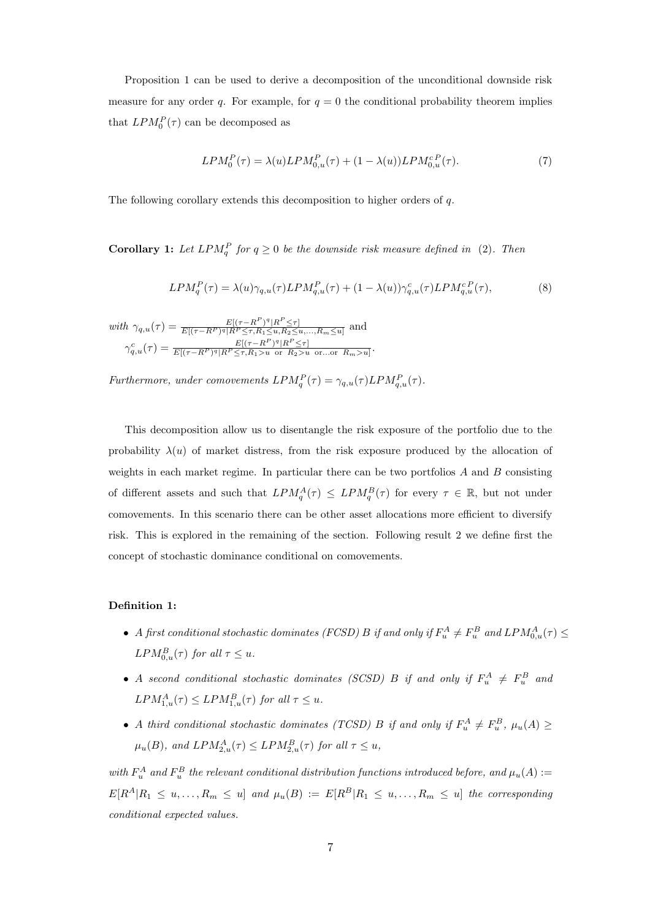Proposition 1 can be used to derive a decomposition of the unconditional downside risk measure for any order $q$. For example, for $q = 0$ the conditional probability theorem implies that $LPM_0^P(\tau)$ can be decomposed as

$$LPM_0^P(\tau) = \lambda(u) LPM_{0,u}^P(\tau) + (1 - \lambda(u)) LPM_{0,u}^{c\,P}(\tau). \tag{7}$$

The following corollary extends this decomposition to higher orders of $q$.

**Corollary 1:** *Let $LPM_q^P$ for $q \geq 0$ be the downside risk measure defined in (2). Then*

$$LPM_q^P(\tau) = \lambda(u)\gamma_{q,u}(\tau) LPM_{q,u}^P(\tau) + (1 - \lambda(u))\gamma_{q,u}^c(\tau) LPM_{q,u}^{c\,P}(\tau), \tag{8}$$

*with* $\gamma_{q,u}(\tau) = \frac{E[(\tau - R^P)^q | R^P \leq \tau]}{E[(\tau - R^P)^q | R^P \leq \tau, R_1 \leq u, R_2 \leq u, \ldots, R_m \leq u]}$ and
$\gamma_{q,u}^c(\tau) = \frac{E[(\tau - R^P)^q | R^P \leq \tau]}{E[(\tau - R^P)^q | R^P \leq \tau, R_1 > u \text{ or } R_2 > u \text{ or} \ldots \text{or } R_m > u]}$.

*Furthermore, under comovements $LPM_q^P(\tau) = \gamma_{q,u}(\tau) LPM_{q,u}^P(\tau)$.*

This decomposition allow us to disentangle the risk exposure of the portfolio due to the probability $\lambda(u)$ of market distress, from the risk exposure produced by the allocation of weights in each market regime. In particular there can be two portfolios $A$ and $B$ consisting of different assets and such that $LPM_q^A(\tau) \leq LPM_q^B(\tau)$ for every $\tau \in \mathbb{R}$, but not under comovements. In this scenario there can be other asset allocations more efficient to diversify risk. This is explored in the remaining of the section. Following result 2 we define first the concept of stochastic dominance conditional on comovements.

**Definition 1:**

- *A first conditional stochastic dominates (FCSD) B if and only if $F_u^A \neq F_u^B$ and $LPM_{0,u}^A(\tau) \leq LPM_{0,u}^B(\tau)$ for all $\tau \leq u$.*
- *A second conditional stochastic dominates (SCSD) B if and only if $F_u^A \neq F_u^B$ and $LPM_{1,u}^A(\tau) \leq LPM_{1,u}^B(\tau)$ for all $\tau \leq u$.*
- *A third conditional stochastic dominates (TCSD) B if and only if $F_u^A \neq F_u^B$, $\mu_u(A) \geq \mu_u(B)$, and $LPM_{2,u}^A(\tau) \leq LPM_{2,u}^B(\tau)$ for all $\tau \leq u$,*

*with $F_u^A$ and $F_u^B$ the relevant conditional distribution functions introduced before, and $\mu_u(A) := E[R^A | R_1 \leq u, \ldots, R_m \leq u]$ and $\mu_u(B) := E[R^B | R_1 \leq u, \ldots, R_m \leq u]$ the corresponding conditional expected values.*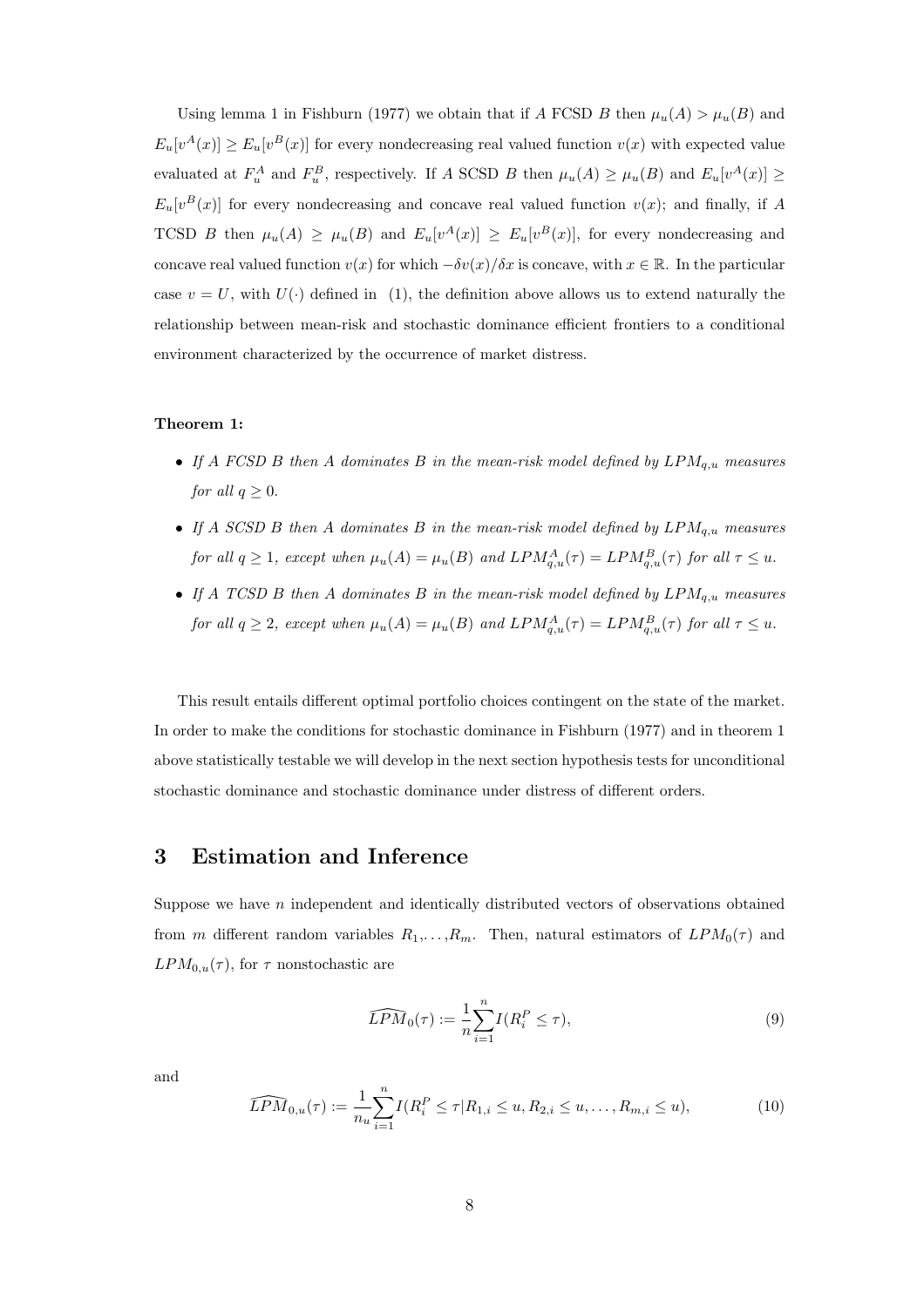Using lemma 1 in Fishburn (1977) we obtain that if $A$ FCSD $B$ then $\mu_u(A) > \mu_u(B)$ and $E_u[v^A(x)] \geq E_u[v^B(x)]$ for every nondecreasing real valued function $v(x)$ with expected value evaluated at $F_u^A$ and $F_u^B$, respectively. If $A$ SCSD $B$ then $\mu_u(A) \geq \mu_u(B)$ and $E_u[v^A(x)] \geq E_u[v^B(x)]$ for every nondecreasing and concave real valued function $v(x)$; and finally, if $A$ TCSD $B$ then $\mu_u(A) \geq \mu_u(B)$ and $E_u[v^A(x)] \geq E_u[v^B(x)]$, for every nondecreasing and concave real valued function $v(x)$ for which $-\delta v(x)/\delta x$ is concave, with $x \in \mathbb{R}$. In the particular case $v = U$, with $U(\cdot)$ defined in (1), the definition above allows us to extend naturally the relationship between mean-risk and stochastic dominance efficient frontiers to a conditional environment characterized by the occurrence of market distress.

**Theorem 1:**

- *If A FCSD B then A dominates B in the mean-risk model defined by $LPM_{q,u}$ measures for all $q \geq 0$.*
- *If A SCSD B then A dominates B in the mean-risk model defined by $LPM_{q,u}$ measures for all $q \geq 1$, except when $\mu_u(A) = \mu_u(B)$ and $LPM_{q,u}^A(\tau) = LPM_{q,u}^B(\tau)$ for all $\tau \leq u$.*
- *If A TCSD B then A dominates B in the mean-risk model defined by $LPM_{q,u}$ measures for all $q \geq 2$, except when $\mu_u(A) = \mu_u(B)$ and $LPM_{q,u}^A(\tau) = LPM_{q,u}^B(\tau)$ for all $\tau \leq u$.*

This result entails different optimal portfolio choices contingent on the state of the market. In order to make the conditions for stochastic dominance in Fishburn (1977) and in theorem 1 above statistically testable we will develop in the next section hypothesis tests for unconditional stochastic dominance and stochastic dominance under distress of different orders.

## 3 Estimation and Inference

Suppose we have $n$ independent and identically distributed vectors of observations obtained from $m$ different random variables $R_1, \ldots, R_m$. Then, natural estimators of $LPM_0(\tau)$ and $LPM_{0,u}(\tau)$, for $\tau$ nonstochastic are

$$\widehat{LPM}_0(\tau) := \frac{1}{n}\sum_{i=1}^{n} I(R_i^P \leq \tau), \tag{9}$$

and

$$\widehat{LPM}_{0,u}(\tau) := \frac{1}{n_u}\sum_{i=1}^{n} I(R_i^P \leq \tau | R_{1,i} \leq u, R_{2,i} \leq u, \ldots, R_{m,i} \leq u), \tag{10}$$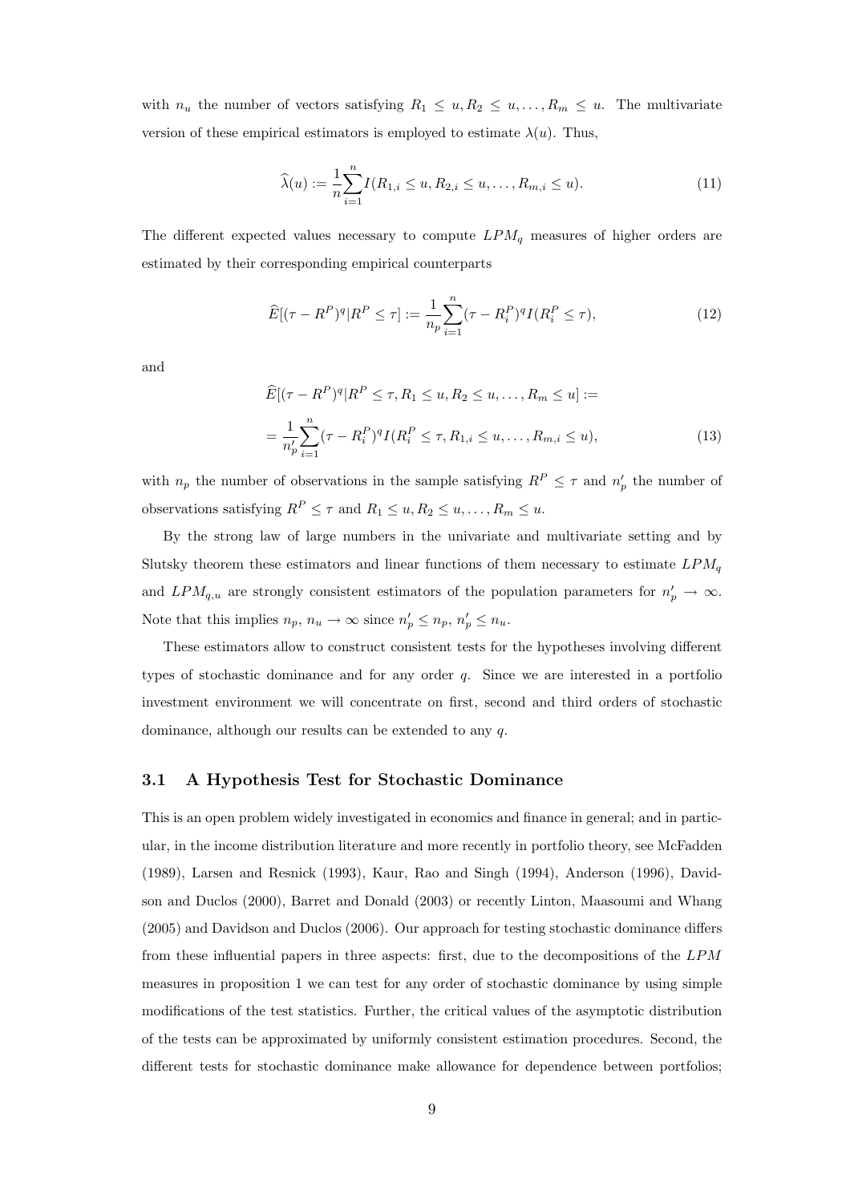with $n_u$ the number of vectors satisfying $R_1 \leq u, R_2 \leq u, \ldots, R_m \leq u$. The multivariate version of these empirical estimators is employed to estimate $\lambda(u)$. Thus,

$$\widehat{\lambda}(u) := \frac{1}{n}\sum_{i=1}^{n} I(R_{1,i} \leq u, R_{2,i} \leq u, \ldots, R_{m,i} \leq u). \tag{11}$$

The different expected values necessary to compute $LPM_q$ measures of higher orders are estimated by their corresponding empirical counterparts

$$\widehat{E}[(\tau - R^P)^q | R^P \leq \tau] := \frac{1}{n_p}\sum_{i=1}^{n} (\tau - R_i^P)^q I(R_i^P \leq \tau), \tag{12}$$

and

$$\begin{aligned}
&\widehat{E}[(\tau - R^P)^q | R^P \leq \tau, R_1 \leq u, R_2 \leq u, \ldots, R_m \leq u] := \\
&= \frac{1}{n'_p}\sum_{i=1}^{n} (\tau - R_i^P)^q I(R_i^P \leq \tau, R_{1,i} \leq u, \ldots, R_{m,i} \leq u),
\end{aligned} \tag{13}$$

with $n_p$ the number of observations in the sample satisfying $R^P \leq \tau$ and $n'_p$ the number of observations satisfying $R^P \leq \tau$ and $R_1 \leq u, R_2 \leq u, \ldots, R_m \leq u$.

By the strong law of large numbers in the univariate and multivariate setting and by Slutsky theorem these estimators and linear functions of them necessary to estimate $LPM_q$ and $LPM_{q,u}$ are strongly consistent estimators of the population parameters for $n'_p \to \infty$. Note that this implies $n_p$, $n_u \to \infty$ since $n'_p \leq n_p$, $n'_p \leq n_u$.

These estimators allow to construct consistent tests for the hypotheses involving different types of stochastic dominance and for any order $q$. Since we are interested in a portfolio investment environment we will concentrate on first, second and third orders of stochastic dominance, although our results can be extended to any $q$.

### 3.1 A Hypothesis Test for Stochastic Dominance

This is an open problem widely investigated in economics and finance in general; and in particular, in the income distribution literature and more recently in portfolio theory, see McFadden (1989), Larsen and Resnick (1993), Kaur, Rao and Singh (1994), Anderson (1996), Davidson and Duclos (2000), Barret and Donald (2003) or recently Linton, Maasoumi and Whang (2005) and Davidson and Duclos (2006). Our approach for testing stochastic dominance differs from these influential papers in three aspects: first, due to the decompositions of the $LPM$ measures in proposition 1 we can test for any order of stochastic dominance by using simple modifications of the test statistics. Further, the critical values of the asymptotic distribution of the tests can be approximated by uniformly consistent estimation procedures. Second, the different tests for stochastic dominance make allowance for dependence between portfolios;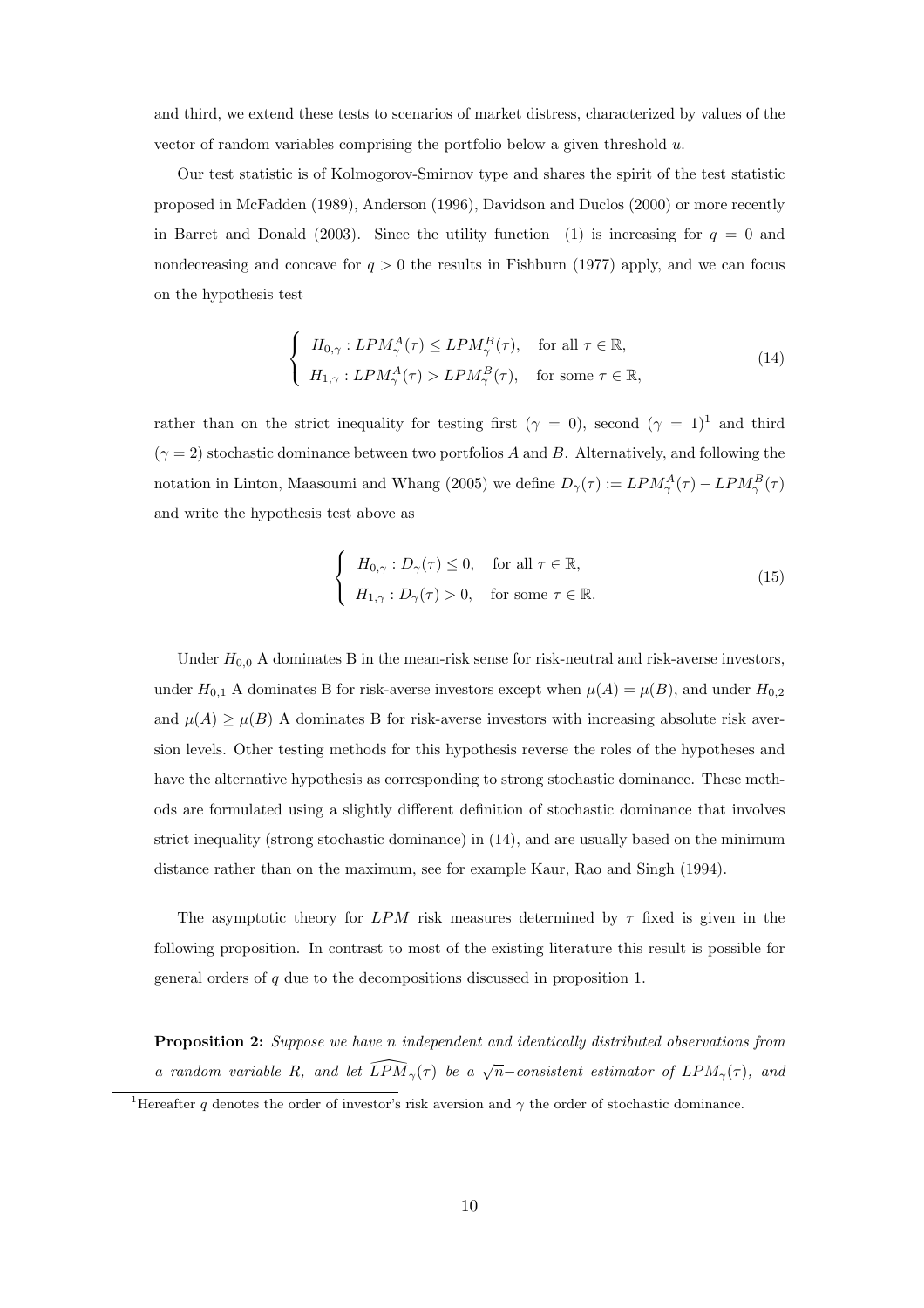and third, we extend these tests to scenarios of market distress, characterized by values of the vector of random variables comprising the portfolio below a given threshold $u$.

Our test statistic is of Kolmogorov-Smirnov type and shares the spirit of the test statistic proposed in McFadden (1989), Anderson (1996), Davidson and Duclos (2000) or more recently in Barret and Donald (2003). Since the utility function (1) is increasing for $q = 0$ and nondecreasing and concave for $q > 0$ the results in Fishburn (1977) apply, and we can focus on the hypothesis test

$$
\left\{ \begin{array}{ll} H_{0,\gamma} : LPM_{\gamma}^{A}(\tau) \leq LPM_{\gamma}^{B}(\tau), & \text{for all } \tau \in \mathbb{R}, \\ H_{1,\gamma} : LPM_{\gamma}^{A}(\tau) > LPM_{\gamma}^{B}(\tau), & \text{for some } \tau \in \mathbb{R}, \end{array} \right. \tag{14}
$$

rather than on the strict inequality for testing first ($\gamma = 0$), second ($\gamma = 1$)[1] and third ($\gamma = 2$) stochastic dominance between two portfolios $A$ and $B$. Alternatively, and following the notation in Linton, Maasoumi and Whang (2005) we define $D_{\gamma}(\tau) := LPM_{\gamma}^{A}(\tau) - LPM_{\gamma}^{B}(\tau)$ and write the hypothesis test above as

$$
\left\{ \begin{array}{ll} H_{0,\gamma} : D_{\gamma}(\tau) \leq 0, & \text{for all } \tau \in \mathbb{R}, \\ H_{1,\gamma} : D_{\gamma}(\tau) > 0, & \text{for some } \tau \in \mathbb{R}. \end{array} \right. \tag{15}
$$

Under $H_{0,0}$ A dominates B in the mean-risk sense for risk-neutral and risk-averse investors, under $H_{0,1}$ A dominates B for risk-averse investors except when $\mu(A) = \mu(B)$, and under $H_{0,2}$ and $\mu(A) \geq \mu(B)$ A dominates B for risk-averse investors with increasing absolute risk aversion levels. Other testing methods for this hypothesis reverse the roles of the hypotheses and have the alternative hypothesis as corresponding to strong stochastic dominance. These methods are formulated using a slightly different definition of stochastic dominance that involves strict inequality (strong stochastic dominance) in (14), and are usually based on the minimum distance rather than on the maximum, see for example Kaur, Rao and Singh (1994).

The asymptotic theory for $LPM$ risk measures determined by $\tau$ fixed is given in the following proposition. In contrast to most of the existing literature this result is possible for general orders of $q$ due to the decompositions discussed in proposition 1.

**Proposition 2:** *Suppose we have $n$ independent and identically distributed observations from a random variable $R$, and let $\widehat{LPM}_{\gamma}(\tau)$ be a $\sqrt{n}-$consistent estimator of $LPM_{\gamma}(\tau)$, and*

[1] Hereafter $q$ denotes the order of investor's risk aversion and $\gamma$ the order of stochastic dominance.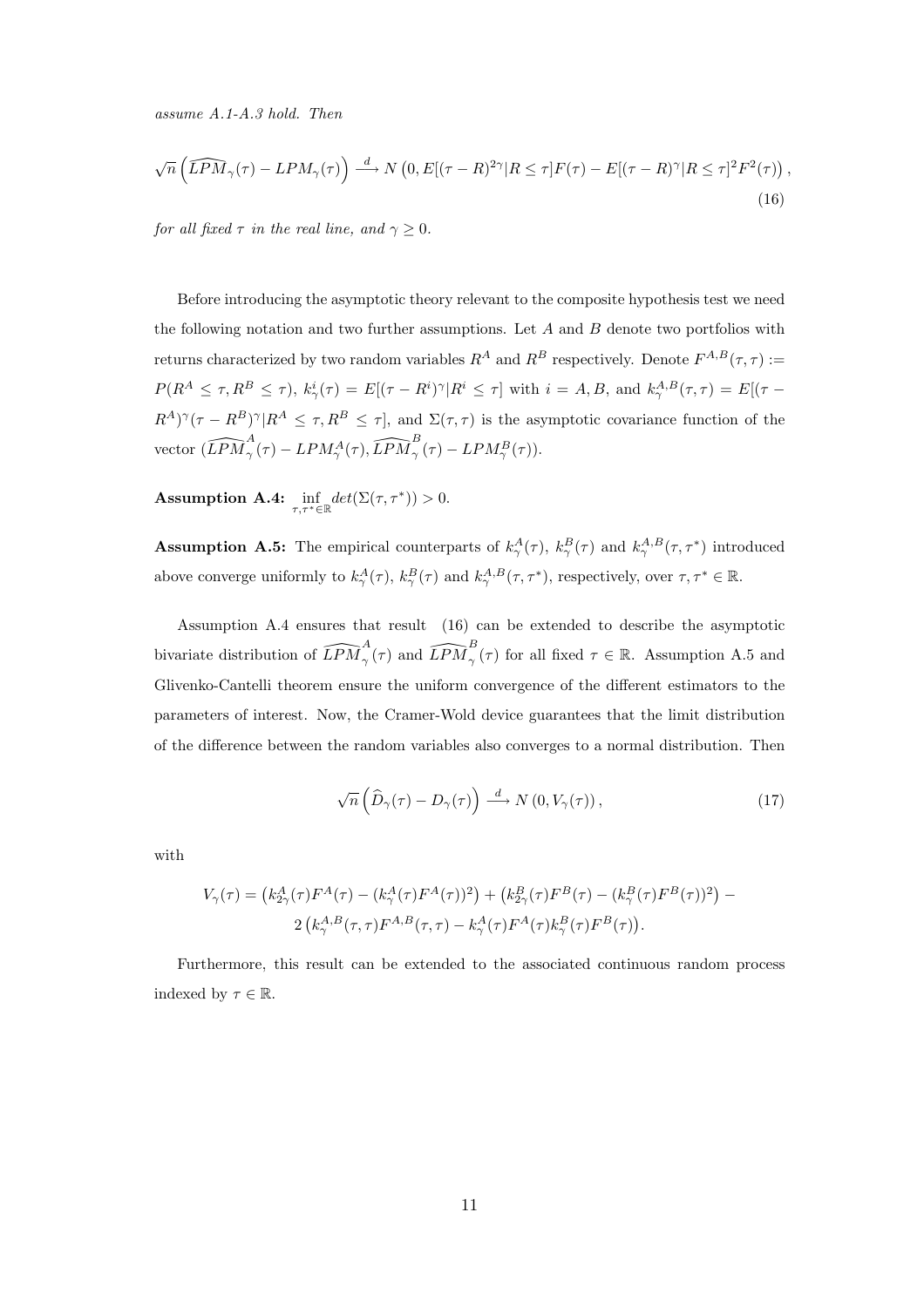*assume A.1-A.3 hold. Then*

$$\sqrt{n}\left(\widehat{LPM}_{\gamma}(\tau) - LPM_{\gamma}(\tau)\right) \xrightarrow{d} N\left(0, E[(\tau - R)^{2\gamma}|R \leq \tau]F(\tau) - E[(\tau - R)^{\gamma}|R \leq \tau]^2 F^2(\tau)\right), \tag{16}$$

*for all fixed $\tau$ in the real line, and $\gamma \geq 0$.*

Before introducing the asymptotic theory relevant to the composite hypothesis test we need the following notation and two further assumptions. Let $A$ and $B$ denote two portfolios with returns characterized by two random variables $R^A$ and $R^B$ respectively. Denote $F^{A,B}(\tau,\tau) := P(R^A \leq \tau, R^B \leq \tau)$, $k^i_{\gamma}(\tau) = E[(\tau - R^i)^{\gamma}|R^i \leq \tau]$ with $i = A, B$, and $k^{A,B}_{\gamma}(\tau,\tau) = E[(\tau - R^A)^{\gamma}(\tau - R^B)^{\gamma}|R^A \leq \tau, R^B \leq \tau]$, and $\Sigma(\tau,\tau)$ is the asymptotic covariance function of the vector $(\widehat{LPM}^{A}_{\gamma}(\tau) - LPM^{A}_{\gamma}(\tau), \widehat{LPM}^{B}_{\gamma}(\tau) - LPM^{B}_{\gamma}(\tau))$.

**Assumption A.4:** $\inf\limits_{\tau,\tau^* \in \mathbb{R}} det(\Sigma(\tau,\tau^*)) > 0.$

**Assumption A.5:** The empirical counterparts of $k^A_{\gamma}(\tau)$, $k^B_{\gamma}(\tau)$ and $k^{A,B}_{\gamma}(\tau,\tau^*)$ introduced above converge uniformly to $k^A_{\gamma}(\tau)$, $k^B_{\gamma}(\tau)$ and $k^{A,B}_{\gamma}(\tau,\tau^*)$, respectively, over $\tau,\tau^* \in \mathbb{R}$.

Assumption A.4 ensures that result (16) can be extended to describe the asymptotic bivariate distribution of $\widehat{LPM}^{A}_{\gamma}(\tau)$ and $\widehat{LPM}^{B}_{\gamma}(\tau)$ for all fixed $\tau \in \mathbb{R}$. Assumption A.5 and Glivenko-Cantelli theorem ensure the uniform convergence of the different estimators to the parameters of interest. Now, the Cramer-Wold device guarantees that the limit distribution of the difference between the random variables also converges to a normal distribution. Then

$$\sqrt{n}\left(\widehat{D}_{\gamma}(\tau) - D_{\gamma}(\tau)\right) \xrightarrow{d} N\left(0, V_{\gamma}(\tau)\right), \tag{17}$$

with

$$V_{\gamma}(\tau) = \left(k^A_{2\gamma}(\tau)F^A(\tau) - (k^A_{\gamma}(\tau)F^A(\tau))^2\right) + \left(k^B_{2\gamma}(\tau)F^B(\tau) - (k^B_{\gamma}(\tau)F^B(\tau))^2\right) - \\ 2\left(k^{A,B}_{\gamma}(\tau,\tau)F^{A,B}(\tau,\tau) - k^A_{\gamma}(\tau)F^A(\tau)k^B_{\gamma}(\tau)F^B(\tau)\right).$$

Furthermore, this result can be extended to the associated continuous random process indexed by $\tau \in \mathbb{R}$.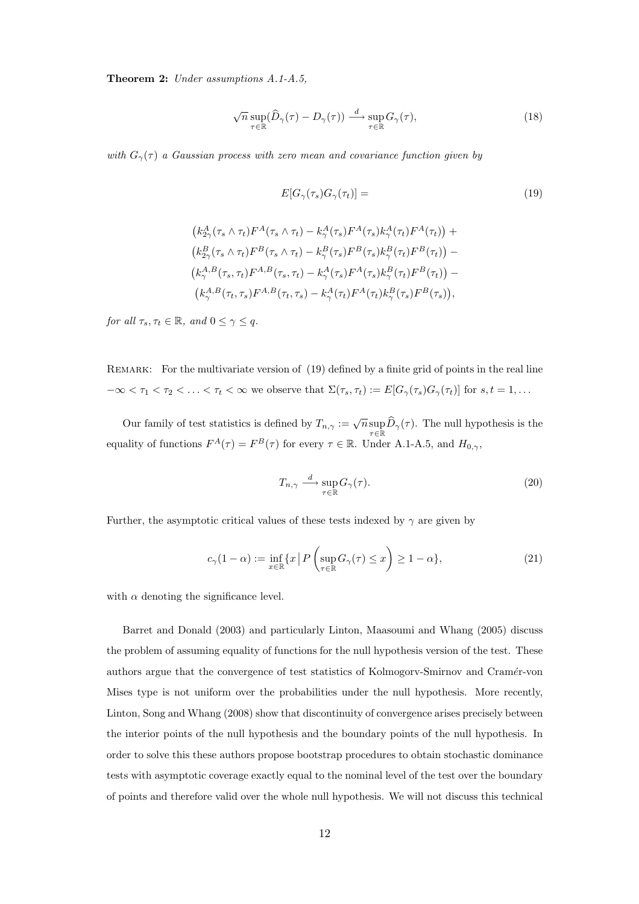**Theorem 2:** *Under assumptions A.1-A.5,*

$$\sqrt{n}\sup_{\tau\in\mathbb{R}}(\widehat{D}_{\gamma}(\tau)-D_{\gamma}(\tau)) \xrightarrow{\ d\ } \sup_{\tau\in\mathbb{R}} G_{\gamma}(\tau), \tag{18}$$

*with $G_{\gamma}(\tau)$ a Gaussian process with zero mean and covariance function given by*

$$E[G_{\gamma}(\tau_s)G_{\gamma}(\tau_t)] = \tag{19}$$

$$\begin{aligned}
&\left(k^{A}_{2\gamma}(\tau_s\wedge\tau_t)F^{A}(\tau_s\wedge\tau_t)-k^{A}_{\gamma}(\tau_s)F^{A}(\tau_s)k^{A}_{\gamma}(\tau_t)F^{A}(\tau_t)\right)+\\
&\left(k^{B}_{2\gamma}(\tau_s\wedge\tau_t)F^{B}(\tau_s\wedge\tau_t)-k^{B}_{\gamma}(\tau_s)F^{B}(\tau_s)k^{B}_{\gamma}(\tau_t)F^{B}(\tau_t)\right)-\\
&\left(k^{A,B}_{\gamma}(\tau_s,\tau_t)F^{A,B}(\tau_s,\tau_t)-k^{A}_{\gamma}(\tau_s)F^{A}(\tau_s)k^{B}_{\gamma}(\tau_t)F^{B}(\tau_t)\right)-\\
&\left(k^{A,B}_{\gamma}(\tau_t,\tau_s)F^{A,B}(\tau_t,\tau_s)-k^{A}_{\gamma}(\tau_t)F^{A}(\tau_t)k^{B}_{\gamma}(\tau_s)F^{B}(\tau_s)\right),
\end{aligned}$$

*for all $\tau_s,\tau_t\in\mathbb{R}$, and $0\leq\gamma\leq q$.*

Remark: For the multivariate version of (19) defined by a finite grid of points in the real line $-\infty<\tau_1<\tau_2<\ldots<\tau_t<\infty$ we observe that $\Sigma(\tau_s,\tau_t):=E[G_{\gamma}(\tau_s)G_{\gamma}(\tau_t)]$ for $s,t=1,\ldots$

Our family of test statistics is defined by $T_{n,\gamma}:=\sqrt{n}\sup_{\tau\in\mathbb{R}}\widehat{D}_{\gamma}(\tau)$. The null hypothesis is the equality of functions $F^{A}(\tau)=F^{B}(\tau)$ for every $\tau\in\mathbb{R}$. Under A.1-A.5, and $H_{0,\gamma}$,

$$T_{n,\gamma}\xrightarrow{\ d\ }\sup_{\tau\in\mathbb{R}}G_{\gamma}(\tau). \tag{20}$$

Further, the asymptotic critical values of these tests indexed by $\gamma$ are given by

$$c_{\gamma}(1-\alpha):=\inf_{x\in\mathbb{R}}\{x\,\big|\,P\left(\sup_{\tau\in\mathbb{R}}G_{\gamma}(\tau)\leq x\right)\geq 1-\alpha\}, \tag{21}$$

with $\alpha$ denoting the significance level.

Barret and Donald (2003) and particularly Linton, Maasoumi and Whang (2005) discuss the problem of assuming equality of functions for the null hypothesis version of the test. These authors argue that the convergence of test statistics of Kolmogorv-Smirnov and Cramér-von Mises type is not uniform over the probabilities under the null hypothesis. More recently, Linton, Song and Whang (2008) show that discontinuity of convergence arises precisely between the interior points of the null hypothesis and the boundary points of the null hypothesis. In order to solve this these authors propose bootstrap procedures to obtain stochastic dominance tests with asymptotic coverage exactly equal to the nominal level of the test over the boundary of points and therefore valid over the whole null hypothesis. We will not discuss this technical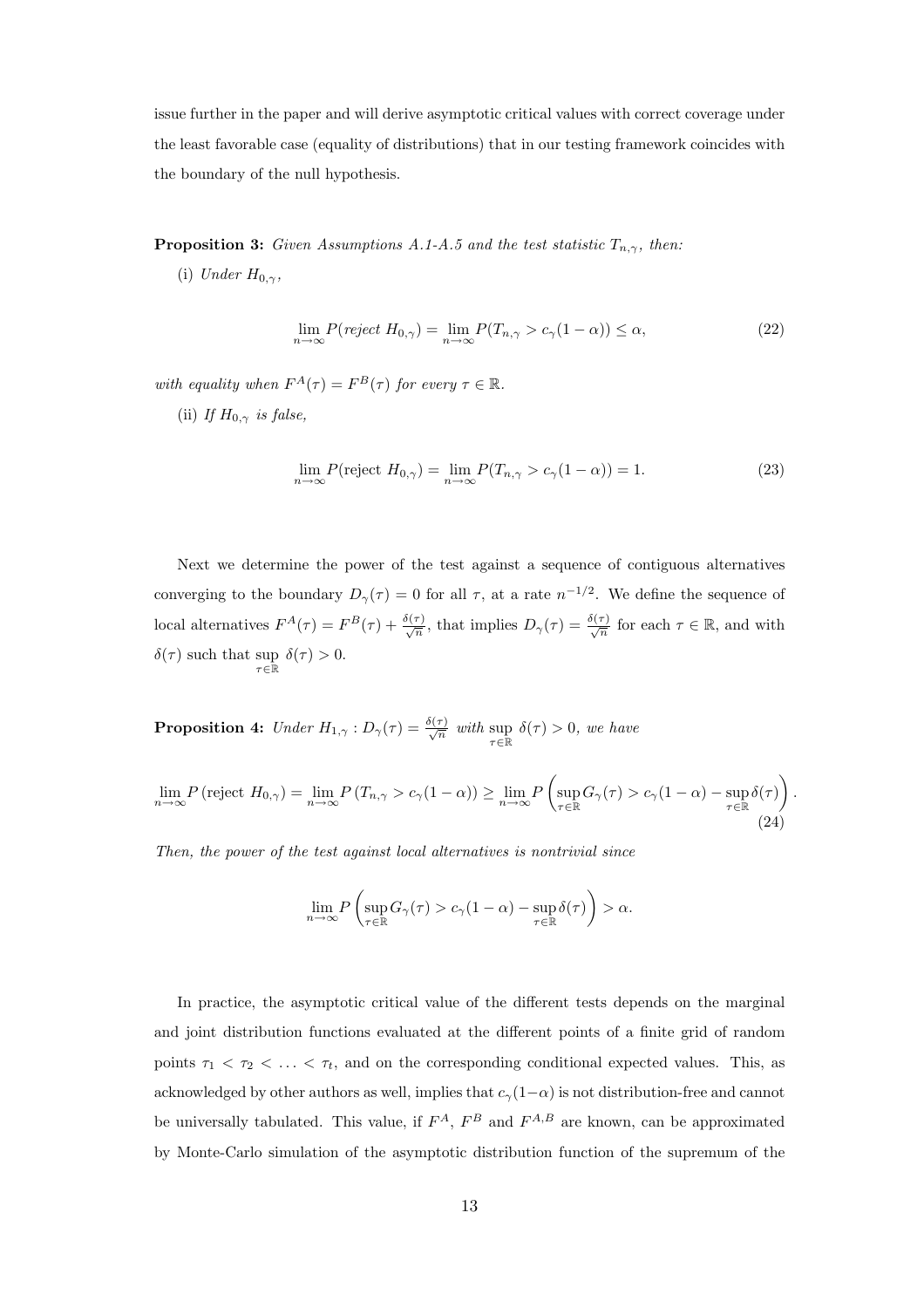issue further in the paper and will derive asymptotic critical values with correct coverage under the least favorable case (equality of distributions) that in our testing framework coincides with the boundary of the null hypothesis.

**Proposition 3:** *Given Assumptions A.1-A.5 and the test statistic $T_{n,\gamma}$, then:*

(i) *Under $H_{0,\gamma}$,*

$$\lim_{n\to\infty} P(\textit{reject } H_{0,\gamma}) = \lim_{n\to\infty} P(T_{n,\gamma} > c_{\gamma}(1-\alpha)) \leq \alpha, \tag{22}$$

*with equality when $F^A(\tau) = F^B(\tau)$ for every $\tau \in \mathbb{R}$.*

(ii) *If $H_{0,\gamma}$ is false,*

$$\lim_{n\to\infty} P(\text{reject } H_{0,\gamma}) = \lim_{n\to\infty} P(T_{n,\gamma} > c_{\gamma}(1-\alpha)) = 1. \tag{23}$$

Next we determine the power of the test against a sequence of contiguous alternatives converging to the boundary $D_{\gamma}(\tau) = 0$ for all $\tau$, at a rate $n^{-1/2}$. We define the sequence of local alternatives $F^A(\tau) = F^B(\tau) + \frac{\delta(\tau)}{\sqrt{n}}$, that implies $D_{\gamma}(\tau) = \frac{\delta(\tau)}{\sqrt{n}}$ for each $\tau \in \mathbb{R}$, and with $\delta(\tau)$ such that $\sup\limits_{\tau\in\mathbb{R}} \delta(\tau) > 0$.

**Proposition 4:** *Under $H_{1,\gamma} : D_{\gamma}(\tau) = \frac{\delta(\tau)}{\sqrt{n}}$ with $\sup\limits_{\tau\in\mathbb{R}} \delta(\tau) > 0$, we have*

$$\lim_{n\to\infty} P\left(\text{reject } H_{0,\gamma}\right) = \lim_{n\to\infty} P\left(T_{n,\gamma} > c_{\gamma}(1-\alpha)\right) \geq \lim_{n\to\infty} P\left(\sup_{\tau\in\mathbb{R}} G_{\gamma}(\tau) > c_{\gamma}(1-\alpha) - \sup_{\tau\in\mathbb{R}} \delta(\tau)\right). \tag{24}$$

*Then, the power of the test against local alternatives is nontrivial since*

$$\lim_{n\to\infty} P\left(\sup_{\tau\in\mathbb{R}} G_{\gamma}(\tau) > c_{\gamma}(1-\alpha) - \sup_{\tau\in\mathbb{R}} \delta(\tau)\right) > \alpha.$$

In practice, the asymptotic critical value of the different tests depends on the marginal and joint distribution functions evaluated at the different points of a finite grid of random points $\tau_1 < \tau_2 < \ldots < \tau_t$, and on the corresponding conditional expected values. This, as acknowledged by other authors as well, implies that $c_{\gamma}(1-\alpha)$ is not distribution-free and cannot be universally tabulated. This value, if $F^A$, $F^B$ and $F^{A,B}$ are known, can be approximated by Monte-Carlo simulation of the asymptotic distribution function of the supremum of the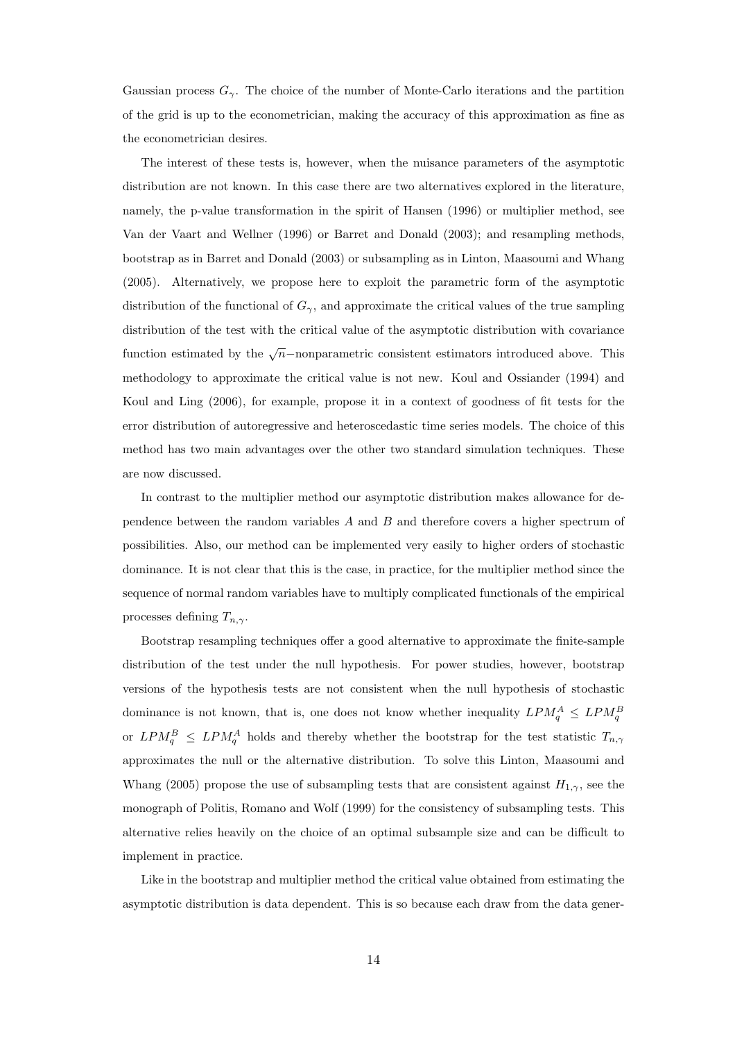Gaussian process $G_\gamma$. The choice of the number of Monte-Carlo iterations and the partition of the grid is up to the econometrician, making the accuracy of this approximation as fine as the econometrician desires.

The interest of these tests is, however, when the nuisance parameters of the asymptotic distribution are not known. In this case there are two alternatives explored in the literature, namely, the p-value transformation in the spirit of Hansen (1996) or multiplier method, see Van der Vaart and Wellner (1996) or Barret and Donald (2003); and resampling methods, bootstrap as in Barret and Donald (2003) or subsampling as in Linton, Maasoumi and Whang (2005). Alternatively, we propose here to exploit the parametric form of the asymptotic distribution of the functional of $G_\gamma$, and approximate the critical values of the true sampling distribution of the test with the critical value of the asymptotic distribution with covariance function estimated by the $\sqrt{n}$−nonparametric consistent estimators introduced above. This methodology to approximate the critical value is not new. Koul and Ossiander (1994) and Koul and Ling (2006), for example, propose it in a context of goodness of fit tests for the error distribution of autoregressive and heteroscedastic time series models. The choice of this method has two main advantages over the other two standard simulation techniques. These are now discussed.

In contrast to the multiplier method our asymptotic distribution makes allowance for dependence between the random variables $A$ and $B$ and therefore covers a higher spectrum of possibilities. Also, our method can be implemented very easily to higher orders of stochastic dominance. It is not clear that this is the case, in practice, for the multiplier method since the sequence of normal random variables have to multiply complicated functionals of the empirical processes defining $T_{n,\gamma}$.

Bootstrap resampling techniques offer a good alternative to approximate the finite-sample distribution of the test under the null hypothesis. For power studies, however, bootstrap versions of the hypothesis tests are not consistent when the null hypothesis of stochastic dominance is not known, that is, one does not know whether inequality $LPM_q^A \leq LPM_q^B$ or $LPM_q^B \leq LPM_q^A$ holds and thereby whether the bootstrap for the test statistic $T_{n,\gamma}$ approximates the null or the alternative distribution. To solve this Linton, Maasoumi and Whang (2005) propose the use of subsampling tests that are consistent against $H_{1,\gamma}$, see the monograph of Politis, Romano and Wolf (1999) for the consistency of subsampling tests. This alternative relies heavily on the choice of an optimal subsample size and can be difficult to implement in practice.

Like in the bootstrap and multiplier method the critical value obtained from estimating the asymptotic distribution is data dependent. This is so because each draw from the data gener-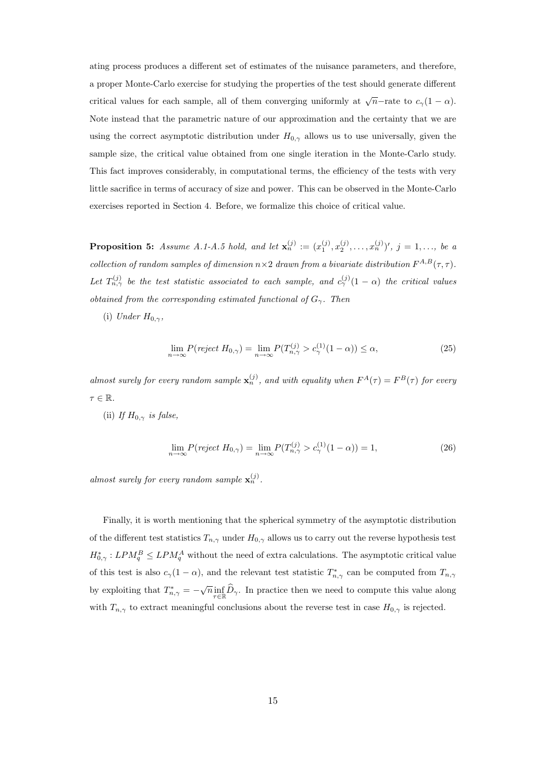ating process produces a different set of estimates of the nuisance parameters, and therefore, a proper Monte-Carlo exercise for studying the properties of the test should generate different critical values for each sample, all of them converging uniformly at $\sqrt{n}$−rate to $c_\gamma(1-\alpha)$. Note instead that the parametric nature of our approximation and the certainty that we are using the correct asymptotic distribution under $H_{0,\gamma}$ allows us to use universally, given the sample size, the critical value obtained from one single iteration in the Monte-Carlo study. This fact improves considerably, in computational terms, the efficiency of the tests with very little sacrifice in terms of accuracy of size and power. This can be observed in the Monte-Carlo exercises reported in Section 4. Before, we formalize this choice of critical value.

**Proposition 5:** *Assume A.1-A.5 hold, and let* $\mathbf{x}_n^{(j)} := (x_1^{(j)}, x_2^{(j)}, \ldots, x_n^{(j)})'$, $j = 1, \ldots,$ *be a collection of random samples of dimension* $n \times 2$ *drawn from a bivariate distribution* $F^{A,B}(\tau,\tau)$. *Let* $T_{n,\gamma}^{(j)}$ *be the test statistic associated to each sample, and* $c_\gamma^{(j)}(1-\alpha)$ *the critical values obtained from the corresponding estimated functional of* $G_\gamma$. *Then*

(i) *Under* $H_{0,\gamma}$,

$$\lim_{n\to\infty} P(\textit{reject } H_{0,\gamma}) = \lim_{n\to\infty} P(T_{n,\gamma}^{(j)} > c_\gamma^{(1)}(1-\alpha)) \leq \alpha, \tag{25}$$

*almost surely for every random sample* $\mathbf{x}_n^{(j)}$, *and with equality when* $F^A(\tau) = F^B(\tau)$ *for every* $\tau \in \mathbb{R}$.

(ii) *If* $H_{0,\gamma}$ *is false,*

$$\lim_{n\to\infty} P(\textit{reject } H_{0,\gamma}) = \lim_{n\to\infty} P(T_{n,\gamma}^{(j)} > c_\gamma^{(1)}(1-\alpha)) = 1, \tag{26}$$

*almost surely for every random sample* $\mathbf{x}_n^{(j)}$.

Finally, it is worth mentioning that the spherical symmetry of the asymptotic distribution of the different test statistics $T_{n,\gamma}$ under $H_{0,\gamma}$ allows us to carry out the reverse hypothesis test $H_{0,\gamma}^* : LPM_q^B \leq LPM_q^A$ without the need of extra calculations. The asymptotic critical value of this test is also $c_\gamma(1-\alpha)$, and the relevant test statistic $T_{n,\gamma}^*$ can be computed from $T_{n,\gamma}$ by exploiting that $T_{n,\gamma}^* = -\sqrt{n} \inf_{\tau\in\mathbb{R}} \widehat{D}_\gamma$. In practice then we need to compute this value along with $T_{n,\gamma}$ to extract meaningful conclusions about the reverse test in case $H_{0,\gamma}$ is rejected.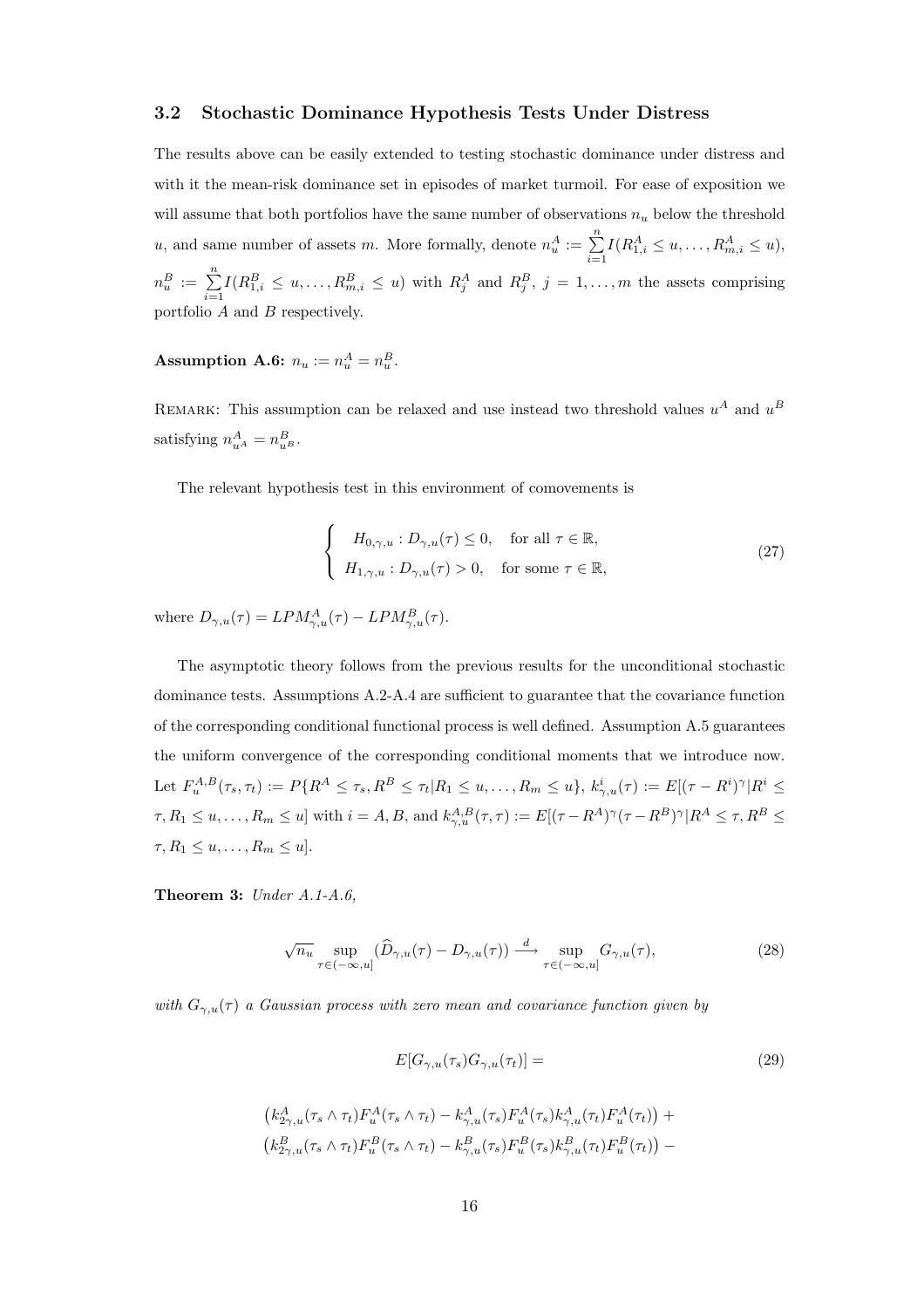### 3.2 Stochastic Dominance Hypothesis Tests Under Distress

The results above can be easily extended to testing stochastic dominance under distress and with it the mean-risk dominance set in episodes of market turmoil. For ease of exposition we will assume that both portfolios have the same number of observations $n_u$ below the threshold $u$, and same number of assets $m$. More formally, denote $n_u^A := \sum_{i=1}^{n} I(R_{1,i}^A \leq u, \ldots, R_{m,i}^A \leq u)$, $n_u^B := \sum_{i=1}^{n} I(R_{1,i}^B \leq u, \ldots, R_{m,i}^B \leq u)$ with $R_j^A$ and $R_j^B$, $j = 1, \ldots, m$ the assets comprising portfolio $A$ and $B$ respectively.

**Assumption A.6:** $n_u := n_u^A = n_u^B$.

Remark: This assumption can be relaxed and use instead two threshold values $u^A$ and $u^B$ satisfying $n_{u^A}^A = n_{u^B}^B$.

The relevant hypothesis test in this environment of comovements is

$$\begin{cases} H_{0,\gamma,u} : D_{\gamma,u}(\tau) \leq 0, & \text{for all } \tau \in \mathbb{R}, \\ H_{1,\gamma,u} : D_{\gamma,u}(\tau) > 0, & \text{for some } \tau \in \mathbb{R}, \end{cases} \tag{27}$$

where $D_{\gamma,u}(\tau) = LPM_{\gamma,u}^A(\tau) - LPM_{\gamma,u}^B(\tau)$.

The asymptotic theory follows from the previous results for the unconditional stochastic dominance tests. Assumptions A.2-A.4 are sufficient to guarantee that the covariance function of the corresponding conditional functional process is well defined. Assumption A.5 guarantees the uniform convergence of the corresponding conditional moments that we introduce now. Let $F_u^{A,B}(\tau_s, \tau_t) := P\{R^A \leq \tau_s, R^B \leq \tau_t | R_1 \leq u, \ldots, R_m \leq u\}$, $k_{\gamma,u}^i(\tau) := E[(\tau - R^i)^\gamma | R^i \leq \tau, R_1 \leq u, \ldots, R_m \leq u]$ with $i = A, B$, and $k_{\gamma,u}^{A,B}(\tau, \tau) := E[(\tau - R^A)^\gamma (\tau - R^B)^\gamma | R^A \leq \tau, R^B \leq \tau, R_1 \leq u, \ldots, R_m \leq u]$.

**Theorem 3:** *Under A.1-A.6,*

$$\sqrt{n_u} \sup_{\tau \in (-\infty, u]} (\widehat{D}_{\gamma,u}(\tau) - D_{\gamma,u}(\tau)) \xrightarrow{d} \sup_{\tau \in (-\infty, u]} G_{\gamma,u}(\tau), \tag{28}$$

*with $G_{\gamma,u}(\tau)$ a Gaussian process with zero mean and covariance function given by*

$$E[G_{\gamma,u}(\tau_s) G_{\gamma,u}(\tau_t)] = \tag{29}$$

$$\left(k_{2\gamma,u}^A(\tau_s \wedge \tau_t) F_u^A(\tau_s \wedge \tau_t) - k_{\gamma,u}^A(\tau_s) F_u^A(\tau_s) k_{\gamma,u}^A(\tau_t) F_u^A(\tau_t)\right) +$$
$$\left(k_{2\gamma,u}^B(\tau_s \wedge \tau_t) F_u^B(\tau_s \wedge \tau_t) - k_{\gamma,u}^B(\tau_s) F_u^B(\tau_s) k_{\gamma,u}^B(\tau_t) F_u^B(\tau_t)\right) -$$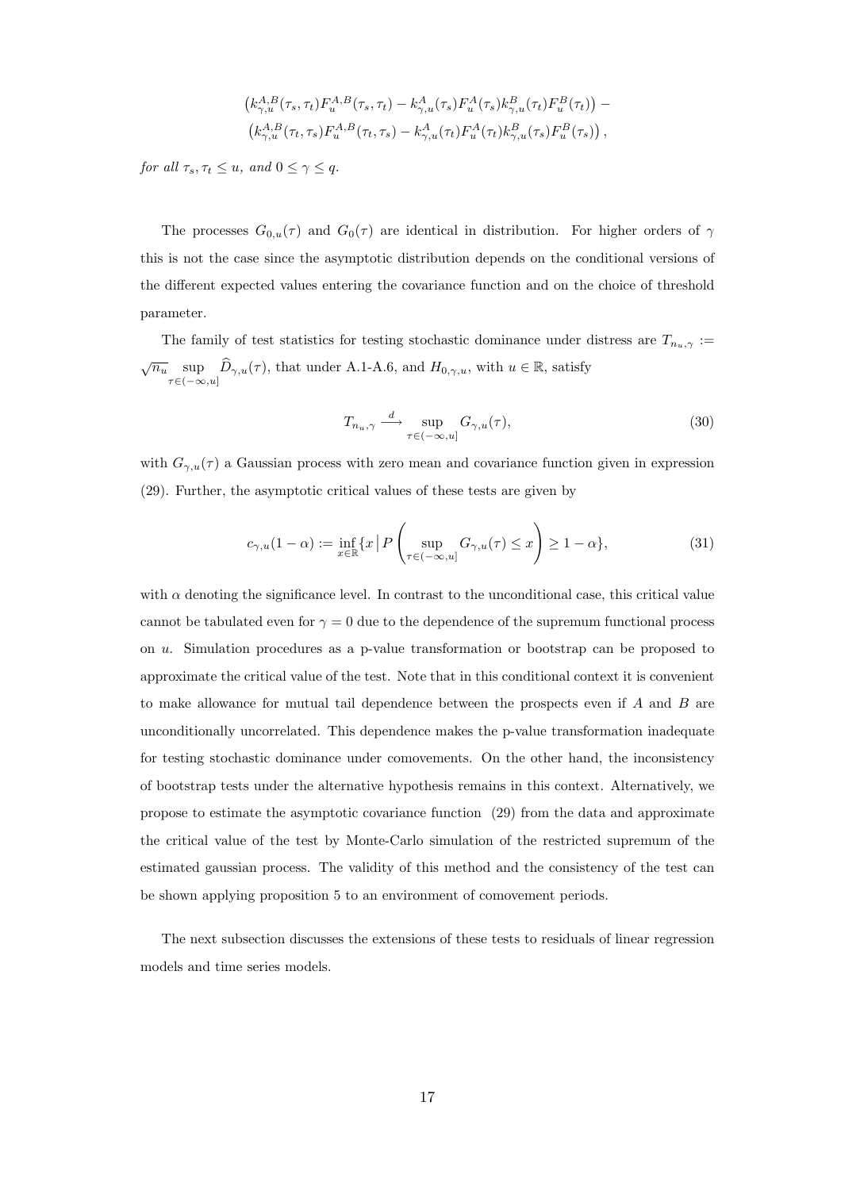$$
\left(k_{\gamma,u}^{A,B}(\tau_s,\tau_t)F_u^{A,B}(\tau_s,\tau_t) - k_{\gamma,u}^{A}(\tau_s)F_u^{A}(\tau_s)k_{\gamma,u}^{B}(\tau_t)F_u^{B}(\tau_t)\right) -
$$
$$
\left(k_{\gamma,u}^{A,B}(\tau_t,\tau_s)F_u^{A,B}(\tau_t,\tau_s) - k_{\gamma,u}^{A}(\tau_t)F_u^{A}(\tau_t)k_{\gamma,u}^{B}(\tau_s)F_u^{B}(\tau_s)\right),
$$

*for all* $\tau_s, \tau_t \leq u$, *and* $0 \leq \gamma \leq q$.

The processes $G_{0,u}(\tau)$ and $G_0(\tau)$ are identical in distribution. For higher orders of $\gamma$ this is not the case since the asymptotic distribution depends on the conditional versions of the different expected values entering the covariance function and on the choice of threshold parameter.

The family of test statistics for testing stochastic dominance under distress are $T_{n_u,\gamma} := \sqrt{n_u} \sup_{\tau \in (-\infty,u]} \widehat{D}_{\gamma,u}(\tau)$, that under A.1-A.6, and $H_{0,\gamma,u}$, with $u \in \mathbb{R}$, satisfy

$$
T_{n_u,\gamma} \xrightarrow{d} \sup_{\tau \in (-\infty,u]} G_{\gamma,u}(\tau), \tag{30}
$$

with $G_{\gamma,u}(\tau)$ a Gaussian process with zero mean and covariance function given in expression (29). Further, the asymptotic critical values of these tests are given by

$$
c_{\gamma,u}(1-\alpha) := \inf_{x \in \mathbb{R}} \{x \,|\, P\left(\sup_{\tau \in (-\infty,u]} G_{\gamma,u}(\tau) \leq x\right) \geq 1-\alpha\}, \tag{31}
$$

with $\alpha$ denoting the significance level. In contrast to the unconditional case, this critical value cannot be tabulated even for $\gamma = 0$ due to the dependence of the supremum functional process on $u$. Simulation procedures as a p-value transformation or bootstrap can be proposed to approximate the critical value of the test. Note that in this conditional context it is convenient to make allowance for mutual tail dependence between the prospects even if $A$ and $B$ are unconditionally uncorrelated. This dependence makes the p-value transformation inadequate for testing stochastic dominance under comovements. On the other hand, the inconsistency of bootstrap tests under the alternative hypothesis remains in this context. Alternatively, we propose to estimate the asymptotic covariance function (29) from the data and approximate the critical value of the test by Monte-Carlo simulation of the restricted supremum of the estimated gaussian process. The validity of this method and the consistency of the test can be shown applying proposition 5 to an environment of comovement periods.

The next subsection discusses the extensions of these tests to residuals of linear regression models and time series models.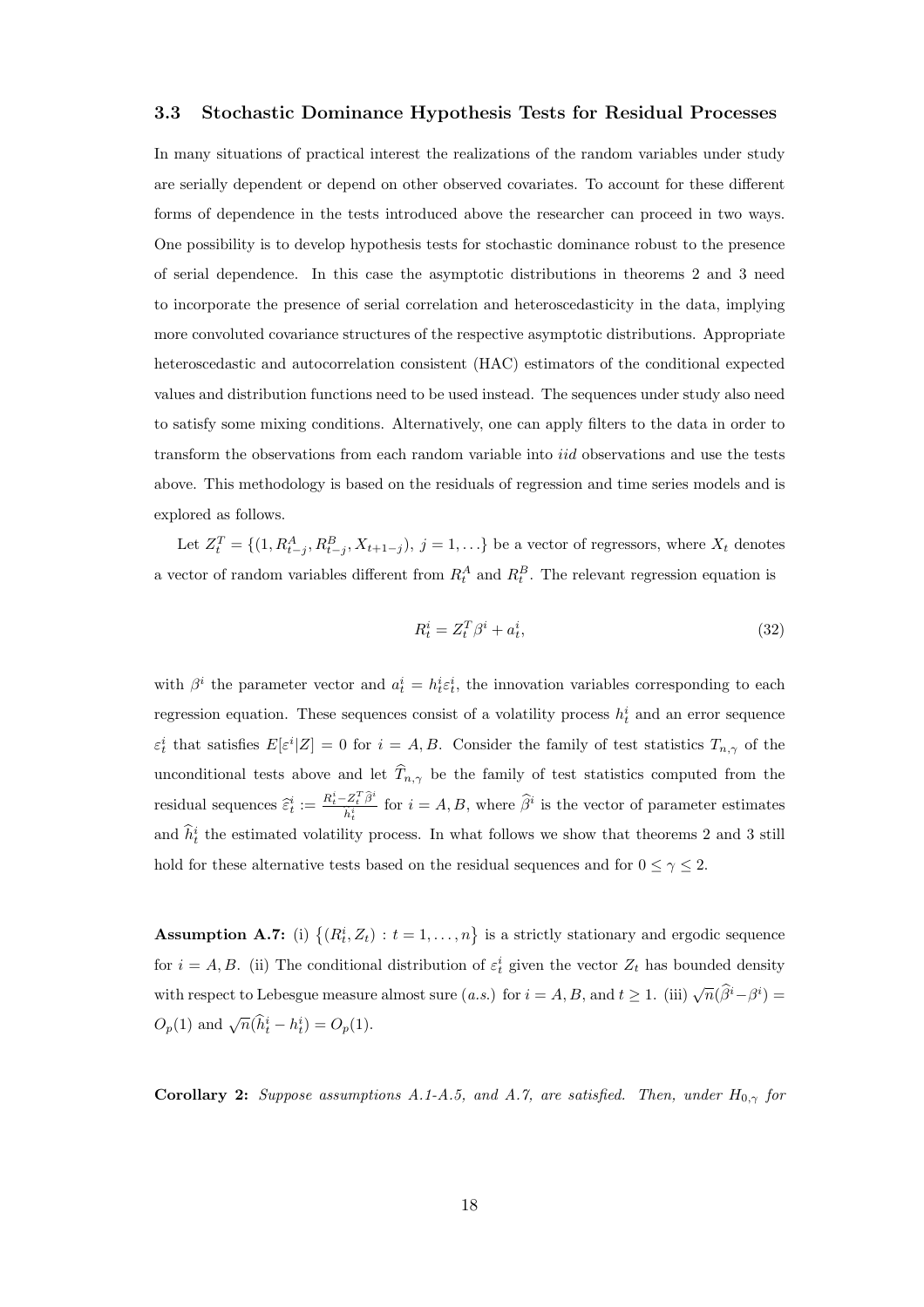### 3.3 Stochastic Dominance Hypothesis Tests for Residual Processes

In many situations of practical interest the realizations of the random variables under study are serially dependent or depend on other observed covariates. To account for these different forms of dependence in the tests introduced above the researcher can proceed in two ways. One possibility is to develop hypothesis tests for stochastic dominance robust to the presence of serial dependence. In this case the asymptotic distributions in theorems 2 and 3 need to incorporate the presence of serial correlation and heteroscedasticity in the data, implying more convoluted covariance structures of the respective asymptotic distributions. Appropriate heteroscedastic and autocorrelation consistent (HAC) estimators of the conditional expected values and distribution functions need to be used instead. The sequences under study also need to satisfy some mixing conditions. Alternatively, one can apply filters to the data in order to transform the observations from each random variable into *iid* observations and use the tests above. This methodology is based on the residuals of regression and time series models and is explored as follows.

Let $Z_t^T = \{(1, R_{t-j}^A, R_{t-j}^B, X_{t+1-j}),\ j = 1, \ldots\}$ be a vector of regressors, where $X_t$ denotes a vector of random variables different from $R_t^A$ and $R_t^B$. The relevant regression equation is

$$R_t^i = Z_t^T \beta^i + a_t^i, \tag{32}$$

with $\beta^i$ the parameter vector and $a_t^i = h_t^i \varepsilon_t^i$, the innovation variables corresponding to each regression equation. These sequences consist of a volatility process $h_t^i$ and an error sequence $\varepsilon_t^i$ that satisfies $E[\varepsilon^i | Z] = 0$ for $i = A, B$. Consider the family of test statistics $T_{n,\gamma}$ of the unconditional tests above and let $\widehat{T}_{n,\gamma}$ be the family of test statistics computed from the residual sequences $\widehat{\varepsilon}_t^i := \frac{R_t^i - Z_t^T \widehat{\beta}^i}{\widehat{h}_t^i}$ for $i = A, B$, where $\widehat{\beta}^i$ is the vector of parameter estimates and $\widehat{h}_t^i$ the estimated volatility process. In what follows we show that theorems 2 and 3 still hold for these alternative tests based on the residual sequences and for $0 \leq \gamma \leq 2$.

**Assumption A.7:** (i) $\{(R_t^i, Z_t) : t = 1, \ldots, n\}$ is a strictly stationary and ergodic sequence for $i = A, B$. (ii) The conditional distribution of $\varepsilon_t^i$ given the vector $Z_t$ has bounded density with respect to Lebesgue measure almost sure ($a.s.$) for $i = A, B$, and $t \geq 1$. (iii) $\sqrt{n}(\widehat{\beta}^i - \beta^i) = O_p(1)$ and $\sqrt{n}(\widehat{h}_t^i - h_t^i) = O_p(1)$.

**Corollary 2:** *Suppose assumptions A.1-A.5, and A.7, are satisfied. Then, under $H_{0,\gamma}$ for*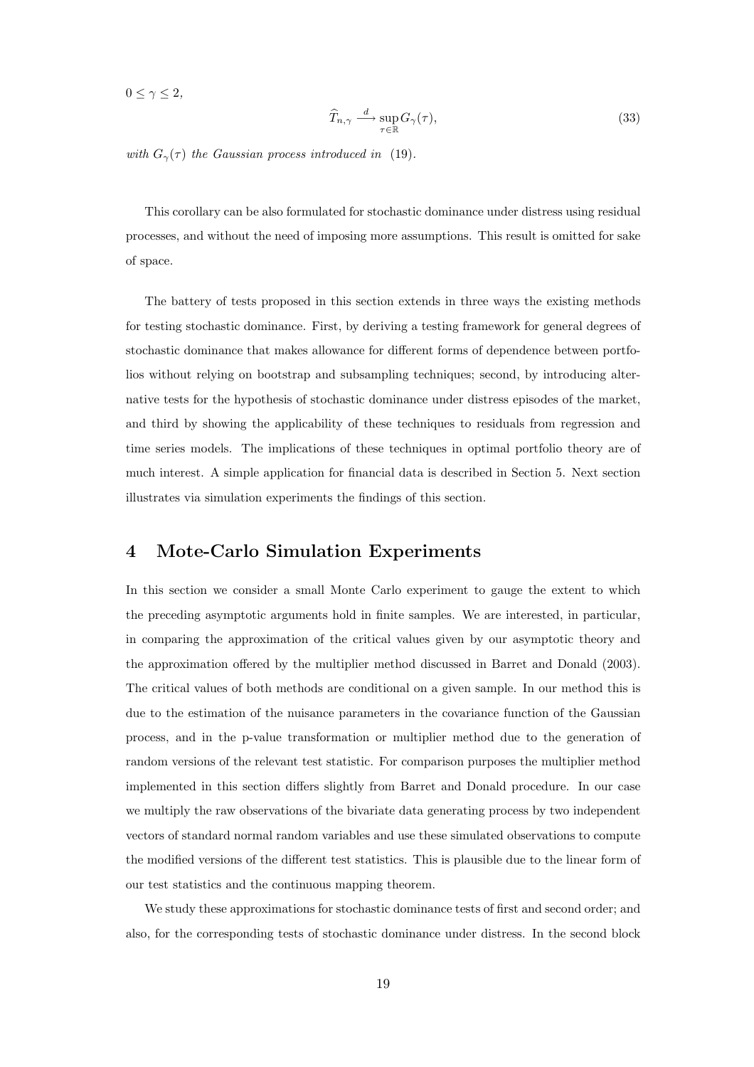$0 \leq \gamma \leq 2$,

$$\widehat{T}_{n,\gamma} \xrightarrow{d} \sup_{\tau \in \mathbb{R}} G_{\gamma}(\tau), \tag{33}$$

*with $G_{\gamma}(\tau)$ the Gaussian process introduced in* (19).

This corollary can be also formulated for stochastic dominance under distress using residual processes, and without the need of imposing more assumptions. This result is omitted for sake of space.

The battery of tests proposed in this section extends in three ways the existing methods for testing stochastic dominance. First, by deriving a testing framework for general degrees of stochastic dominance that makes allowance for different forms of dependence between portfolios without relying on bootstrap and subsampling techniques; second, by introducing alternative tests for the hypothesis of stochastic dominance under distress episodes of the market, and third by showing the applicability of these techniques to residuals from regression and time series models. The implications of these techniques in optimal portfolio theory are of much interest. A simple application for financial data is described in Section 5. Next section illustrates via simulation experiments the findings of this section.

## 4 Mote-Carlo Simulation Experiments

In this section we consider a small Monte Carlo experiment to gauge the extent to which the preceding asymptotic arguments hold in finite samples. We are interested, in particular, in comparing the approximation of the critical values given by our asymptotic theory and the approximation offered by the multiplier method discussed in Barret and Donald (2003). The critical values of both methods are conditional on a given sample. In our method this is due to the estimation of the nuisance parameters in the covariance function of the Gaussian process, and in the p-value transformation or multiplier method due to the generation of random versions of the relevant test statistic. For comparison purposes the multiplier method implemented in this section differs slightly from Barret and Donald procedure. In our case we multiply the raw observations of the bivariate data generating process by two independent vectors of standard normal random variables and use these simulated observations to compute the modified versions of the different test statistics. This is plausible due to the linear form of our test statistics and the continuous mapping theorem.

We study these approximations for stochastic dominance tests of first and second order; and also, for the corresponding tests of stochastic dominance under distress. In the second block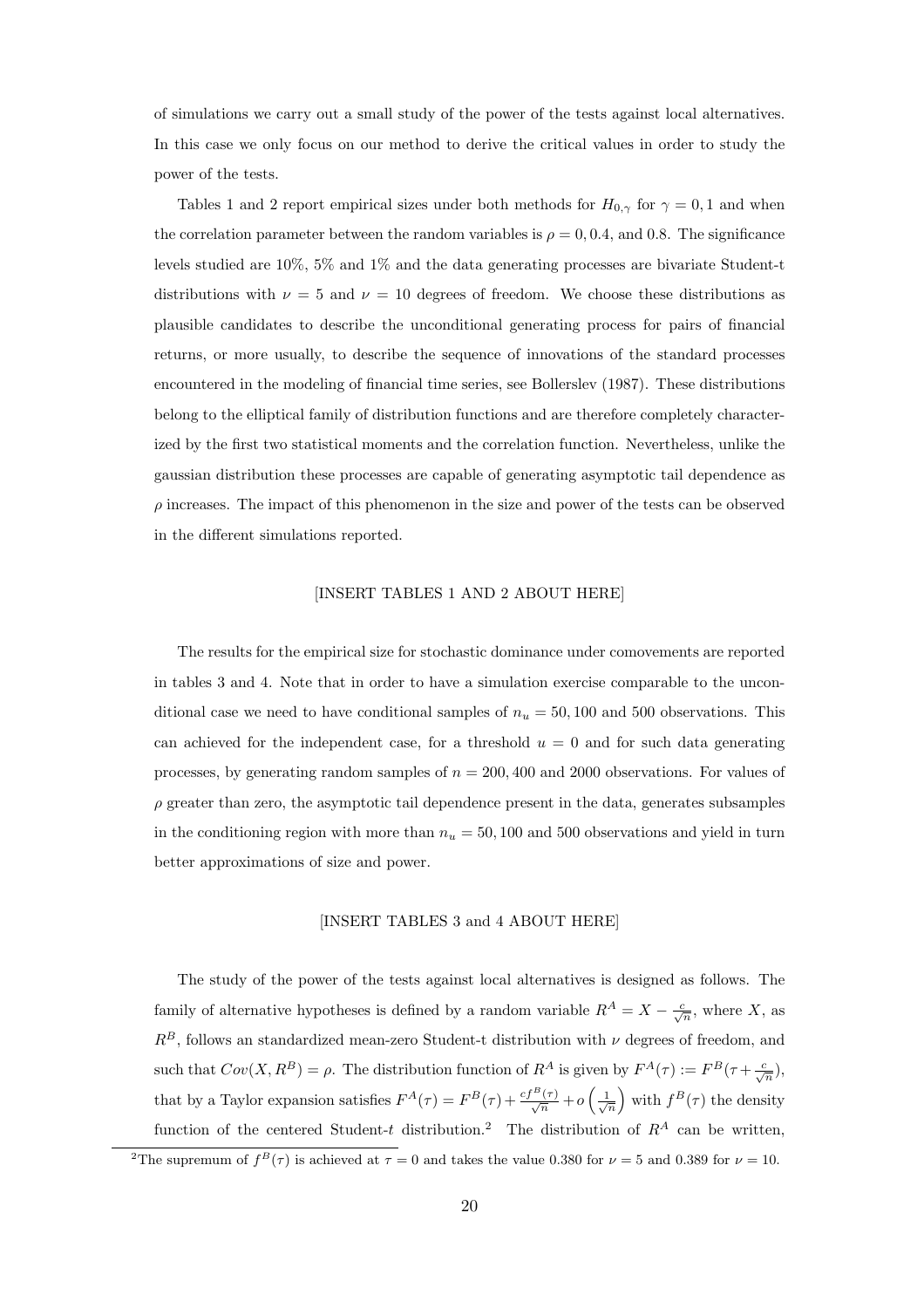of simulations we carry out a small study of the power of the tests against local alternatives. In this case we only focus on our method to derive the critical values in order to study the power of the tests.

Tables 1 and 2 report empirical sizes under both methods for $H_{0,\gamma}$ for $\gamma = 0, 1$ and when the correlation parameter between the random variables is $\rho = 0, 0.4$, and $0.8$. The significance levels studied are 10%, 5% and 1% and the data generating processes are bivariate Student-t distributions with $\nu = 5$ and $\nu = 10$ degrees of freedom. We choose these distributions as plausible candidates to describe the unconditional generating process for pairs of financial returns, or more usually, to describe the sequence of innovations of the standard processes encountered in the modeling of financial time series, see Bollerslev (1987). These distributions belong to the elliptical family of distribution functions and are therefore completely characterized by the first two statistical moments and the correlation function. Nevertheless, unlike the gaussian distribution these processes are capable of generating asymptotic tail dependence as $\rho$ increases. The impact of this phenomenon in the size and power of the tests can be observed in the different simulations reported.

[INSERT TABLES 1 AND 2 ABOUT HERE]

The results for the empirical size for stochastic dominance under comovements are reported in tables 3 and 4. Note that in order to have a simulation exercise comparable to the unconditional case we need to have conditional samples of $n_u = 50, 100$ and $500$ observations. This can achieved for the independent case, for a threshold $u = 0$ and for such data generating processes, by generating random samples of $n = 200, 400$ and $2000$ observations. For values of $\rho$ greater than zero, the asymptotic tail dependence present in the data, generates subsamples in the conditioning region with more than $n_u = 50, 100$ and $500$ observations and yield in turn better approximations of size and power.

[INSERT TABLES 3 and 4 ABOUT HERE]

The study of the power of the tests against local alternatives is designed as follows. The family of alternative hypotheses is defined by a random variable $R^A = X - \frac{c}{\sqrt{n}}$, where $X$, as $R^B$, follows an standardized mean-zero Student-t distribution with $\nu$ degrees of freedom, and such that $Cov(X, R^B) = \rho$. The distribution function of $R^A$ is given by $F^A(\tau) := F^B(\tau + \frac{c}{\sqrt{n}})$, that by a Taylor expansion satisfies $F^A(\tau) = F^B(\tau) + \frac{cf^B(\tau)}{\sqrt{n}} + o\left(\frac{1}{\sqrt{n}}\right)$ with $f^B(\tau)$ the density function of the centered Student-$t$ distribution.[2] The distribution of $R^A$ can be written,

[2]The supremum of $f^B(\tau)$ is achieved at $\tau = 0$ and takes the value 0.380 for $\nu = 5$ and 0.389 for $\nu = 10$.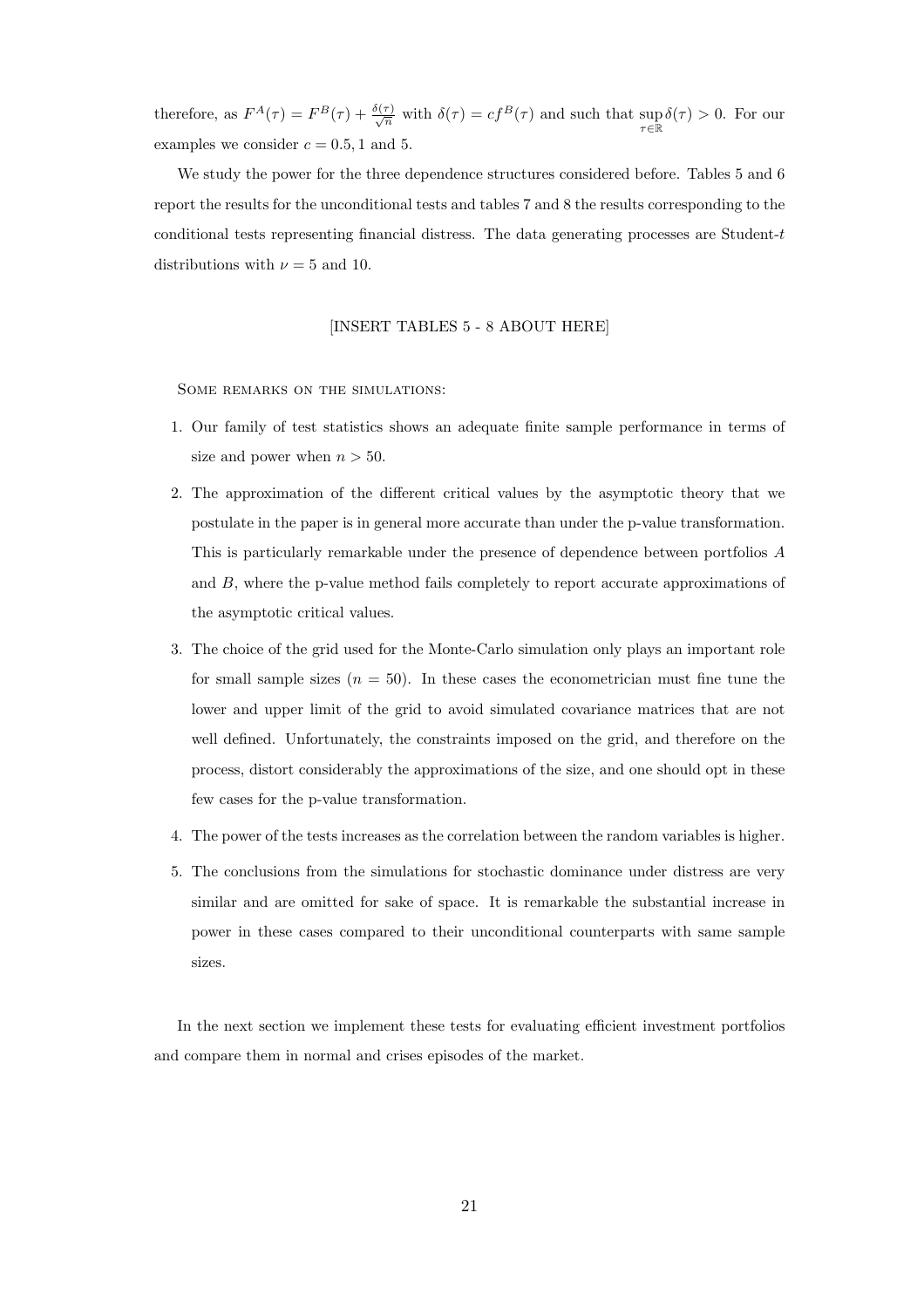therefore, as $F^A(\tau) = F^B(\tau) + \frac{\delta(\tau)}{\sqrt{n}}$ with $\delta(\tau) = cf^B(\tau)$ and such that $\sup_{\tau \in \mathbb{R}} \delta(\tau) > 0$. For our examples we consider $c = 0.5, 1$ and 5.

We study the power for the three dependence structures considered before. Tables 5 and 6 report the results for the unconditional tests and tables 7 and 8 the results corresponding to the conditional tests representing financial distress. The data generating processes are Student-$t$ distributions with $\nu = 5$ and 10.

[INSERT TABLES 5 - 8 ABOUT HERE]

Some remarks on the simulations:

1. Our family of test statistics shows an adequate finite sample performance in terms of size and power when $n > 50$.
2. The approximation of the different critical values by the asymptotic theory that we postulate in the paper is in general more accurate than under the p-value transformation. This is particularly remarkable under the presence of dependence between portfolios $A$ and $B$, where the p-value method fails completely to report accurate approximations of the asymptotic critical values.
3. The choice of the grid used for the Monte-Carlo simulation only plays an important role for small sample sizes ($n = 50$). In these cases the econometrician must fine tune the lower and upper limit of the grid to avoid simulated covariance matrices that are not well defined. Unfortunately, the constraints imposed on the grid, and therefore on the process, distort considerably the approximations of the size, and one should opt in these few cases for the p-value transformation.
4. The power of the tests increases as the correlation between the random variables is higher.
5. The conclusions from the simulations for stochastic dominance under distress are very similar and are omitted for sake of space. It is remarkable the substantial increase in power in these cases compared to their unconditional counterparts with same sample sizes.

In the next section we implement these tests for evaluating efficient investment portfolios and compare them in normal and crises episodes of the market.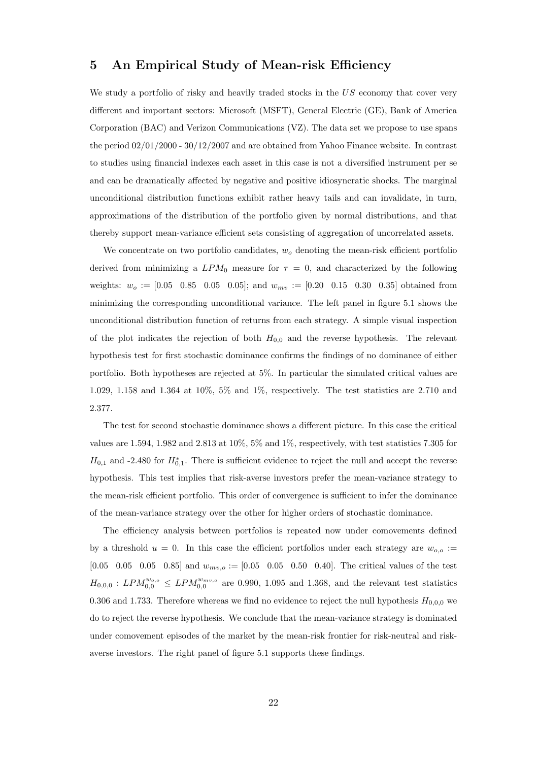## 5 An Empirical Study of Mean-risk Efficiency

We study a portfolio of risky and heavily traded stocks in the $US$ economy that cover very different and important sectors: Microsoft (MSFT), General Electric (GE), Bank of America Corporation (BAC) and Verizon Communications (VZ). The data set we propose to use spans the period 02/01/2000 - 30/12/2007 and are obtained from Yahoo Finance website. In contrast to studies using financial indexes each asset in this case is not a diversified instrument per se and can be dramatically affected by negative and positive idiosyncratic shocks. The marginal unconditional distribution functions exhibit rather heavy tails and can invalidate, in turn, approximations of the distribution of the portfolio given by normal distributions, and that thereby support mean-variance efficient sets consisting of aggregation of uncorrelated assets.

We concentrate on two portfolio candidates, $w_o$ denoting the mean-risk efficient portfolio derived from minimizing a $LPM_0$ measure for $\tau = 0$, and characterized by the following weights: $w_o := [0.05 \quad 0.85 \quad 0.05 \quad 0.05]$; and $w_{mv} := [0.20 \quad 0.15 \quad 0.30 \quad 0.35]$ obtained from minimizing the corresponding unconditional variance. The left panel in figure 5.1 shows the unconditional distribution function of returns from each strategy. A simple visual inspection of the plot indicates the rejection of both $H_{0,0}$ and the reverse hypothesis. The relevant hypothesis test for first stochastic dominance confirms the findings of no dominance of either portfolio. Both hypotheses are rejected at 5%. In particular the simulated critical values are 1.029, 1.158 and 1.364 at 10%, 5% and 1%, respectively. The test statistics are 2.710 and 2.377.

The test for second stochastic dominance shows a different picture. In this case the critical values are 1.594, 1.982 and 2.813 at 10%, 5% and 1%, respectively, with test statistics 7.305 for $H_{0,1}$ and -2.480 for $H^{*}_{0,1}$. There is sufficient evidence to reject the null and accept the reverse hypothesis. This test implies that risk-averse investors prefer the mean-variance strategy to the mean-risk efficient portfolio. This order of convergence is sufficient to infer the dominance of the mean-variance strategy over the other for higher orders of stochastic dominance.

The efficiency analysis between portfolios is repeated now under comovements defined by a threshold $u = 0$. In this case the efficient portfolios under each strategy are $w_{o,o} := [0.05 \quad 0.05 \quad 0.05 \quad 0.85]$ and $w_{mv,o} := [0.05 \quad 0.05 \quad 0.50 \quad 0.40]$. The critical values of the test $H_{0,0,0} : LPM_{0,0}^{w_{o,o}} \leq LPM_{0,0}^{w_{mv,o}}$ are 0.990, 1.095 and 1.368, and the relevant test statistics 0.306 and 1.733. Therefore whereas we find no evidence to reject the null hypothesis $H_{0,0,0}$ we do to reject the reverse hypothesis. We conclude that the mean-variance strategy is dominated under comovement episodes of the market by the mean-risk frontier for risk-neutral and risk-averse investors. The right panel of figure 5.1 supports these findings.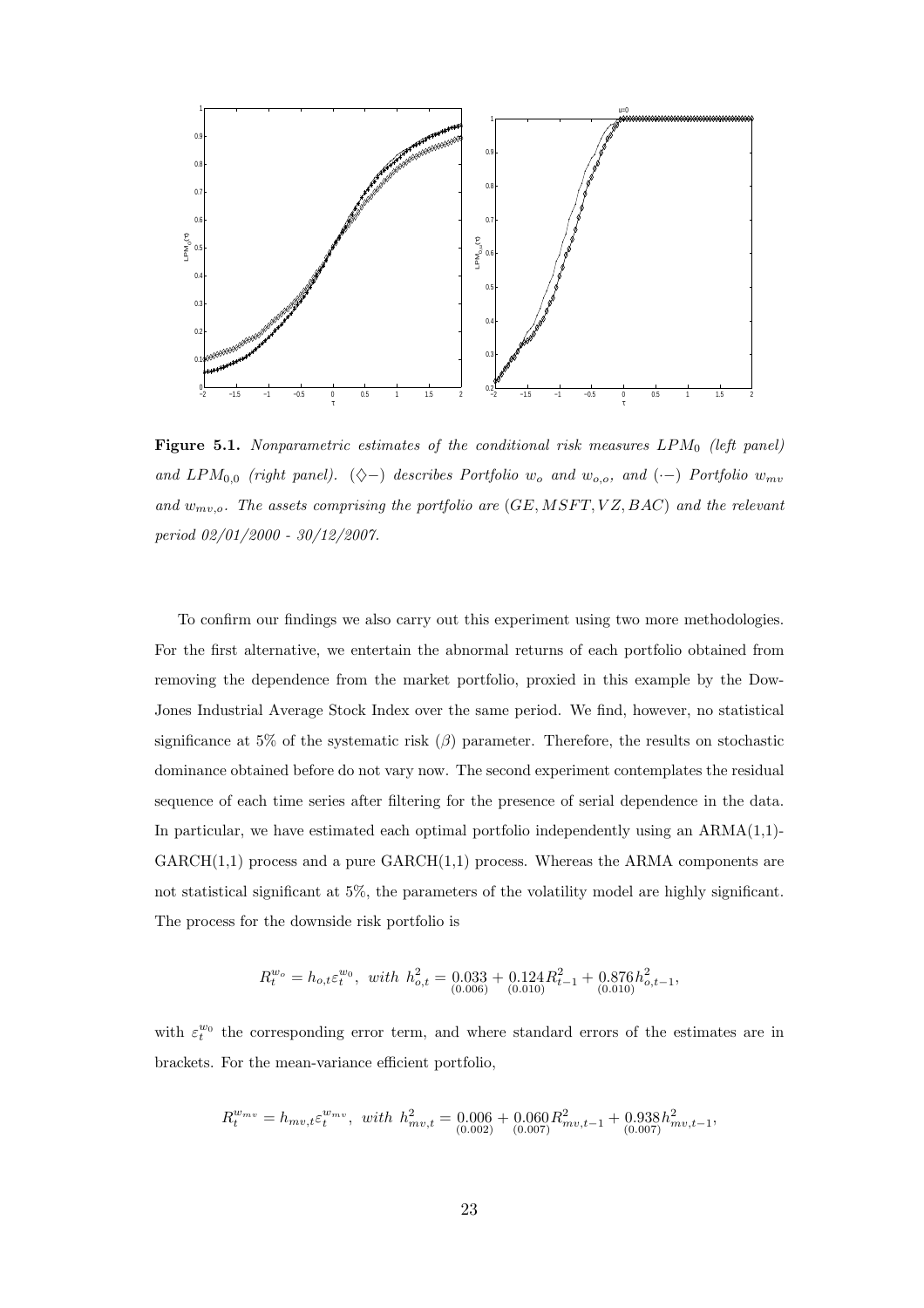**Figure 5.1.** *Nonparametric estimates of the conditional risk measures $LPM_0$ (left panel) and $LPM_{0,0}$ (right panel). ($\diamondsuit-$) describes Portfolio $w_o$ and $w_{o,o}$, and ($\cdot-$) Portfolio $w_{mv}$ and $w_{mv,o}$. The assets comprising the portfolio are $(GE, MSFT, VZ, BAC)$ and the relevant period 02/01/2000 - 30/12/2007.*

To confirm our findings we also carry out this experiment using two more methodologies. For the first alternative, we entertain the abnormal returns of each portfolio obtained from removing the dependence from the market portfolio, proxied in this example by the Dow-Jones Industrial Average Stock Index over the same period. We find, however, no statistical significance at 5% of the systematic risk ($\beta$) parameter. Therefore, the results on stochastic dominance obtained before do not vary now. The second experiment contemplates the residual sequence of each time series after filtering for the presence of serial dependence in the data. In particular, we have estimated each optimal portfolio independently using an ARMA(1,1)-GARCH(1,1) process and a pure GARCH(1,1) process. Whereas the ARMA components are not statistical significant at 5%, the parameters of the volatility model are highly significant. The process for the downside risk portfolio is

$$R_t^{w_o} = h_{o,t}\varepsilon_t^{w_0}, \ \textit{with} \ h_{o,t}^2 = \underset{(0.006)}{0.033} + \underset{(0.010)}{0.124} R_{t-1}^2 + \underset{(0.010)}{0.876} h_{o,t-1}^2,$$

with $\varepsilon_t^{w_0}$ the corresponding error term, and where standard errors of the estimates are in brackets. For the mean-variance efficient portfolio,

$$R_t^{w_{mv}} = h_{mv,t}\varepsilon_t^{w_{mv}}, \ \textit{with} \ h_{mv,t}^2 = \underset{(0.002)}{0.006} + \underset{(0.007)}{0.060} R_{mv,t-1}^2 + \underset{(0.007)}{0.938} h_{mv,t-1}^2,$$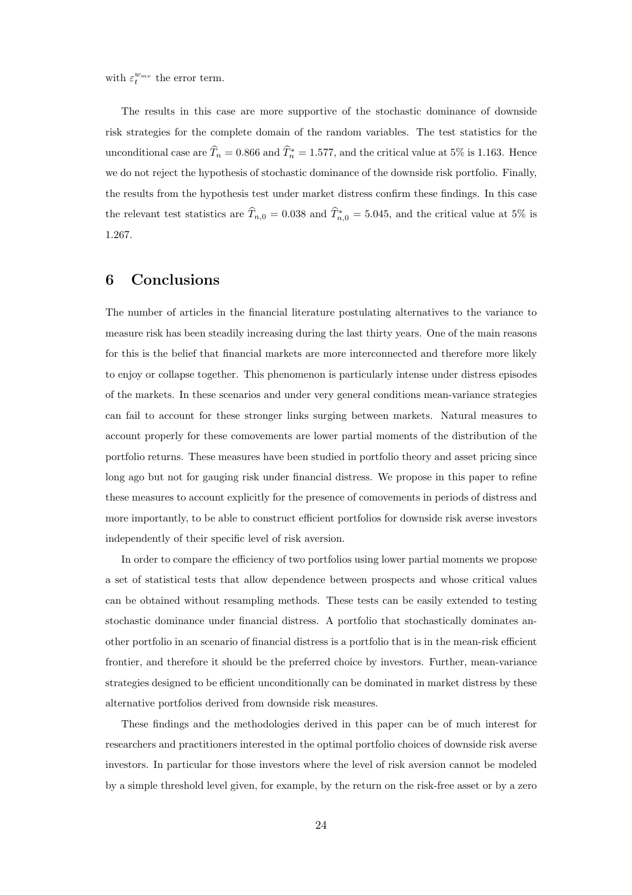with $\varepsilon_t^{w_{mv}}$ the error term.

The results in this case are more supportive of the stochastic dominance of downside risk strategies for the complete domain of the random variables. The test statistics for the unconditional case are $\widehat{T}_n = 0.866$ and $\widehat{T}_n^* = 1.577$, and the critical value at 5% is 1.163. Hence we do not reject the hypothesis of stochastic dominance of the downside risk portfolio. Finally, the results from the hypothesis test under market distress confirm these findings. In this case the relevant test statistics are $\widehat{T}_{n,0} = 0.038$ and $\widehat{T}_{n,0}^* = 5.045$, and the critical value at 5% is 1.267.

# 6 Conclusions

The number of articles in the financial literature postulating alternatives to the variance to measure risk has been steadily increasing during the last thirty years. One of the main reasons for this is the belief that financial markets are more interconnected and therefore more likely to enjoy or collapse together. This phenomenon is particularly intense under distress episodes of the markets. In these scenarios and under very general conditions mean-variance strategies can fail to account for these stronger links surging between markets. Natural measures to account properly for these comovements are lower partial moments of the distribution of the portfolio returns. These measures have been studied in portfolio theory and asset pricing since long ago but not for gauging risk under financial distress. We propose in this paper to refine these measures to account explicitly for the presence of comovements in periods of distress and more importantly, to be able to construct efficient portfolios for downside risk averse investors independently of their specific level of risk aversion.

In order to compare the efficiency of two portfolios using lower partial moments we propose a set of statistical tests that allow dependence between prospects and whose critical values can be obtained without resampling methods. These tests can be easily extended to testing stochastic dominance under financial distress. A portfolio that stochastically dominates another portfolio in an scenario of financial distress is a portfolio that is in the mean-risk efficient frontier, and therefore it should be the preferred choice by investors. Further, mean-variance strategies designed to be efficient unconditionally can be dominated in market distress by these alternative portfolios derived from downside risk measures.

These findings and the methodologies derived in this paper can be of much interest for researchers and practitioners interested in the optimal portfolio choices of downside risk averse investors. In particular for those investors where the level of risk aversion cannot be modeled by a simple threshold level given, for example, by the return on the risk-free asset or by a zero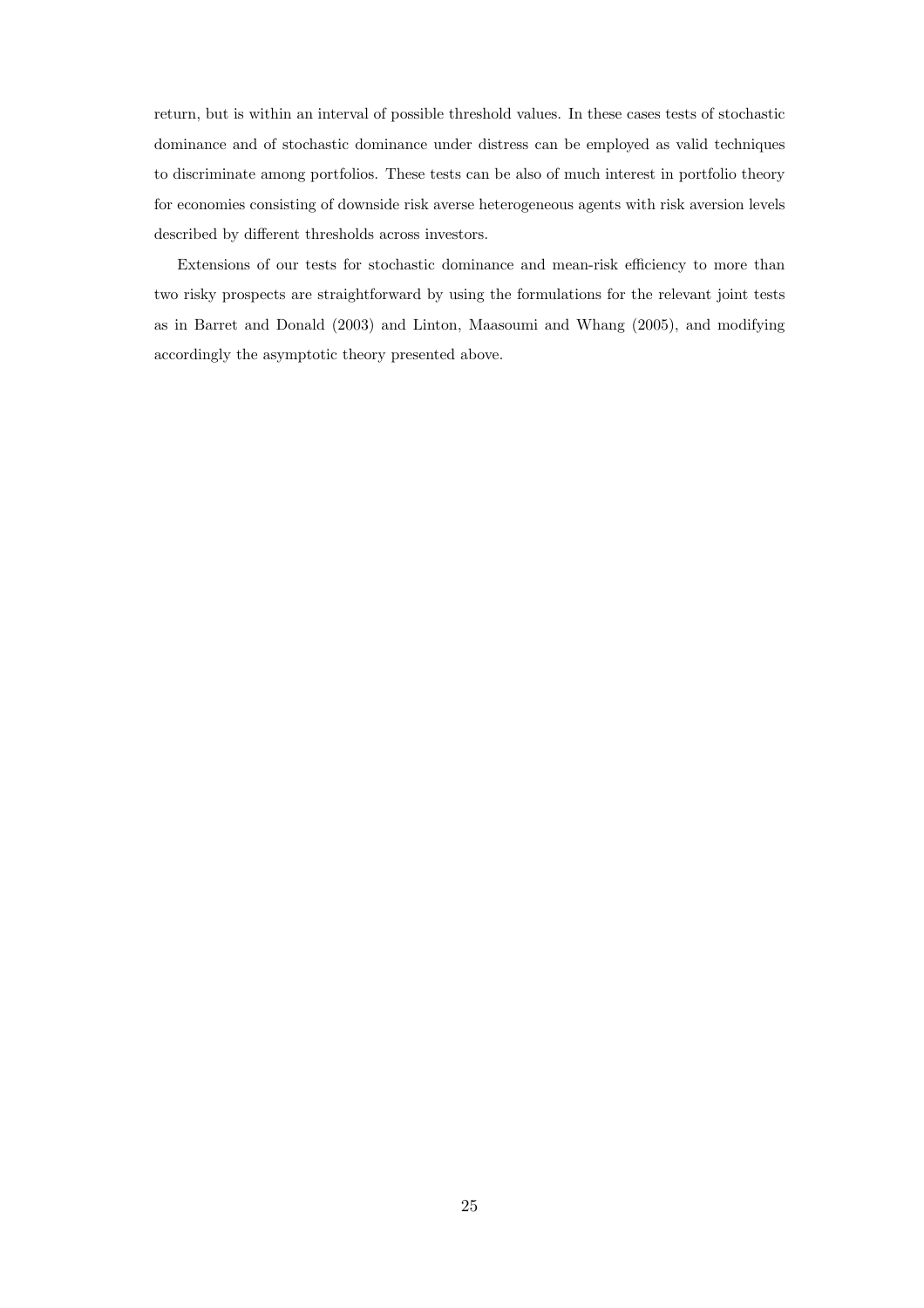return, but is within an interval of possible threshold values. In these cases tests of stochastic dominance and of stochastic dominance under distress can be employed as valid techniques to discriminate among portfolios. These tests can be also of much interest in portfolio theory for economies consisting of downside risk averse heterogeneous agents with risk aversion levels described by different thresholds across investors.

Extensions of our tests for stochastic dominance and mean-risk efficiency to more than two risky prospects are straightforward by using the formulations for the relevant joint tests as in Barret and Donald (2003) and Linton, Maasoumi and Whang (2005), and modifying accordingly the asymptotic theory presented above.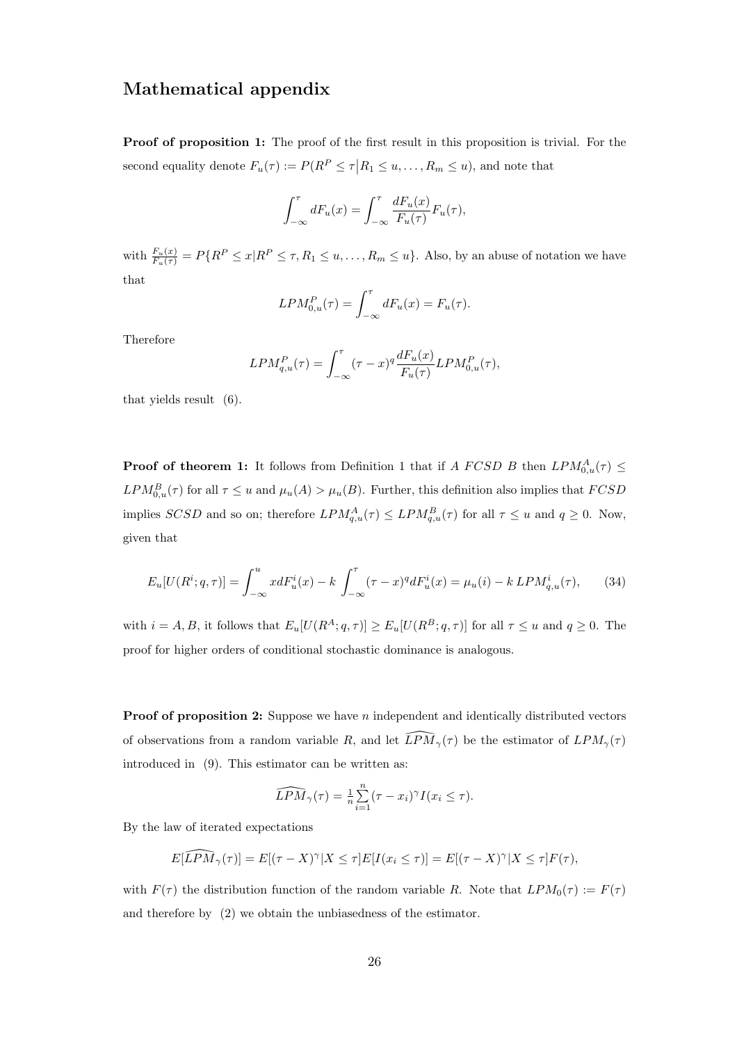## Mathematical appendix

**Proof of proposition 1:** The proof of the first result in this proposition is trivial. For the second equality denote $F_u(\tau) := P(R^P \leq \tau \big| R_1 \leq u, \ldots, R_m \leq u)$, and note that

$$\int_{-\infty}^{\tau} dF_u(x) = \int_{-\infty}^{\tau} \frac{dF_u(x)}{F_u(\tau)} F_u(\tau),$$

with $\frac{F_u(x)}{F_u(\tau)} = P\{R^P \leq x | R^P \leq \tau, R_1 \leq u, \ldots, R_m \leq u\}$. Also, by an abuse of notation we have that

$$LPM_{0,u}^P(\tau) = \int_{-\infty}^{\tau} dF_u(x) = F_u(\tau).$$

Therefore

$$LPM_{q,u}^P(\tau) = \int_{-\infty}^{\tau} (\tau - x)^q \frac{dF_u(x)}{F_u(\tau)} LPM_{0,u}^P(\tau),$$

that yields result (6).

**Proof of theorem 1:** It follows from Definition 1 that if $A$ $FCSD$ $B$ then $LPM_{0,u}^A(\tau) \leq LPM_{0,u}^B(\tau)$ for all $\tau \leq u$ and $\mu_u(A) > \mu_u(B)$. Further, this definition also implies that $FCSD$ implies $SCSD$ and so on; therefore $LPM_{q,u}^A(\tau) \leq LPM_{q,u}^B(\tau)$ for all $\tau \leq u$ and $q \geq 0$. Now, given that

$$E_u[U(R^i; q, \tau)] = \int_{-\infty}^{u} x dF_u^i(x) - k \int_{-\infty}^{\tau} (\tau - x)^q dF_u^i(x) = \mu_u(i) - k \, LPM_{q,u}^i(\tau), \tag{34}$$

with $i = A, B$, it follows that $E_u[U(R^A; q, \tau)] \geq E_u[U(R^B; q, \tau)]$ for all $\tau \leq u$ and $q \geq 0$. The proof for higher orders of conditional stochastic dominance is analogous.

**Proof of proposition 2:** Suppose we have $n$ independent and identically distributed vectors of observations from a random variable $R$, and let $\widehat{LPM}_\gamma(\tau)$ be the estimator of $LPM_\gamma(\tau)$ introduced in (9). This estimator can be written as:

$$\widehat{LPM}_\gamma(\tau) = \tfrac{1}{n} \sum_{i=1}^{n} (\tau - x_i)^\gamma I(x_i \leq \tau).$$

By the law of iterated expectations

$$E[\widehat{LPM}_\gamma(\tau)] = E[(\tau - X)^\gamma | X \leq \tau] E[I(x_i \leq \tau)] = E[(\tau - X)^\gamma | X \leq \tau] F(\tau),$$

with $F(\tau)$ the distribution function of the random variable $R$. Note that $LPM_0(\tau) := F(\tau)$ and therefore by (2) we obtain the unbiasedness of the estimator.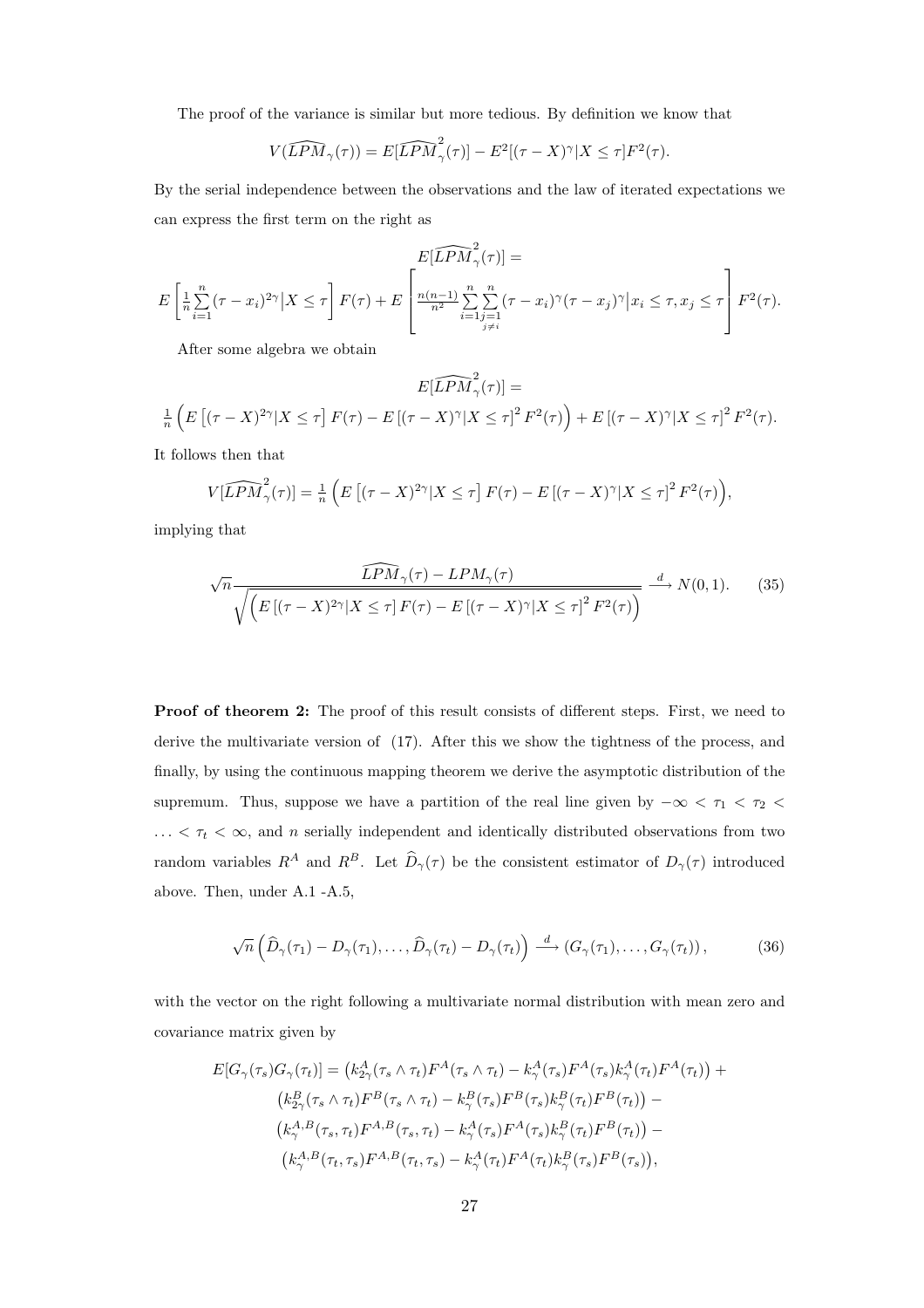The proof of the variance is similar but more tedious. By definition we know that

$$V(\widehat{LPM}_\gamma(\tau)) = E[\widehat{LPM}_\gamma^2(\tau)] - E^2[(\tau - X)^\gamma | X \leq \tau] F^2(\tau).$$

By the serial independence between the observations and the law of iterated expectations we can express the first term on the right as

$$E[\widehat{LPM}_\gamma^2(\tau)] =$$

$$E\left[\frac{1}{n}\sum_{i=1}^{n}(\tau - x_i)^{2\gamma}\big| X \leq \tau\right] F(\tau) + E\left[\frac{n(n-1)}{n^2}\sum_{i=1}^{n}\sum_{\substack{j=1\\ j\neq i}}^{n}(\tau - x_i)^\gamma(\tau - x_j)^\gamma\big| x_i \leq \tau, x_j \leq \tau\right] F^2(\tau).$$

After some algebra we obtain

$$E[\widehat{LPM}_\gamma^2(\tau)] =$$

$$\frac{1}{n}\Big(E\left[(\tau - X)^{2\gamma} | X \leq \tau\right] F(\tau) - E\left[(\tau - X)^\gamma | X \leq \tau\right]^2 F^2(\tau)\Big) + E\left[(\tau - X)^\gamma | X \leq \tau\right]^2 F^2(\tau).$$

It follows then that

$$V[\widehat{LPM}_\gamma^2(\tau)] = \frac{1}{n}\Big(E\left[(\tau - X)^{2\gamma} | X \leq \tau\right] F(\tau) - E\left[(\tau - X)^\gamma | X \leq \tau\right]^2 F^2(\tau)\Big),$$

implying that

$$\sqrt{n}\frac{\widehat{LPM}_\gamma(\tau) - LPM_\gamma(\tau)}{\sqrt{\Big(E\left[(\tau - X)^{2\gamma} | X \leq \tau\right] F(\tau) - E\left[(\tau - X)^\gamma | X \leq \tau\right]^2 F^2(\tau)\Big)}} \xrightarrow{d} N(0,1). \tag{35}$$

**Proof of theorem 2:** The proof of this result consists of different steps. First, we need to derive the multivariate version of (17). After this we show the tightness of the process, and finally, by using the continuous mapping theorem we derive the asymptotic distribution of the supremum. Thus, suppose we have a partition of the real line given by $-\infty < \tau_1 < \tau_2 < \ldots < \tau_t < \infty$, and $n$ serially independent and identically distributed observations from two random variables $R^A$ and $R^B$. Let $\widehat{D}_\gamma(\tau)$ be the consistent estimator of $D_\gamma(\tau)$ introduced above. Then, under A.1 -A.5,

$$\sqrt{n}\left(\widehat{D}_\gamma(\tau_1) - D_\gamma(\tau_1), \ldots, \widehat{D}_\gamma(\tau_t) - D_\gamma(\tau_t)\right) \xrightarrow{d} \left(G_\gamma(\tau_1), \ldots, G_\gamma(\tau_t)\right), \tag{36}$$

with the vector on the right following a multivariate normal distribution with mean zero and covariance matrix given by

$$\begin{aligned}
E[G_\gamma(\tau_s)G_\gamma(\tau_t)] = &\left(k_{2\gamma}^A(\tau_s \wedge \tau_t)F^A(\tau_s \wedge \tau_t) - k_\gamma^A(\tau_s)F^A(\tau_s)k_\gamma^A(\tau_t)F^A(\tau_t)\right) + \\
&\left(k_{2\gamma}^B(\tau_s \wedge \tau_t)F^B(\tau_s \wedge \tau_t) - k_\gamma^B(\tau_s)F^B(\tau_s)k_\gamma^B(\tau_t)F^B(\tau_t)\right) - \\
&\left(k_\gamma^{A,B}(\tau_s,\tau_t)F^{A,B}(\tau_s,\tau_t) - k_\gamma^A(\tau_s)F^A(\tau_s)k_\gamma^B(\tau_t)F^B(\tau_t)\right) - \\
&\left(k_\gamma^{A,B}(\tau_t,\tau_s)F^{A,B}(\tau_t,\tau_s) - k_\gamma^A(\tau_t)F^A(\tau_t)k_\gamma^B(\tau_s)F^B(\tau_s)\right),
\end{aligned}$$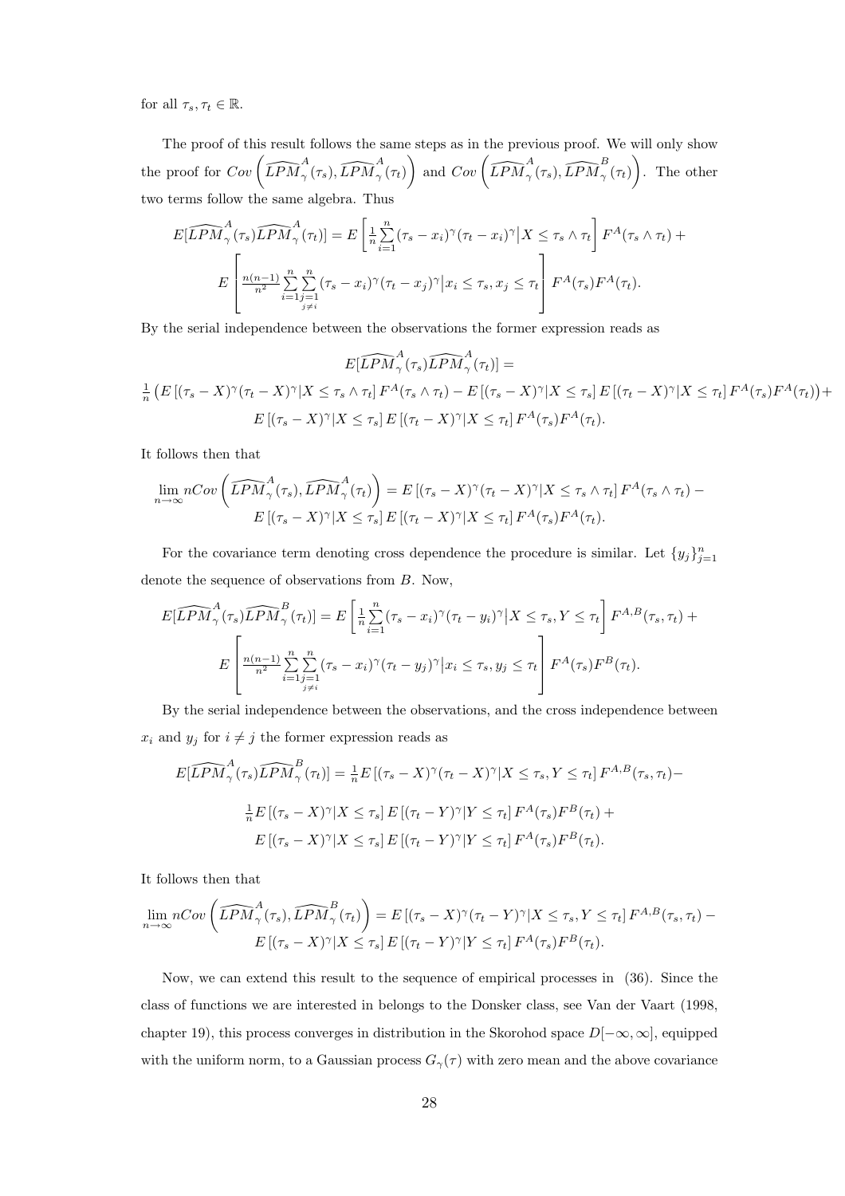for all $\tau_s, \tau_t \in \mathbb{R}$.

The proof of this result follows the same steps as in the previous proof. We will only show the proof for $Cov\left(\widehat{LPM}^A_\gamma(\tau_s), \widehat{LPM}^A_\gamma(\tau_t)\right)$ and $Cov\left(\widehat{LPM}^A_\gamma(\tau_s), \widehat{LPM}^B_\gamma(\tau_t)\right)$. The other two terms follow the same algebra. Thus

$$E[\widehat{LPM}^A_\gamma(\tau_s)\widehat{LPM}^A_\gamma(\tau_t)] = E\left[\tfrac{1}{n}\sum_{i=1}^{n}(\tau_s - x_i)^\gamma(\tau_t - x_i)^\gamma \big| X \le \tau_s \wedge \tau_t\right] F^A(\tau_s \wedge \tau_t) +$$
$$E\left[\tfrac{n(n-1)}{n^2}\sum_{i=1}^{n}\sum_{\substack{j=1 \\ j\neq i}}^{n}(\tau_s - x_i)^\gamma(\tau_t - x_j)^\gamma \big| x_i \le \tau_s, x_j \le \tau_t\right] F^A(\tau_s)F^A(\tau_t).$$

By the serial independence between the observations the former expression reads as

$$E[\widehat{LPM}^A_\gamma(\tau_s)\widehat{LPM}^A_\gamma(\tau_t)] =$$
$$\tfrac{1}{n}\left(E\left[(\tau_s - X)^\gamma(\tau_t - X)^\gamma | X \le \tau_s \wedge \tau_t\right] F^A(\tau_s \wedge \tau_t) - E\left[(\tau_s - X)^\gamma | X \le \tau_s\right] E\left[(\tau_t - X)^\gamma | X \le \tau_t\right] F^A(\tau_s)F^A(\tau_t)\right) +$$
$$E\left[(\tau_s - X)^\gamma | X \le \tau_s\right] E\left[(\tau_t - X)^\gamma | X \le \tau_t\right] F^A(\tau_s)F^A(\tau_t).$$

It follows then that

$$\lim_{n\to\infty} nCov\left(\widehat{LPM}^A_\gamma(\tau_s), \widehat{LPM}^A_\gamma(\tau_t)\right) = E\left[(\tau_s - X)^\gamma(\tau_t - X)^\gamma | X \le \tau_s \wedge \tau_t\right] F^A(\tau_s \wedge \tau_t) -$$
$$E\left[(\tau_s - X)^\gamma | X \le \tau_s\right] E\left[(\tau_t - X)^\gamma | X \le \tau_t\right] F^A(\tau_s)F^A(\tau_t).$$

For the covariance term denoting cross dependence the procedure is similar. Let $\{y_j\}_{j=1}^n$ denote the sequence of observations from $B$. Now,

$$E[\widehat{LPM}^A_\gamma(\tau_s)\widehat{LPM}^B_\gamma(\tau_t)] = E\left[\tfrac{1}{n}\sum_{i=1}^{n}(\tau_s - x_i)^\gamma(\tau_t - y_i)^\gamma \big| X \le \tau_s, Y \le \tau_t\right] F^{A,B}(\tau_s, \tau_t) +$$
$$E\left[\tfrac{n(n-1)}{n^2}\sum_{i=1}^{n}\sum_{\substack{j=1 \\ j\neq i}}^{n}(\tau_s - x_i)^\gamma(\tau_t - y_j)^\gamma \big| x_i \le \tau_s, y_j \le \tau_t\right] F^A(\tau_s)F^B(\tau_t).$$

By the serial independence between the observations, and the cross independence between $x_i$ and $y_j$ for $i \neq j$ the former expression reads as

$$E[\widehat{LPM}^A_\gamma(\tau_s)\widehat{LPM}^B_\gamma(\tau_t)] = \tfrac{1}{n}E\left[(\tau_s - X)^\gamma(\tau_t - X)^\gamma | X \le \tau_s, Y \le \tau_t\right] F^{A,B}(\tau_s, \tau_t) -$$
$$\tfrac{1}{n}E\left[(\tau_s - X)^\gamma | X \le \tau_s\right] E\left[(\tau_t - Y)^\gamma | Y \le \tau_t\right] F^A(\tau_s)F^B(\tau_t) +$$
$$E\left[(\tau_s - X)^\gamma | X \le \tau_s\right] E\left[(\tau_t - Y)^\gamma | Y \le \tau_t\right] F^A(\tau_s)F^B(\tau_t).$$

It follows then that

$$\lim_{n\to\infty} nCov\left(\widehat{LPM}^A_\gamma(\tau_s), \widehat{LPM}^B_\gamma(\tau_t)\right) = E\left[(\tau_s - X)^\gamma(\tau_t - Y)^\gamma | X \le \tau_s, Y \le \tau_t\right] F^{A,B}(\tau_s, \tau_t) -$$
$$E\left[(\tau_s - X)^\gamma | X \le \tau_s\right] E\left[(\tau_t - Y)^\gamma | Y \le \tau_t\right] F^A(\tau_s)F^B(\tau_t).$$

Now, we can extend this result to the sequence of empirical processes in (36). Since the class of functions we are interested in belongs to the Donsker class, see Van der Vaart (1998, chapter 19), this process converges in distribution in the Skorohod space $D[-\infty, \infty]$, equipped with the uniform norm, to a Gaussian process $G_\gamma(\tau)$ with zero mean and the above covariance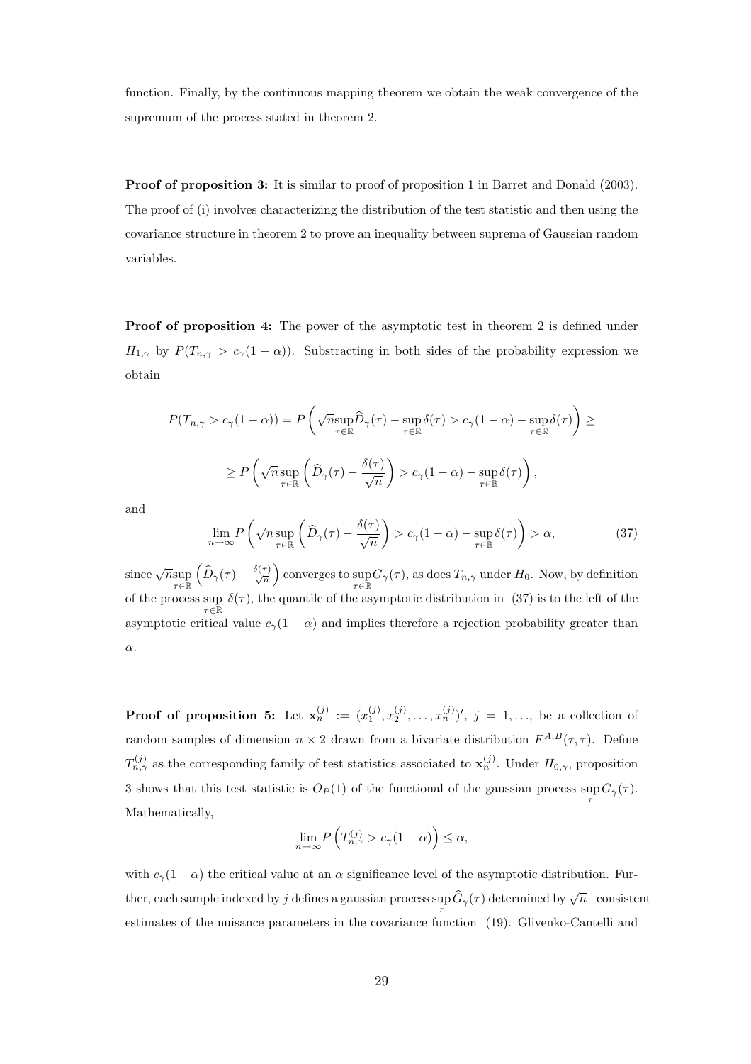function. Finally, by the continuous mapping theorem we obtain the weak convergence of the supremum of the process stated in theorem 2.

**Proof of proposition 3:** It is similar to proof of proposition 1 in Barret and Donald (2003). The proof of (i) involves characterizing the distribution of the test statistic and then using the covariance structure in theorem 2 to prove an inequality between suprema of Gaussian random variables.

**Proof of proposition 4:** The power of the asymptotic test in theorem 2 is defined under $H_{1,\gamma}$ by $P(T_{n,\gamma} > c_\gamma(1-\alpha))$. Substracting in both sides of the probability expression we obtain

$$P(T_{n,\gamma} > c_\gamma(1-\alpha)) = P\left(\sqrt{n}\sup_{\tau\in\mathbb{R}}\widehat{D}_\gamma(\tau) - \sup_{\tau\in\mathbb{R}}\delta(\tau) > c_\gamma(1-\alpha) - \sup_{\tau\in\mathbb{R}}\delta(\tau)\right) \geq$$

$$\geq P\left(\sqrt{n}\sup_{\tau\in\mathbb{R}}\left(\widehat{D}_\gamma(\tau) - \frac{\delta(\tau)}{\sqrt{n}}\right) > c_\gamma(1-\alpha) - \sup_{\tau\in\mathbb{R}}\delta(\tau)\right),$$

and

$$\lim_{n\to\infty} P\left(\sqrt{n}\sup_{\tau\in\mathbb{R}}\left(\widehat{D}_\gamma(\tau) - \frac{\delta(\tau)}{\sqrt{n}}\right) > c_\gamma(1-\alpha) - \sup_{\tau\in\mathbb{R}}\delta(\tau)\right) > \alpha, \tag{37}$$

since $\sqrt{n}\sup_{\tau\in\mathbb{R}}\left(\widehat{D}_\gamma(\tau) - \frac{\delta(\tau)}{\sqrt{n}}\right)$ converges to $\sup_{\tau\in\mathbb{R}} G_\gamma(\tau)$, as does $T_{n,\gamma}$ under $H_0$. Now, by definition of the process $\sup_{\tau\in\mathbb{R}}\delta(\tau)$, the quantile of the asymptotic distribution in (37) is to the left of the asymptotic critical value $c_\gamma(1-\alpha)$ and implies therefore a rejection probability greater than $\alpha$.

**Proof of proposition 5:** Let $\mathbf{x}_n^{(j)} := (x_1^{(j)}, x_2^{(j)}, \ldots, x_n^{(j)})'$, $j = 1, \ldots,$ be a collection of random samples of dimension $n \times 2$ drawn from a bivariate distribution $F^{A,B}(\tau,\tau)$. Define $T_{n,\gamma}^{(j)}$ as the corresponding family of test statistics associated to $\mathbf{x}_n^{(j)}$. Under $H_{0,\gamma}$, proposition 3 shows that this test statistic is $O_P(1)$ of the functional of the gaussian process $\sup_\tau G_\gamma(\tau)$. Mathematically,

$$\lim_{n\to\infty} P\left(T_{n,\gamma}^{(j)} > c_\gamma(1-\alpha)\right) \leq \alpha,$$

with $c_\gamma(1-\alpha)$ the critical value at an $\alpha$ significance level of the asymptotic distribution. Further, each sample indexed by $j$ defines a gaussian process $\sup_\tau \widehat{G}_\gamma(\tau)$ determined by $\sqrt{n}-$consistent estimates of the nuisance parameters in the covariance function (19). Glivenko-Cantelli and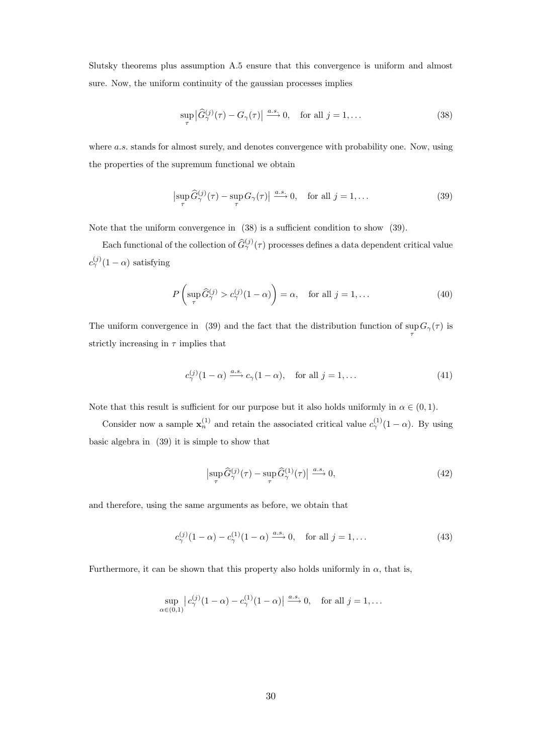Slutsky theorems plus assumption A.5 ensure that this convergence is uniform and almost sure. Now, the uniform continuity of the gaussian processes implies

$$\sup_{\tau} \left| \widehat{G}_{\gamma}^{(j)}(\tau) - G_{\gamma}(\tau) \right| \xrightarrow{a.s.} 0, \quad \text{for all } j = 1, \dots \tag{38}$$

where $a.s.$ stands for almost surely, and denotes convergence with probability one. Now, using the properties of the supremum functional we obtain

$$\left| \sup_{\tau} \widehat{G}_{\gamma}^{(j)}(\tau) - \sup_{\tau} G_{\gamma}(\tau) \right| \xrightarrow{a.s.} 0, \quad \text{for all } j = 1, \dots \tag{39}$$

Note that the uniform convergence in (38) is a sufficient condition to show (39).

Each functional of the collection of $\widehat{G}_{\gamma}^{(j)}(\tau)$ processes defines a data dependent critical value $c_{\gamma}^{(j)}(1-\alpha)$ satisfying

$$P\left( \sup_{\tau} \widehat{G}_{\gamma}^{(j)} > c_{\gamma}^{(j)}(1-\alpha) \right) = \alpha, \quad \text{for all } j = 1, \dots \tag{40}$$

The uniform convergence in (39) and the fact that the distribution function of $\sup_{\tau} G_{\gamma}(\tau)$ is strictly increasing in $\tau$ implies that

$$c_{\gamma}^{(j)}(1-\alpha) \xrightarrow{a.s.} c_{\gamma}(1-\alpha), \quad \text{for all } j = 1, \dots \tag{41}$$

Note that this result is sufficient for our purpose but it also holds uniformly in $\alpha \in (0,1)$.

Consider now a sample $\mathbf{x}_n^{(1)}$ and retain the associated critical value $c_{\gamma}^{(1)}(1-\alpha)$. By using basic algebra in (39) it is simple to show that

$$\left| \sup_{\tau} \widehat{G}_{\gamma}^{(j)}(\tau) - \sup_{\tau} \widehat{G}_{\gamma}^{(1)}(\tau) \right| \xrightarrow{a.s.} 0, \tag{42}$$

and therefore, using the same arguments as before, we obtain that

$$c_{\gamma}^{(j)}(1-\alpha) - c_{\gamma}^{(1)}(1-\alpha) \xrightarrow{a.s.} 0, \quad \text{for all } j = 1, \dots \tag{43}$$

Furthermore, it can be shown that this property also holds uniformly in $\alpha$, that is,

$$\sup_{\alpha \in (0,1)} \left| c_{\gamma}^{(j)}(1-\alpha) - c_{\gamma}^{(1)}(1-\alpha) \right| \xrightarrow{a.s.} 0, \quad \text{for all } j = 1, \dots$$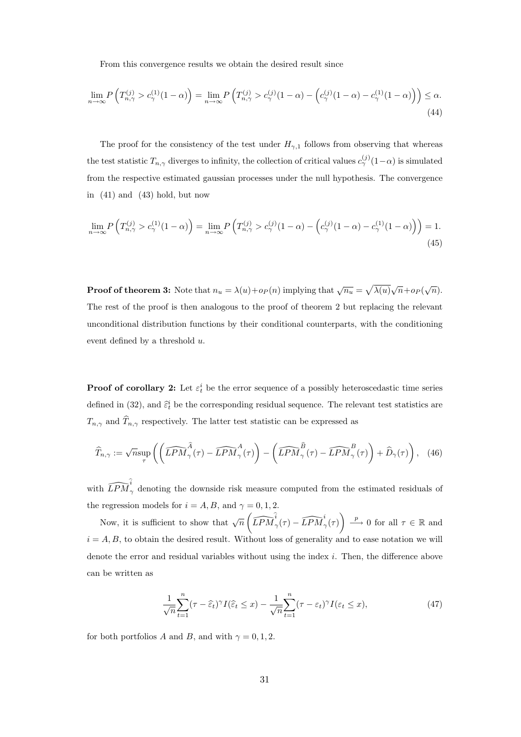From this convergence results we obtain the desired result since

$$\lim_{n\to\infty} P\left(T^{(j)}_{n,\gamma} > c^{(1)}_{\gamma}(1-\alpha)\right) = \lim_{n\to\infty} P\left(T^{(j)}_{n,\gamma} > c^{(j)}_{\gamma}(1-\alpha) - \left(c^{(j)}_{\gamma}(1-\alpha) - c^{(1)}_{\gamma}(1-\alpha)\right)\right) \leq \alpha. \tag{44}$$

The proof for the consistency of the test under $H_{\gamma,1}$ follows from observing that whereas the test statistic $T_{n,\gamma}$ diverges to infinity, the collection of critical values $c^{(j)}_{\gamma}(1-\alpha)$ is simulated from the respective estimated gaussian processes under the null hypothesis. The convergence in (41) and (43) hold, but now

$$\lim_{n\to\infty} P\left(T^{(j)}_{n,\gamma} > c^{(1)}_{\gamma}(1-\alpha)\right) = \lim_{n\to\infty} P\left(T^{(j)}_{n,\gamma} > c^{(j)}_{\gamma}(1-\alpha) - \left(c^{(j)}_{\gamma}(1-\alpha) - c^{(1)}_{\gamma}(1-\alpha)\right)\right) = 1. \tag{45}$$

**Proof of theorem 3:** Note that $n_u = \lambda(u) + o_P(n)$ implying that $\sqrt{n_u} = \sqrt{\lambda(u)}\sqrt{n} + o_P(\sqrt{n})$. The rest of the proof is then analogous to the proof of theorem 2 but replacing the relevant unconditional distribution functions by their conditional counterparts, with the conditioning event defined by a threshold $u$.

**Proof of corollary 2:** Let $\varepsilon^i_t$ be the error sequence of a possibly heteroscedastic time series defined in (32), and $\widehat{\varepsilon}^i_t$ be the corresponding residual sequence. The relevant test statistics are $T_{n,\gamma}$ and $\widehat{T}_{n,\gamma}$ respectively. The latter test statistic can be expressed as

$$\widehat{T}_{n,\gamma} := \sqrt{n}\sup_{\tau}\left(\left(\widehat{LPM}^{\widehat{A}}_{\gamma}(\tau) - \widehat{LPM}^{A}_{\gamma}(\tau)\right) - \left(\widehat{LPM}^{\widehat{B}}_{\gamma}(\tau) - \widehat{LPM}^{B}_{\gamma}(\tau)\right) + \widehat{D}_{\gamma}(\tau)\right), \tag{46}$$

with $\widehat{LPM}^{\widehat{i}}_{\gamma}$ denoting the downside risk measure computed from the estimated residuals of the regression models for $i = A, B$, and $\gamma = 0, 1, 2$.

Now, it is sufficient to show that $\sqrt{n}\left(\widehat{LPM}^{\widehat{i}}_{\gamma}(\tau) - \widehat{LPM}^{i}_{\gamma}(\tau)\right) \xrightarrow{p} 0$ for all $\tau \in \mathbb{R}$ and $i = A, B$, to obtain the desired result. Without loss of generality and to ease notation we will denote the error and residual variables without using the index $i$. Then, the difference above can be written as

$$\frac{1}{\sqrt{n}}\sum_{t=1}^{n}(\tau - \widehat{\varepsilon}_t)^{\gamma} I(\widehat{\varepsilon}_t \leq x) - \frac{1}{\sqrt{n}}\sum_{t=1}^{n}(\tau - \varepsilon_t)^{\gamma} I(\varepsilon_t \leq x), \tag{47}$$

for both portfolios $A$ and $B$, and with $\gamma = 0, 1, 2$.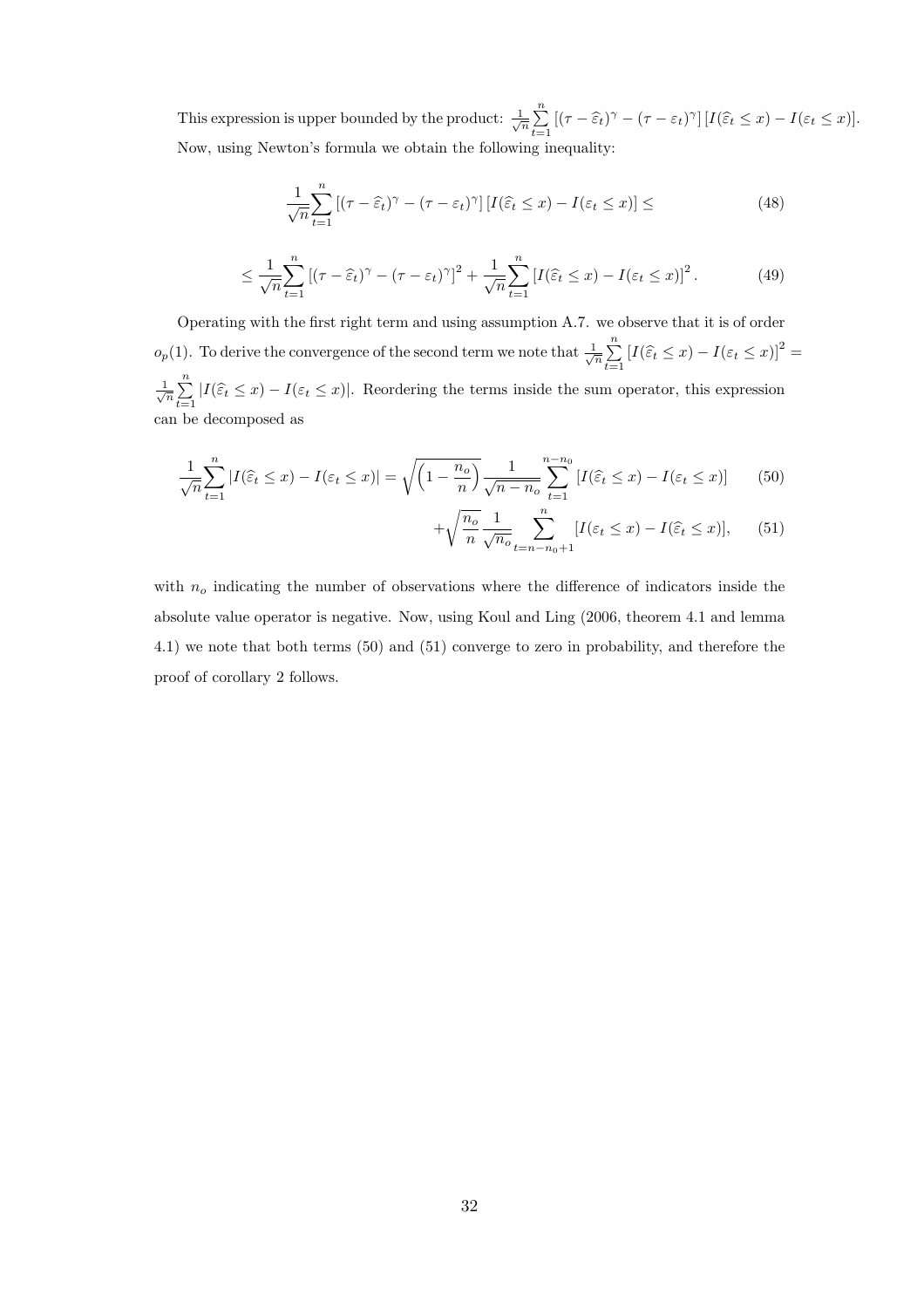This expression is upper bounded by the product: $\frac{1}{\sqrt{n}}\sum_{t=1}^{n}\left[(\tau-\widehat{\varepsilon}_t)^{\gamma}-(\tau-\varepsilon_t)^{\gamma}\right]\left[I(\widehat{\varepsilon}_t\leq x)-I(\varepsilon_t\leq x)\right]$.

Now, using Newton's formula we obtain the following inequality:

$$
\frac{1}{\sqrt{n}}\sum_{t=1}^{n}\left[(\tau-\widehat{\varepsilon}_t)^{\gamma}-(\tau-\varepsilon_t)^{\gamma}\right]\left[I(\widehat{\varepsilon}_t\leq x)-I(\varepsilon_t\leq x)\right]\leq \tag{48}
$$

$$
\leq \frac{1}{\sqrt{n}}\sum_{t=1}^{n}\left[(\tau-\widehat{\varepsilon}_t)^{\gamma}-(\tau-\varepsilon_t)^{\gamma}\right]^2+\frac{1}{\sqrt{n}}\sum_{t=1}^{n}\left[I(\widehat{\varepsilon}_t\leq x)-I(\varepsilon_t\leq x)\right]^2. \tag{49}
$$

Operating with the first right term and using assumption A.7. we observe that it is of order $o_p(1)$. To derive the convergence of the second term we note that $\frac{1}{\sqrt{n}}\sum_{t=1}^{n}\left[I(\widehat{\varepsilon}_t\leq x)-I(\varepsilon_t\leq x)\right]^2=\frac{1}{\sqrt{n}}\sum_{t=1}^{n}\left|I(\widehat{\varepsilon}_t\leq x)-I(\varepsilon_t\leq x)\right|$. Reordering the terms inside the sum operator, this expression can be decomposed as

$$
\frac{1}{\sqrt{n}}\sum_{t=1}^{n}\left|I(\widehat{\varepsilon}_t\leq x)-I(\varepsilon_t\leq x)\right|=\sqrt{\left(1-\frac{n_o}{n}\right)}\frac{1}{\sqrt{n-n_o}}\sum_{t=1}^{n-n_0}\left[I(\widehat{\varepsilon}_t\leq x)-I(\varepsilon_t\leq x)\right] \tag{50}
$$

$$
+\sqrt{\frac{n_o}{n}}\frac{1}{\sqrt{n_o}}\sum_{t=n-n_0+1}^{n}\left[I(\varepsilon_t\leq x)-I(\widehat{\varepsilon}_t\leq x)\right], \tag{51}
$$

with $n_o$ indicating the number of observations where the difference of indicators inside the absolute value operator is negative. Now, using Koul and Ling (2006, theorem 4.1 and lemma 4.1) we note that both terms (50) and (51) converge to zero in probability, and therefore the proof of corollary 2 follows.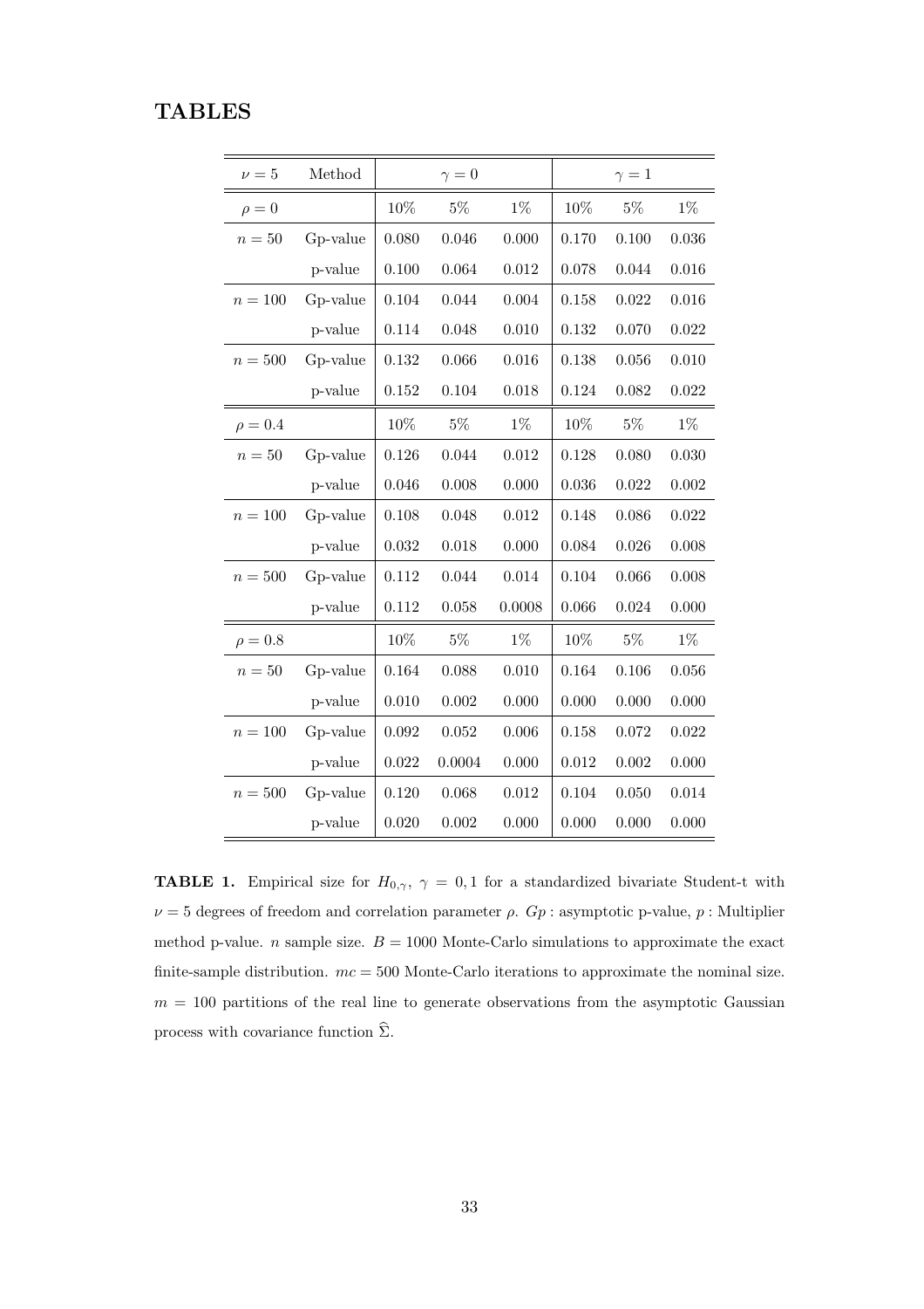# TABLES

| $\nu = 5$ | Method | $\gamma = 0$ | | | $\gamma = 1$ | | |
|---|---|---|---|---|---|---|---|
| $\rho = 0$ | | 10% | 5% | 1% | 10% | 5% | 1% |
| $n = 50$ | Gp-value | 0.080 | 0.046 | 0.000 | 0.170 | 0.100 | 0.036 |
| | p-value | 0.100 | 0.064 | 0.012 | 0.078 | 0.044 | 0.016 |
| $n = 100$ | Gp-value | 0.104 | 0.044 | 0.004 | 0.158 | 0.022 | 0.016 |
| | p-value | 0.114 | 0.048 | 0.010 | 0.132 | 0.070 | 0.022 |
| $n = 500$ | Gp-value | 0.132 | 0.066 | 0.016 | 0.138 | 0.056 | 0.010 |
| | p-value | 0.152 | 0.104 | 0.018 | 0.124 | 0.082 | 0.022 |
| $\rho = 0.4$ | | 10% | 5% | 1% | 10% | 5% | 1% |
| $n = 50$ | Gp-value | 0.126 | 0.044 | 0.012 | 0.128 | 0.080 | 0.030 |
| | p-value | 0.046 | 0.008 | 0.000 | 0.036 | 0.022 | 0.002 |
| $n = 100$ | Gp-value | 0.108 | 0.048 | 0.012 | 0.148 | 0.086 | 0.022 |
| | p-value | 0.032 | 0.018 | 0.000 | 0.084 | 0.026 | 0.008 |
| $n = 500$ | Gp-value | 0.112 | 0.044 | 0.014 | 0.104 | 0.066 | 0.008 |
| | p-value | 0.112 | 0.058 | 0.0008 | 0.066 | 0.024 | 0.000 |
| $\rho = 0.8$ | | 10% | 5% | 1% | 10% | 5% | 1% |
| $n = 50$ | Gp-value | 0.164 | 0.088 | 0.010 | 0.164 | 0.106 | 0.056 |
| | p-value | 0.010 | 0.002 | 0.000 | 0.000 | 0.000 | 0.000 |
| $n = 100$ | Gp-value | 0.092 | 0.052 | 0.006 | 0.158 | 0.072 | 0.022 |
| | p-value | 0.022 | 0.0004 | 0.000 | 0.012 | 0.002 | 0.000 |
| $n = 500$ | Gp-value | 0.120 | 0.068 | 0.012 | 0.104 | 0.050 | 0.014 |
| | p-value | 0.020 | 0.002 | 0.000 | 0.000 | 0.000 | 0.000 |

**TABLE 1.** Empirical size for $H_{0,\gamma}$, $\gamma = 0, 1$ for a standardized bivariate Student-t with $\nu = 5$ degrees of freedom and correlation parameter $\rho$. $Gp$ : asymptotic p-value, $p$ : Multiplier method p-value. $n$ sample size. $B = 1000$ Monte-Carlo simulations to approximate the exact finite-sample distribution. $mc = 500$ Monte-Carlo iterations to approximate the nominal size. $m = 100$ partitions of the real line to generate observations from the asymptotic Gaussian process with covariance function $\widehat{\Sigma}$.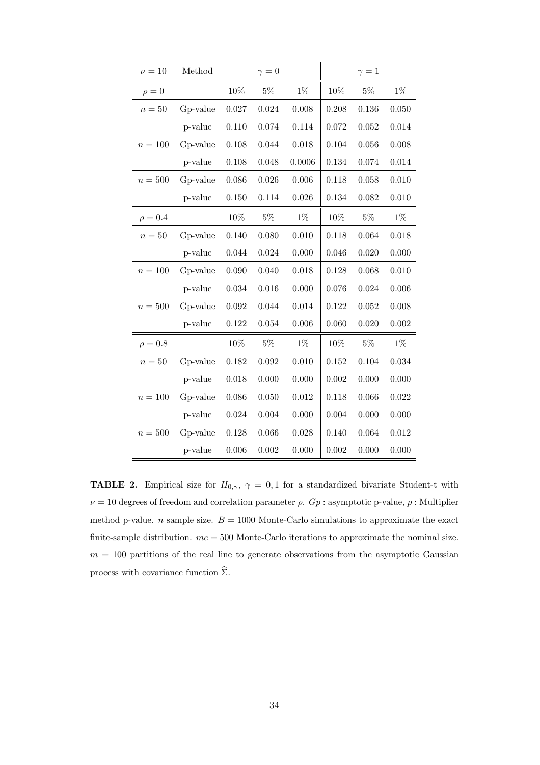| $\nu = 10$ | Method | $\gamma = 0$ | | | $\gamma = 1$ | | |
|---|---|---|---|---|---|---|---|
| $\rho = 0$ | | 10% | 5% | 1% | 10% | 5% | 1% |
| $n = 50$ | Gp-value | 0.027 | 0.024 | 0.008 | 0.208 | 0.136 | 0.050 |
| | p-value | 0.110 | 0.074 | 0.114 | 0.072 | 0.052 | 0.014 |
| $n = 100$ | Gp-value | 0.108 | 0.044 | 0.018 | 0.104 | 0.056 | 0.008 |
| | p-value | 0.108 | 0.048 | 0.0006 | 0.134 | 0.074 | 0.014 |
| $n = 500$ | Gp-value | 0.086 | 0.026 | 0.006 | 0.118 | 0.058 | 0.010 |
| | p-value | 0.150 | 0.114 | 0.026 | 0.134 | 0.082 | 0.010 |
| $\rho = 0.4$ | | 10% | 5% | 1% | 10% | 5% | 1% |
| $n = 50$ | Gp-value | 0.140 | 0.080 | 0.010 | 0.118 | 0.064 | 0.018 |
| | p-value | 0.044 | 0.024 | 0.000 | 0.046 | 0.020 | 0.000 |
| $n = 100$ | Gp-value | 0.090 | 0.040 | 0.018 | 0.128 | 0.068 | 0.010 |
| | p-value | 0.034 | 0.016 | 0.000 | 0.076 | 0.024 | 0.006 |
| $n = 500$ | Gp-value | 0.092 | 0.044 | 0.014 | 0.122 | 0.052 | 0.008 |
| | p-value | 0.122 | 0.054 | 0.006 | 0.060 | 0.020 | 0.002 |
| $\rho = 0.8$ | | 10% | 5% | 1% | 10% | 5% | 1% |
| $n = 50$ | Gp-value | 0.182 | 0.092 | 0.010 | 0.152 | 0.104 | 0.034 |
| | p-value | 0.018 | 0.000 | 0.000 | 0.002 | 0.000 | 0.000 |
| $n = 100$ | Gp-value | 0.086 | 0.050 | 0.012 | 0.118 | 0.066 | 0.022 |
| | p-value | 0.024 | 0.004 | 0.000 | 0.004 | 0.000 | 0.000 |
| $n = 500$ | Gp-value | 0.128 | 0.066 | 0.028 | 0.140 | 0.064 | 0.012 |
| | p-value | 0.006 | 0.002 | 0.000 | 0.002 | 0.000 | 0.000 |

**TABLE 2.** Empirical size for $H_{0,\gamma}$, $\gamma = 0, 1$ for a standardized bivariate Student-t with $\nu = 10$ degrees of freedom and correlation parameter $\rho$. $Gp$ : asymptotic p-value, $p$ : Multiplier method p-value. $n$ sample size. $B = 1000$ Monte-Carlo simulations to approximate the exact finite-sample distribution. $mc = 500$ Monte-Carlo iterations to approximate the nominal size. $m = 100$ partitions of the real line to generate observations from the asymptotic Gaussian process with covariance function $\widehat{\Sigma}$.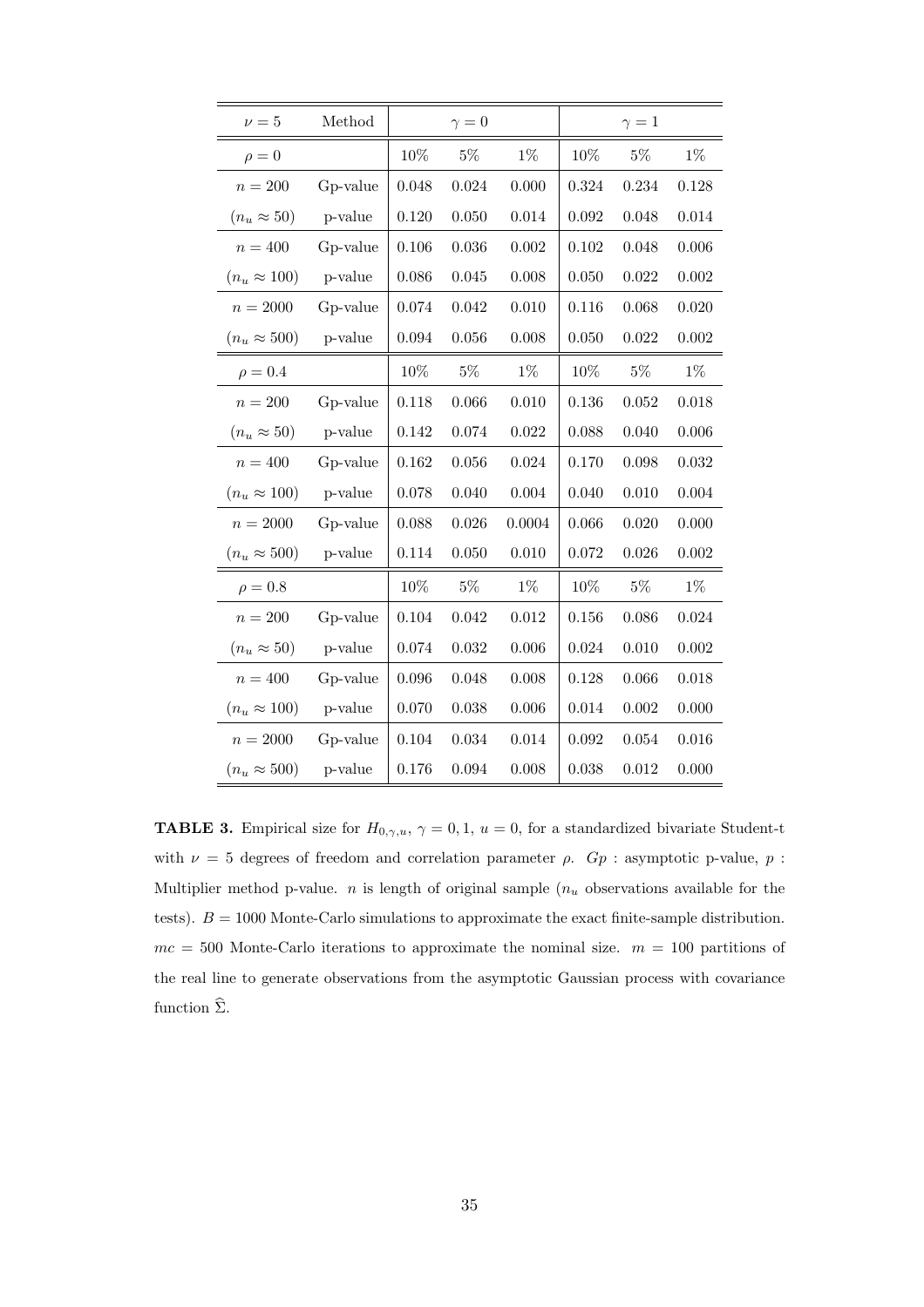| $\nu = 5$ | Method | $\gamma = 0$ | | | $\gamma = 1$ | | |
|---|---|---|---|---|---|---|---|
| $\rho = 0$ | | 10% | 5% | 1% | 10% | 5% | 1% |
| $n = 200$ | Gp-value | 0.048 | 0.024 | 0.000 | 0.324 | 0.234 | 0.128 |
| $(n_u \approx 50)$ | p-value | 0.120 | 0.050 | 0.014 | 0.092 | 0.048 | 0.014 |
| $n = 400$ | Gp-value | 0.106 | 0.036 | 0.002 | 0.102 | 0.048 | 0.006 |
| $(n_u \approx 100)$ | p-value | 0.086 | 0.045 | 0.008 | 0.050 | 0.022 | 0.002 |
| $n = 2000$ | Gp-value | 0.074 | 0.042 | 0.010 | 0.116 | 0.068 | 0.020 |
| $(n_u \approx 500)$ | p-value | 0.094 | 0.056 | 0.008 | 0.050 | 0.022 | 0.002 |
| $\rho = 0.4$ | | 10% | 5% | 1% | 10% | 5% | 1% |
| $n = 200$ | Gp-value | 0.118 | 0.066 | 0.010 | 0.136 | 0.052 | 0.018 |
| $(n_u \approx 50)$ | p-value | 0.142 | 0.074 | 0.022 | 0.088 | 0.040 | 0.006 |
| $n = 400$ | Gp-value | 0.162 | 0.056 | 0.024 | 0.170 | 0.098 | 0.032 |
| $(n_u \approx 100)$ | p-value | 0.078 | 0.040 | 0.004 | 0.040 | 0.010 | 0.004 |
| $n = 2000$ | Gp-value | 0.088 | 0.026 | 0.0004 | 0.066 | 0.020 | 0.000 |
| $(n_u \approx 500)$ | p-value | 0.114 | 0.050 | 0.010 | 0.072 | 0.026 | 0.002 |
| $\rho = 0.8$ | | 10% | 5% | 1% | 10% | 5% | 1% |
| $n = 200$ | Gp-value | 0.104 | 0.042 | 0.012 | 0.156 | 0.086 | 0.024 |
| $(n_u \approx 50)$ | p-value | 0.074 | 0.032 | 0.006 | 0.024 | 0.010 | 0.002 |
| $n = 400$ | Gp-value | 0.096 | 0.048 | 0.008 | 0.128 | 0.066 | 0.018 |
| $(n_u \approx 100)$ | p-value | 0.070 | 0.038 | 0.006 | 0.014 | 0.002 | 0.000 |
| $n = 2000$ | Gp-value | 0.104 | 0.034 | 0.014 | 0.092 | 0.054 | 0.016 |
| $(n_u \approx 500)$ | p-value | 0.176 | 0.094 | 0.008 | 0.038 | 0.012 | 0.000 |

**TABLE 3.** Empirical size for $H_{0,\gamma,u}$, $\gamma = 0, 1$, $u = 0$, for a standardized bivariate Student-t with $\nu = 5$ degrees of freedom and correlation parameter $\rho$. $Gp$ : asymptotic p-value, $p$ : Multiplier method p-value. $n$ is length of original sample ($n_u$ observations available for the tests). $B = 1000$ Monte-Carlo simulations to approximate the exact finite-sample distribution. $mc = 500$ Monte-Carlo iterations to approximate the nominal size. $m = 100$ partitions of the real line to generate observations from the asymptotic Gaussian process with covariance function $\widehat{\Sigma}$.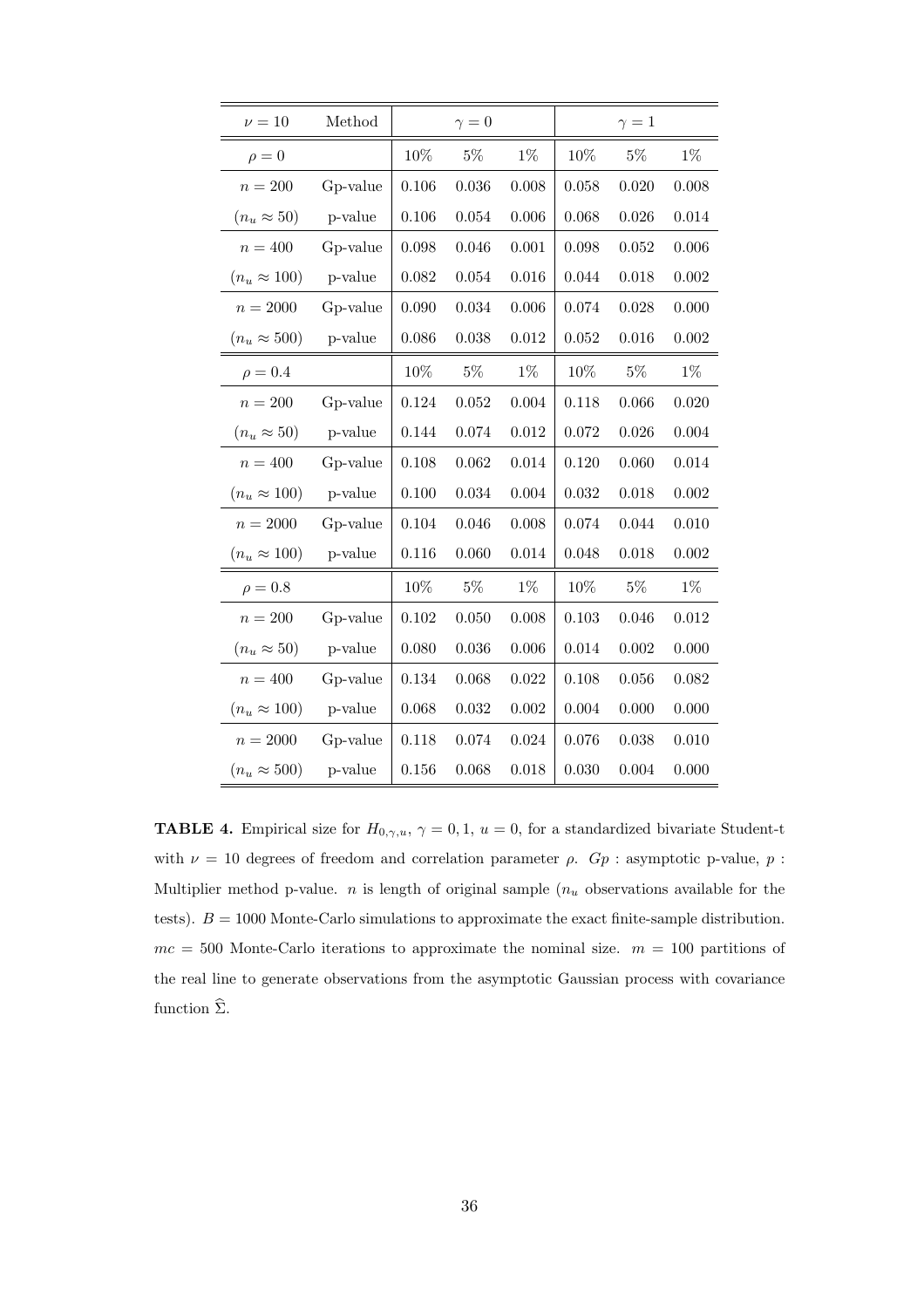| $\nu = 10$ | Method | $\gamma = 0$ | | | $\gamma = 1$ | | |
|---|---|---|---|---|---|---|---|
| $\rho = 0$ | | 10% | 5% | 1% | 10% | 5% | 1% |
| $n = 200$ | Gp-value | 0.106 | 0.036 | 0.008 | 0.058 | 0.020 | 0.008 |
| $(n_u \approx 50)$ | p-value | 0.106 | 0.054 | 0.006 | 0.068 | 0.026 | 0.014 |
| $n = 400$ | Gp-value | 0.098 | 0.046 | 0.001 | 0.098 | 0.052 | 0.006 |
| $(n_u \approx 100)$ | p-value | 0.082 | 0.054 | 0.016 | 0.044 | 0.018 | 0.002 |
| $n = 2000$ | Gp-value | 0.090 | 0.034 | 0.006 | 0.074 | 0.028 | 0.000 |
| $(n_u \approx 500)$ | p-value | 0.086 | 0.038 | 0.012 | 0.052 | 0.016 | 0.002 |
| $\rho = 0.4$ | | 10% | 5% | 1% | 10% | 5% | 1% |
| $n = 200$ | Gp-value | 0.124 | 0.052 | 0.004 | 0.118 | 0.066 | 0.020 |
| $(n_u \approx 50)$ | p-value | 0.144 | 0.074 | 0.012 | 0.072 | 0.026 | 0.004 |
| $n = 400$ | Gp-value | 0.108 | 0.062 | 0.014 | 0.120 | 0.060 | 0.014 |
| $(n_u \approx 100)$ | p-value | 0.100 | 0.034 | 0.004 | 0.032 | 0.018 | 0.002 |
| $n = 2000$ | Gp-value | 0.104 | 0.046 | 0.008 | 0.074 | 0.044 | 0.010 |
| $(n_u \approx 100)$ | p-value | 0.116 | 0.060 | 0.014 | 0.048 | 0.018 | 0.002 |
| $\rho = 0.8$ | | 10% | 5% | 1% | 10% | 5% | 1% |
| $n = 200$ | Gp-value | 0.102 | 0.050 | 0.008 | 0.103 | 0.046 | 0.012 |
| $(n_u \approx 50)$ | p-value | 0.080 | 0.036 | 0.006 | 0.014 | 0.002 | 0.000 |
| $n = 400$ | Gp-value | 0.134 | 0.068 | 0.022 | 0.108 | 0.056 | 0.082 |
| $(n_u \approx 100)$ | p-value | 0.068 | 0.032 | 0.002 | 0.004 | 0.000 | 0.000 |
| $n = 2000$ | Gp-value | 0.118 | 0.074 | 0.024 | 0.076 | 0.038 | 0.010 |
| $(n_u \approx 500)$ | p-value | 0.156 | 0.068 | 0.018 | 0.030 | 0.004 | 0.000 |

**TABLE 4.** Empirical size for $H_{0,\gamma,u}$, $\gamma = 0, 1$, $u = 0$, for a standardized bivariate Student-t with $\nu = 10$ degrees of freedom and correlation parameter $\rho$. $Gp$ : asymptotic p-value, $p$ : Multiplier method p-value. $n$ is length of original sample ($n_u$ observations available for the tests). $B = 1000$ Monte-Carlo simulations to approximate the exact finite-sample distribution. $mc = 500$ Monte-Carlo iterations to approximate the nominal size. $m = 100$ partitions of the real line to generate observations from the asymptotic Gaussian process with covariance function $\widehat{\Sigma}$.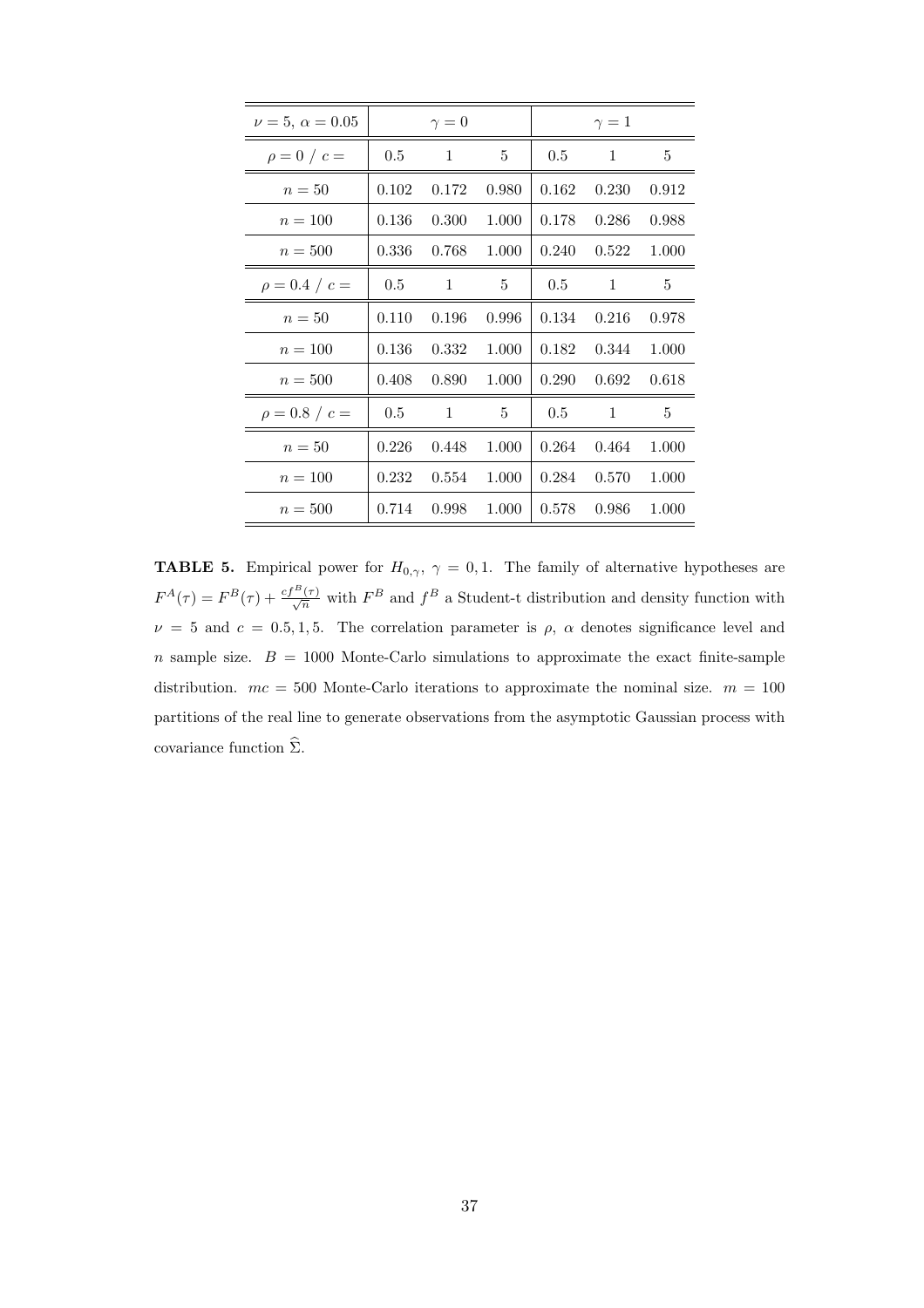| $\nu = 5,\ \alpha = 0.05$ | $\gamma = 0$ | | | $\gamma = 1$ | | |
|---|---|---|---|---|---|---|
| $\rho = 0$ / $c =$ | 0.5 | 1 | 5 | 0.5 | 1 | 5 |
| $n = 50$ | 0.102 | 0.172 | 0.980 | 0.162 | 0.230 | 0.912 |
| $n = 100$ | 0.136 | 0.300 | 1.000 | 0.178 | 0.286 | 0.988 |
| $n = 500$ | 0.336 | 0.768 | 1.000 | 0.240 | 0.522 | 1.000 |
| $\rho = 0.4$ / $c =$ | 0.5 | 1 | 5 | 0.5 | 1 | 5 |
| $n = 50$ | 0.110 | 0.196 | 0.996 | 0.134 | 0.216 | 0.978 |
| $n = 100$ | 0.136 | 0.332 | 1.000 | 0.182 | 0.344 | 1.000 |
| $n = 500$ | 0.408 | 0.890 | 1.000 | 0.290 | 0.692 | 0.618 |
| $\rho = 0.8$ / $c =$ | 0.5 | 1 | 5 | 0.5 | 1 | 5 |
| $n = 50$ | 0.226 | 0.448 | 1.000 | 0.264 | 0.464 | 1.000 |
| $n = 100$ | 0.232 | 0.554 | 1.000 | 0.284 | 0.570 | 1.000 |
| $n = 500$ | 0.714 | 0.998 | 1.000 | 0.578 | 0.986 | 1.000 |

**TABLE 5.** Empirical power for $H_{0,\gamma}$, $\gamma = 0, 1$. The family of alternative hypotheses are $F^A(\tau) = F^B(\tau) + \frac{cf^B(\tau)}{\sqrt{n}}$ with $F^B$ and $f^B$ a Student-t distribution and density function with $\nu = 5$ and $c = 0.5, 1, 5$. The correlation parameter is $\rho$, $\alpha$ denotes significance level and $n$ sample size. $B = 1000$ Monte-Carlo simulations to approximate the exact finite-sample distribution. $mc = 500$ Monte-Carlo iterations to approximate the nominal size. $m = 100$ partitions of the real line to generate observations from the asymptotic Gaussian process with covariance function $\widehat{\Sigma}$.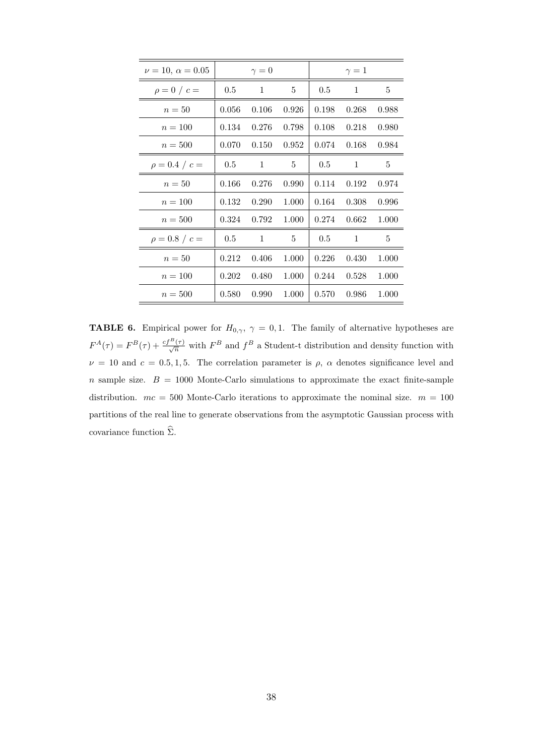| $\nu = 10,\ \alpha = 0.05$ | $\gamma = 0$ | | | $\gamma = 1$ | | |
|---|---|---|---|---|---|---|
| $\rho = 0$ / $c =$ | 0.5 | 1 | 5 | 0.5 | 1 | 5 |
| $n = 50$ | 0.056 | 0.106 | 0.926 | 0.198 | 0.268 | 0.988 |
| $n = 100$ | 0.134 | 0.276 | 0.798 | 0.108 | 0.218 | 0.980 |
| $n = 500$ | 0.070 | 0.150 | 0.952 | 0.074 | 0.168 | 0.984 |
| $\rho = 0.4$ / $c =$ | 0.5 | 1 | 5 | 0.5 | 1 | 5 |
| $n = 50$ | 0.166 | 0.276 | 0.990 | 0.114 | 0.192 | 0.974 |
| $n = 100$ | 0.132 | 0.290 | 1.000 | 0.164 | 0.308 | 0.996 |
| $n = 500$ | 0.324 | 0.792 | 1.000 | 0.274 | 0.662 | 1.000 |
| $\rho = 0.8$ / $c =$ | 0.5 | 1 | 5 | 0.5 | 1 | 5 |
| $n = 50$ | 0.212 | 0.406 | 1.000 | 0.226 | 0.430 | 1.000 |
| $n = 100$ | 0.202 | 0.480 | 1.000 | 0.244 | 0.528 | 1.000 |
| $n = 500$ | 0.580 | 0.990 | 1.000 | 0.570 | 0.986 | 1.000 |

**TABLE 6.** Empirical power for $H_{0,\gamma}$, $\gamma = 0, 1$. The family of alternative hypotheses are $F^A(\tau) = F^B(\tau) + \frac{cf^B(\tau)}{\sqrt{n}}$ with $F^B$ and $f^B$ a Student-t distribution and density function with $\nu = 10$ and $c = 0.5, 1, 5$. The correlation parameter is $\rho$, $\alpha$ denotes significance level and $n$ sample size. $B = 1000$ Monte-Carlo simulations to approximate the exact finite-sample distribution. $mc = 500$ Monte-Carlo iterations to approximate the nominal size. $m = 100$ partitions of the real line to generate observations from the asymptotic Gaussian process with covariance function $\widehat{\Sigma}$.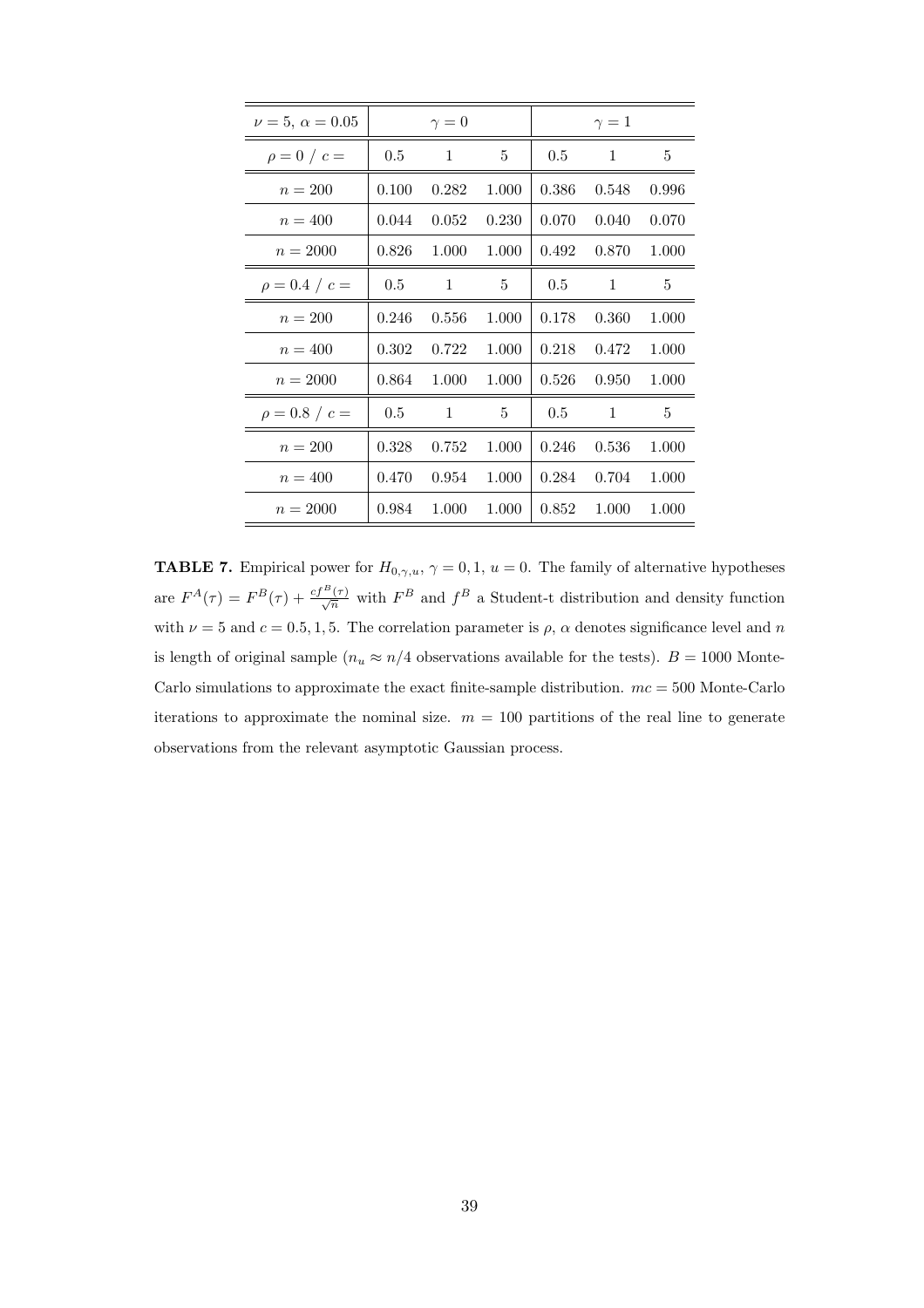| $\nu = 5$, $\alpha = 0.05$ | $\gamma = 0$ | | | $\gamma = 1$ | | |
|---|---|---|---|---|---|---|
| $\rho = 0$ / $c =$ | 0.5 | 1 | 5 | 0.5 | 1 | 5 |
| $n = 200$ | 0.100 | 0.282 | 1.000 | 0.386 | 0.548 | 0.996 |
| $n = 400$ | 0.044 | 0.052 | 0.230 | 0.070 | 0.040 | 0.070 |
| $n = 2000$ | 0.826 | 1.000 | 1.000 | 0.492 | 0.870 | 1.000 |
| $\rho = 0.4$ / $c =$ | 0.5 | 1 | 5 | 0.5 | 1 | 5 |
| $n = 200$ | 0.246 | 0.556 | 1.000 | 0.178 | 0.360 | 1.000 |
| $n = 400$ | 0.302 | 0.722 | 1.000 | 0.218 | 0.472 | 1.000 |
| $n = 2000$ | 0.864 | 1.000 | 1.000 | 0.526 | 0.950 | 1.000 |
| $\rho = 0.8$ / $c =$ | 0.5 | 1 | 5 | 0.5 | 1 | 5 |
| $n = 200$ | 0.328 | 0.752 | 1.000 | 0.246 | 0.536 | 1.000 |
| $n = 400$ | 0.470 | 0.954 | 1.000 | 0.284 | 0.704 | 1.000 |
| $n = 2000$ | 0.984 | 1.000 | 1.000 | 0.852 | 1.000 | 1.000 |

**TABLE 7.** Empirical power for $H_{0,\gamma,u}$, $\gamma = 0, 1$, $u = 0$. The family of alternative hypotheses are $F^A(\tau) = F^B(\tau) + \frac{cf^B(\tau)}{\sqrt{n}}$ with $F^B$ and $f^B$ a Student-t distribution and density function with $\nu = 5$ and $c = 0.5, 1, 5$. The correlation parameter is $\rho$, $\alpha$ denotes significance level and $n$ is length of original sample ($n_u \approx n/4$ observations available for the tests). $B = 1000$ Monte-Carlo simulations to approximate the exact finite-sample distribution. $mc = 500$ Monte-Carlo iterations to approximate the nominal size. $m = 100$ partitions of the real line to generate observations from the relevant asymptotic Gaussian process.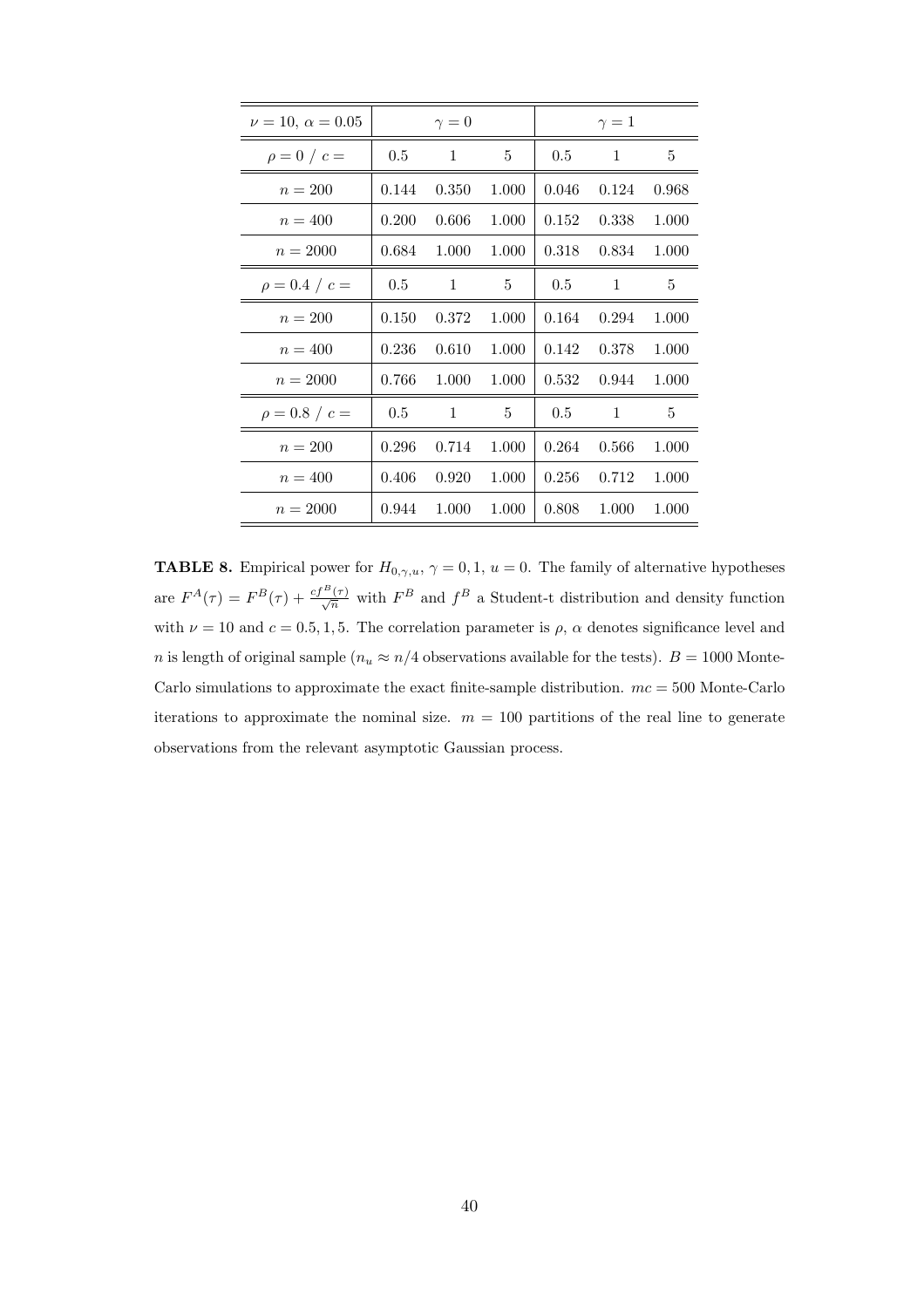| $\nu = 10,\ \alpha = 0.05$ | $\gamma = 0$ | | | $\gamma = 1$ | | |
|---|---|---|---|---|---|---|
| $\rho = 0\ /\ c =$ | 0.5 | 1 | 5 | 0.5 | 1 | 5 |
| $n = 200$ | 0.144 | 0.350 | 1.000 | 0.046 | 0.124 | 0.968 |
| $n = 400$ | 0.200 | 0.606 | 1.000 | 0.152 | 0.338 | 1.000 |
| $n = 2000$ | 0.684 | 1.000 | 1.000 | 0.318 | 0.834 | 1.000 |
| $\rho = 0.4\ /\ c =$ | 0.5 | 1 | 5 | 0.5 | 1 | 5 |
| $n = 200$ | 0.150 | 0.372 | 1.000 | 0.164 | 0.294 | 1.000 |
| $n = 400$ | 0.236 | 0.610 | 1.000 | 0.142 | 0.378 | 1.000 |
| $n = 2000$ | 0.766 | 1.000 | 1.000 | 0.532 | 0.944 | 1.000 |
| $\rho = 0.8\ /\ c =$ | 0.5 | 1 | 5 | 0.5 | 1 | 5 |
| $n = 200$ | 0.296 | 0.714 | 1.000 | 0.264 | 0.566 | 1.000 |
| $n = 400$ | 0.406 | 0.920 | 1.000 | 0.256 | 0.712 | 1.000 |
| $n = 2000$ | 0.944 | 1.000 | 1.000 | 0.808 | 1.000 | 1.000 |

**TABLE 8.** Empirical power for $H_{0,\gamma,u}$, $\gamma = 0, 1$, $u = 0$. The family of alternative hypotheses are $F^A(\tau) = F^B(\tau) + \frac{cf^B(\tau)}{\sqrt{n}}$ with $F^B$ and $f^B$ a Student-t distribution and density function with $\nu = 10$ and $c = 0.5, 1, 5$. The correlation parameter is $\rho$, $\alpha$ denotes significance level and $n$ is length of original sample ($n_u \approx n/4$ observations available for the tests). $B = 1000$ Monte-Carlo simulations to approximate the exact finite-sample distribution. $mc = 500$ Monte-Carlo iterations to approximate the nominal size. $m = 100$ partitions of the real line to generate observations from the relevant asymptotic Gaussian process.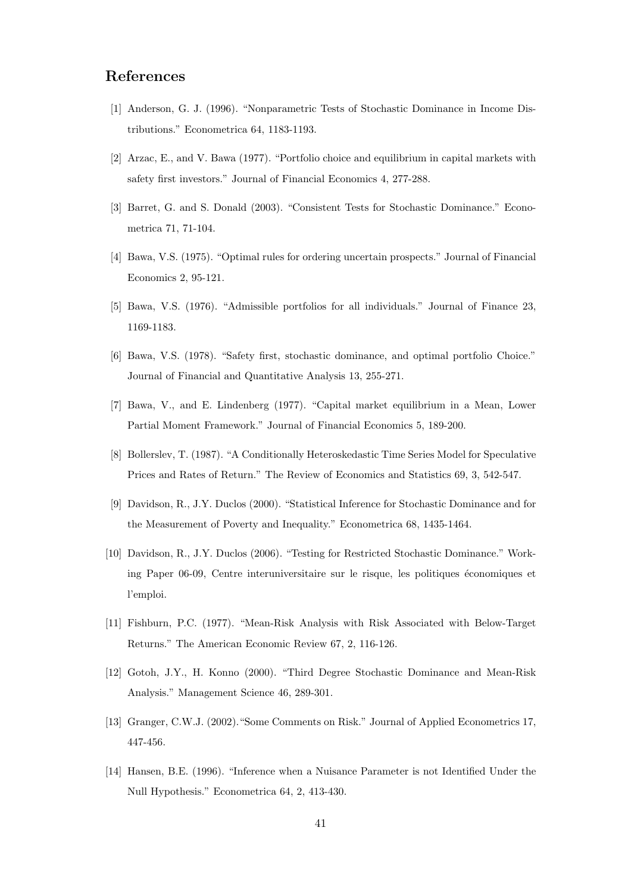## References

[1] Anderson, G. J. (1996). "Nonparametric Tests of Stochastic Dominance in Income Distributions." Econometrica 64, 1183-1193.

[2] Arzac, E., and V. Bawa (1977). "Portfolio choice and equilibrium in capital markets with safety first investors." Journal of Financial Economics 4, 277-288.

[3] Barret, G. and S. Donald (2003). "Consistent Tests for Stochastic Dominance." Econometrica 71, 71-104.

[4] Bawa, V.S. (1975). "Optimal rules for ordering uncertain prospects." Journal of Financial Economics 2, 95-121.

[5] Bawa, V.S. (1976). "Admissible portfolios for all individuals." Journal of Finance 23, 1169-1183.

[6] Bawa, V.S. (1978). "Safety first, stochastic dominance, and optimal portfolio Choice." Journal of Financial and Quantitative Analysis 13, 255-271.

[7] Bawa, V., and E. Lindenberg (1977). "Capital market equilibrium in a Mean, Lower Partial Moment Framework." Journal of Financial Economics 5, 189-200.

[8] Bollerslev, T. (1987). "A Conditionally Heteroskedastic Time Series Model for Speculative Prices and Rates of Return." The Review of Economics and Statistics 69, 3, 542-547.

[9] Davidson, R., J.Y. Duclos (2000). "Statistical Inference for Stochastic Dominance and for the Measurement of Poverty and Inequality." Econometrica 68, 1435-1464.

[10] Davidson, R., J.Y. Duclos (2006). "Testing for Restricted Stochastic Dominance." Working Paper 06-09, Centre interuniversitaire sur le risque, les politiques économiques et l'emploi.

[11] Fishburn, P.C. (1977). "Mean-Risk Analysis with Risk Associated with Below-Target Returns." The American Economic Review 67, 2, 116-126.

[12] Gotoh, J.Y., H. Konno (2000). "Third Degree Stochastic Dominance and Mean-Risk Analysis." Management Science 46, 289-301.

[13] Granger, C.W.J. (2002)."Some Comments on Risk." Journal of Applied Econometrics 17, 447-456.

[14] Hansen, B.E. (1996). "Inference when a Nuisance Parameter is not Identified Under the Null Hypothesis." Econometrica 64, 2, 413-430.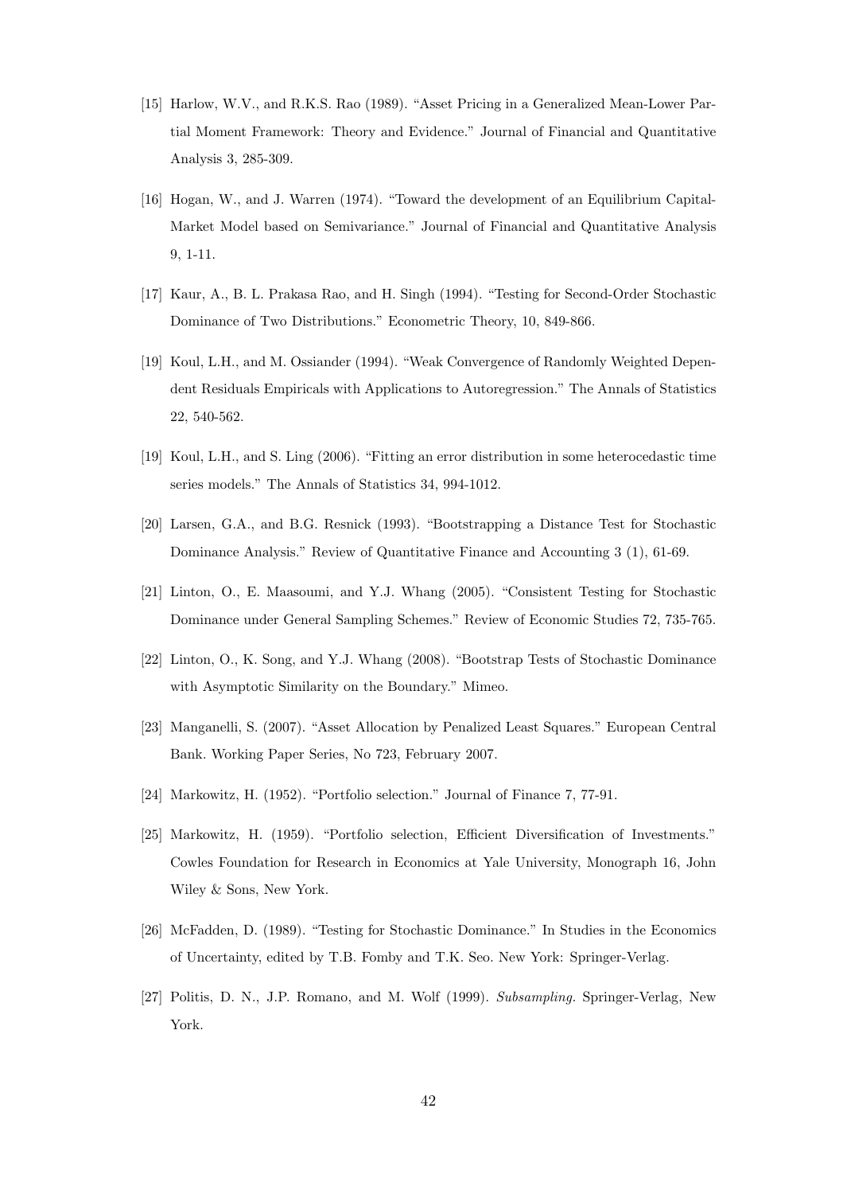[15] Harlow, W.V., and R.K.S. Rao (1989). "Asset Pricing in a Generalized Mean-Lower Partial Moment Framework: Theory and Evidence." Journal of Financial and Quantitative Analysis 3, 285-309.

[16] Hogan, W., and J. Warren (1974). "Toward the development of an Equilibrium Capital-Market Model based on Semivariance." Journal of Financial and Quantitative Analysis 9, 1-11.

[17] Kaur, A., B. L. Prakasa Rao, and H. Singh (1994). "Testing for Second-Order Stochastic Dominance of Two Distributions." Econometric Theory, 10, 849-866.

[19] Koul, L.H., and M. Ossiander (1994). "Weak Convergence of Randomly Weighted Dependent Residuals Empiricals with Applications to Autoregression." The Annals of Statistics 22, 540-562.

[19] Koul, L.H., and S. Ling (2006). "Fitting an error distribution in some heterocedastic time series models." The Annals of Statistics 34, 994-1012.

[20] Larsen, G.A., and B.G. Resnick (1993). "Bootstrapping a Distance Test for Stochastic Dominance Analysis." Review of Quantitative Finance and Accounting 3 (1), 61-69.

[21] Linton, O., E. Maasoumi, and Y.J. Whang (2005). "Consistent Testing for Stochastic Dominance under General Sampling Schemes." Review of Economic Studies 72, 735-765.

[22] Linton, O., K. Song, and Y.J. Whang (2008). "Bootstrap Tests of Stochastic Dominance with Asymptotic Similarity on the Boundary." Mimeo.

[23] Manganelli, S. (2007). "Asset Allocation by Penalized Least Squares." European Central Bank. Working Paper Series, No 723, February 2007.

[24] Markowitz, H. (1952). "Portfolio selection." Journal of Finance 7, 77-91.

[25] Markowitz, H. (1959). "Portfolio selection, Efficient Diversification of Investments." Cowles Foundation for Research in Economics at Yale University, Monograph 16, John Wiley & Sons, New York.

[26] McFadden, D. (1989). "Testing for Stochastic Dominance." In Studies in the Economics of Uncertainty, edited by T.B. Fomby and T.K. Seo. New York: Springer-Verlag.

[27] Politis, D. N., J.P. Romano, and M. Wolf (1999). *Subsampling.* Springer-Verlag, New York.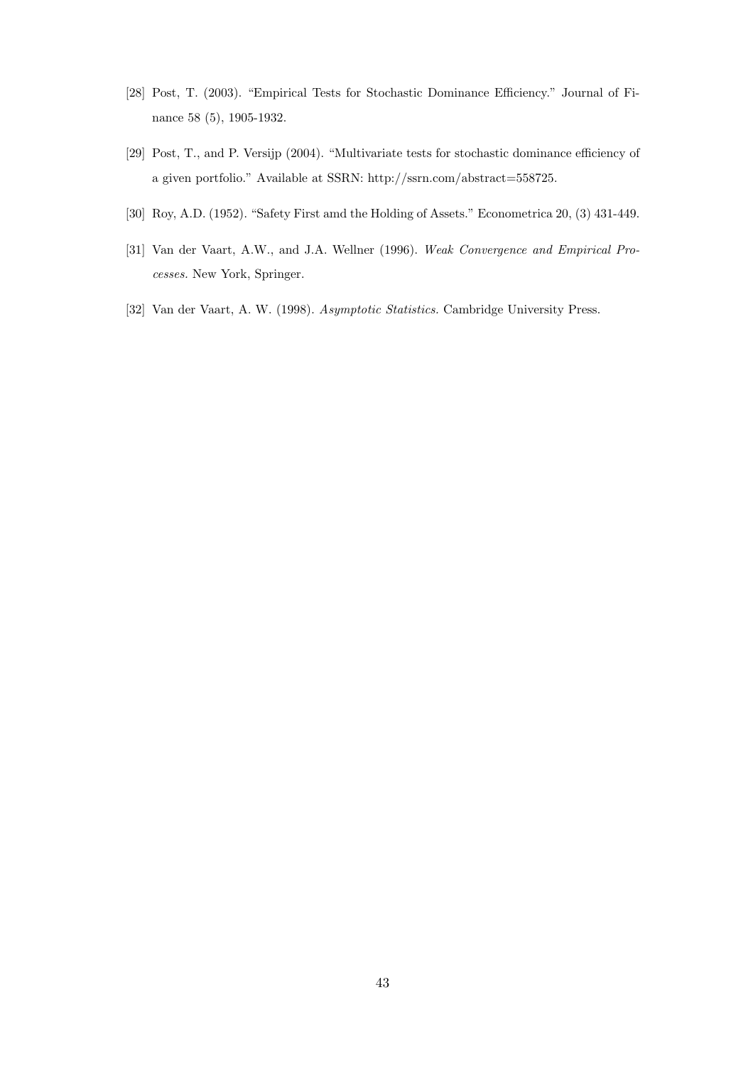[28] Post, T. (2003). "Empirical Tests for Stochastic Dominance Efficiency." Journal of Finance 58 (5), 1905-1932.

[29] Post, T., and P. Versijp (2004). "Multivariate tests for stochastic dominance efficiency of a given portfolio." Available at SSRN: http://ssrn.com/abstract=558725.

[30] Roy, A.D. (1952). "Safety First amd the Holding of Assets." Econometrica 20, (3) 431-449.

[31] Van der Vaart, A.W., and J.A. Wellner (1996). *Weak Convergence and Empirical Processes.* New York, Springer.

[32] Van der Vaart, A. W. (1998). *Asymptotic Statistics.* Cambridge University Press.